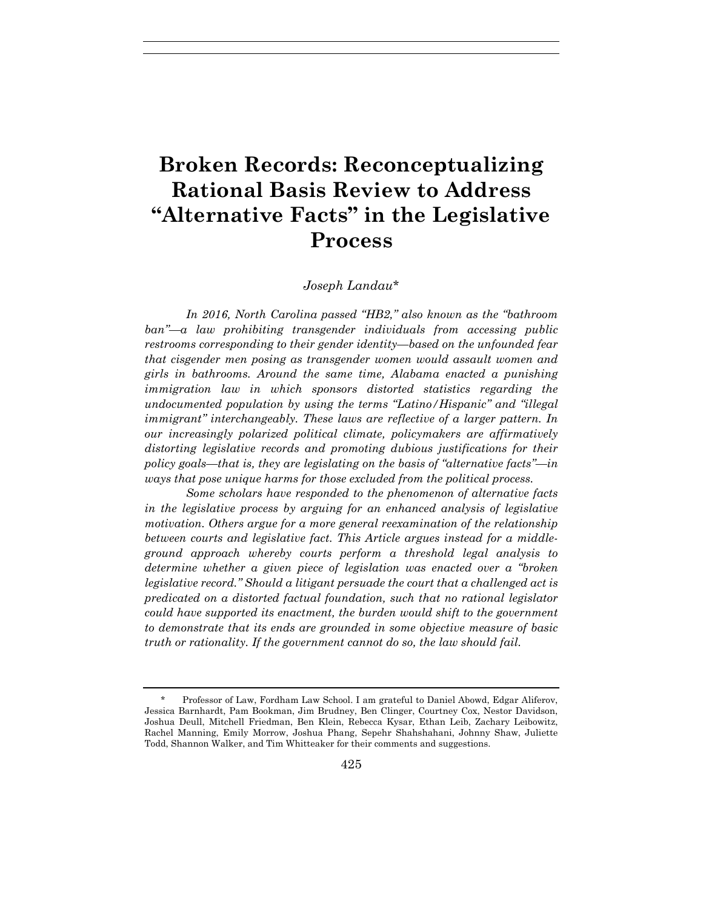# Broken Records: Reconceptualizing Rational Basis Review to Address "Alternative Facts" in the Legislative Process

*Joseph Landau\**

*In 2016, North Carolina passed "HB2," also known as the "bathroom ban"—a law prohibiting transgender individuals from accessing public restrooms corresponding to their gender identity—based on the unfounded fear that cisgender men posing as transgender women would assault women and girls in bathrooms. Around the same time, Alabama enacted a punishing immigration law in which sponsors distorted statistics regarding the undocumented population by using the terms "Latino/Hispanic" and "illegal immigrant" interchangeably. These laws are reflective of a larger pattern. In our increasingly polarized political climate, policymakers are affirmatively distorting legislative records and promoting dubious justifications for their policy goals—that is, they are legislating on the basis of "alternative facts"—in ways that pose unique harms for those excluded from the political process.*

*Some scholars have responded to the phenomenon of alternative facts in the legislative process by arguing for an enhanced analysis of legislative motivation. Others argue for a more general reexamination of the relationship between courts and legislative fact. This Article argues instead for a middle-ground approach whereby courts perform a threshold legal analysis to determine whether a given piece of legislation was enacted over a "broken legislative record." Should a litigant persuade the court that a challenged act is predicated on a distorted factual foundation, such that no rational legislator could have supported its enactment, the burden would shift to the government to demonstrate that its ends are grounded in some objective measure of basic truth or rationality. If the government cannot do so, the law should fail.*

---

\* Professor of Law, Fordham Law School. I am grateful to Daniel Abowd, Edgar Aliferov, Jessica Barnhardt, Pam Bookman, Jim Brudney, Ben Clinger, Courtney Cox, Nestor Davidson, Joshua Deull, Mitchell Friedman, Ben Klein, Rebecca Kysar, Ethan Leib, Zachary Leibowitz, Rachel Manning, Emily Morrow, Joshua Phang, Sepehr Shahshahani, Johnny Shaw, Juliette Todd, Shannon Walker, and Tim Whitteaker for their comments and suggestions.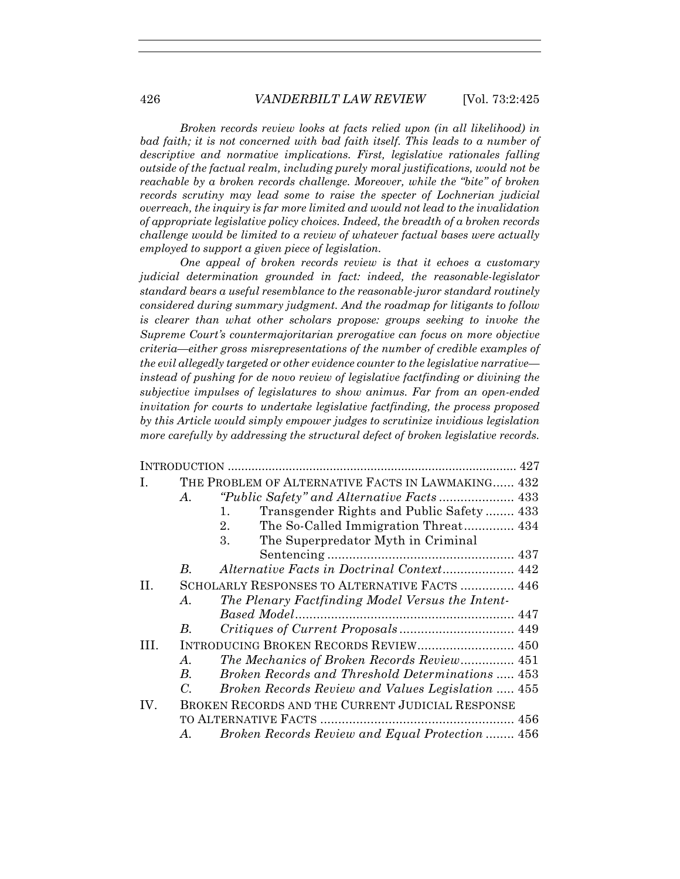*Broken records review looks at facts relied upon (in all likelihood) in bad faith; it is not concerned with bad faith itself. This leads to a number of descriptive and normative implications. First, legislative rationales falling outside of the factual realm, including purely moral justifications, would not be reachable by a broken records challenge. Moreover, while the "bite" of broken records scrutiny may lead some to raise the specter of Lochnerian judicial overreach, the inquiry is far more limited and would not lead to the invalidation of appropriate legislative policy choices. Indeed, the breadth of a broken records challenge would be limited to a review of whatever factual bases were actually employed to support a given piece of legislation.*

*One appeal of broken records review is that it echoes a customary judicial determination grounded in fact: indeed, the reasonable-legislator standard bears a useful resemblance to the reasonable-juror standard routinely considered during summary judgment. And the roadmap for litigants to follow is clearer than what other scholars propose: groups seeking to invoke the Supreme Court's countermajoritarian prerogative can focus on more objective criteria—either gross misrepresentations of the number of credible examples of the evil allegedly targeted or other evidence counter to the legislative narrative—instead of pushing for de novo review of legislative factfinding or divining the subjective impulses of legislatures to show animus. Far from an open-ended invitation for courts to undertake legislative factfinding, the process proposed by this Article would simply empower judges to scrutinize invidious legislation more carefully by addressing the structural defect of broken legislative records.*

INTRODUCTION ..... 427

I. THE PROBLEM OF ALTERNATIVE FACTS IN LAWMAKING ..... 432
- A. *"Public Safety" and Alternative Facts* ..... 433
  - 1. Transgender Rights and Public Safety ..... 433
  - 2. The So-Called Immigration Threat ..... 434
  - 3. The Superpredator Myth in Criminal Sentencing ..... 437
- B. *Alternative Facts in Doctrinal Context* ..... 442

II. SCHOLARLY RESPONSES TO ALTERNATIVE FACTS ..... 446
- A. *The Plenary Factfinding Model Versus the Intent-Based Model* ..... 447
- B. *Critiques of Current Proposals* ..... 449

III. INTRODUCING BROKEN RECORDS REVIEW ..... 450
- A. *The Mechanics of Broken Records Review* ..... 451
- B. *Broken Records and Threshold Determinations* ..... 453
- C. *Broken Records Review and Values Legislation* ..... 455

IV. BROKEN RECORDS AND THE CURRENT JUDICIAL RESPONSE TO ALTERNATIVE FACTS ..... 456
- A. *Broken Records Review and Equal Protection* ..... 456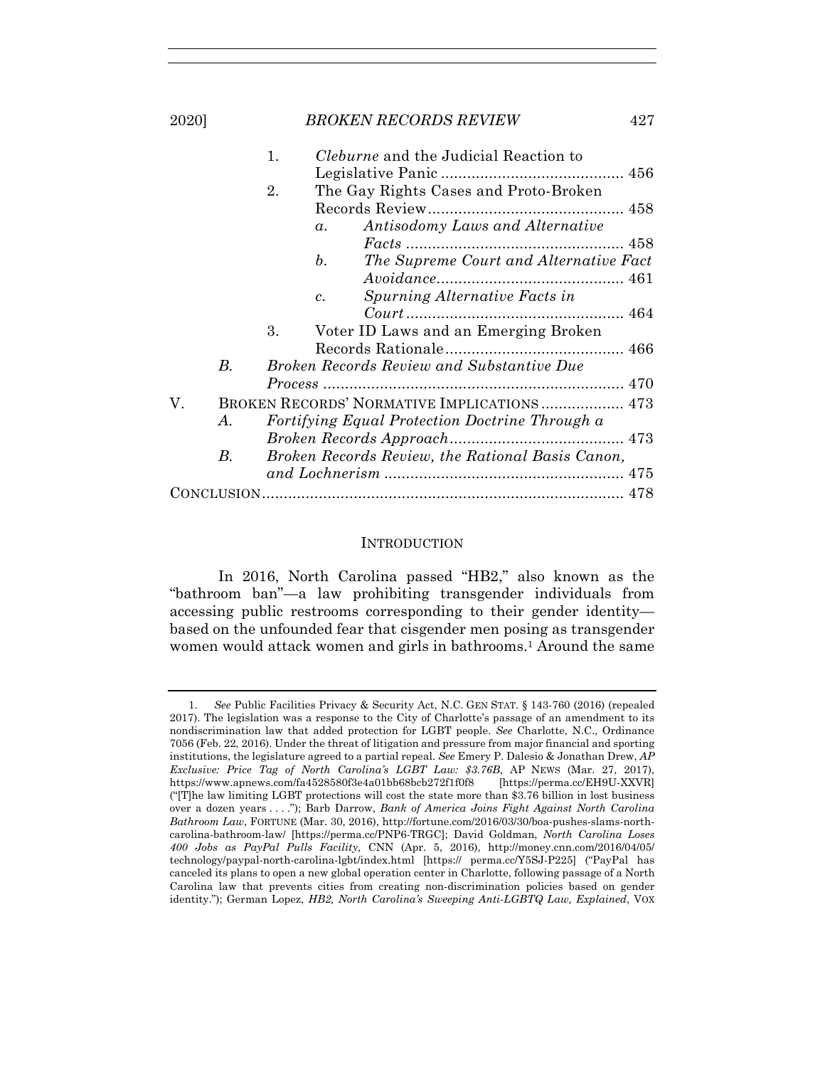1. *Cleburne* and the Judicial Reaction to Legislative Panic .......................................... 456
2. The Gay Rights Cases and Proto-Broken Records Review............................................. 458
   a. *Antisodomy Laws and Alternative Facts* .................................................. 458
   b. *The Supreme Court and Alternative Fact Avoidance*........................................... 461
   c. *Spurning Alternative Facts in Court*.................................................. 464
3. Voter ID Laws and an Emerging Broken Records Rationale......................................... 466

B. *Broken Records Review and Substantive Due Process* ..................................................................... 470

V. BROKEN RECORDS' NORMATIVE IMPLICATIONS................... 473

A. *Fortifying Equal Protection Doctrine Through a Broken Records Approach*........................................ 473

B. *Broken Records Review, the Rational Basis Canon, and Lochnerism* ....................................................... 475

CONCLUSION................................................................................... 478

## INTRODUCTION

In 2016, North Carolina passed "HB2," also known as the "bathroom ban"—a law prohibiting transgender individuals from accessing public restrooms corresponding to their gender identity—based on the unfounded fear that cisgender men posing as transgender women would attack women and girls in bathrooms.[1] Around the same

---

1. *See* Public Facilities Privacy & Security Act, N.C. GEN STAT. § 143-760 (2016) (repealed 2017). The legislation was a response to the City of Charlotte's passage of an amendment to its nondiscrimination law that added protection for LGBT people. *See* Charlotte, N.C., Ordinance 7056 (Feb. 22, 2016). Under the threat of litigation and pressure from major financial and sporting institutions, the legislature agreed to a partial repeal. *See* Emery P. Dalesio & Jonathan Drew, *AP Exclusive: Price Tag of North Carolina's LGBT Law: $3.76B*, AP NEWS (Mar. 27, 2017), https://www.apnews.com/fa4528580f3e4a01bb68bcb272f1f0f8 [https://perma.cc/EH9U-XXVR] ("[T]he law limiting LGBT protections will cost the state more than $3.76 billion in lost business over a dozen years . . . ."); Barb Darrow, *Bank of America Joins Fight Against North Carolina Bathroom Law*, FORTUNE (Mar. 30, 2016), http://fortune.com/2016/03/30/boa-pushes-slams-north-carolina-bathroom-law/ [https://perma.cc/PNP6-TRGC]; David Goldman, *North Carolina Loses 400 Jobs as PayPal Pulls Facility*, CNN (Apr. 5, 2016), http://money.cnn.com/2016/04/05/technology/paypal-north-carolina-lgbt/index.html [https:// perma.cc/Y5SJ-P225] ("PayPal has canceled its plans to open a new global operation center in Charlotte, following passage of a North Carolina law that prevents cities from creating non-discrimination policies based on gender identity."); German Lopez, *HB2, North Carolina's Sweeping Anti-LGBTQ Law, Explained*, VOX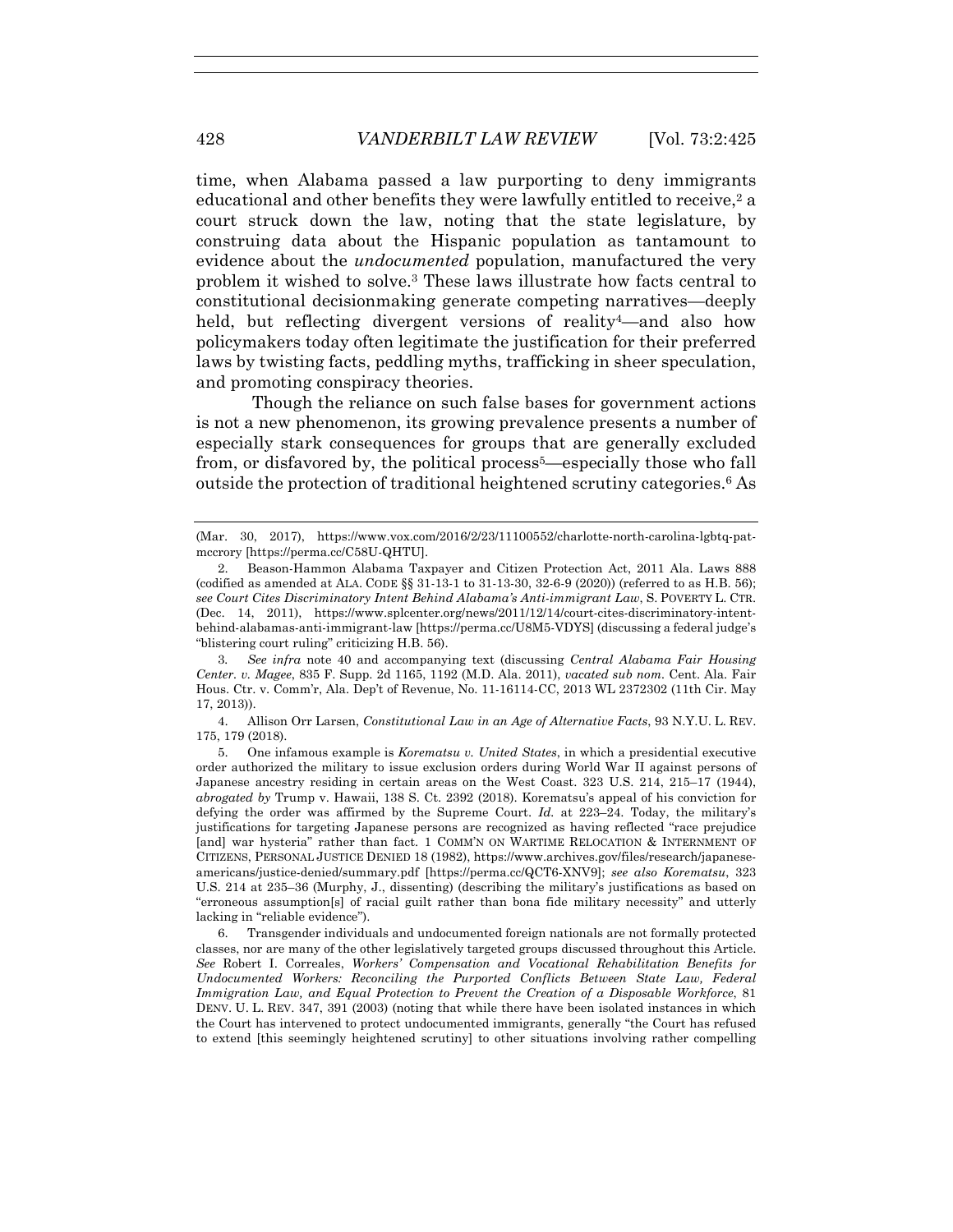time, when Alabama passed a law purporting to deny immigrants educational and other benefits they were lawfully entitled to receive,[2] a court struck down the law, noting that the state legislature, by construing data about the Hispanic population as tantamount to evidence about the *undocumented* population, manufactured the very problem it wished to solve.[3] These laws illustrate how facts central to constitutional decisionmaking generate competing narratives—deeply held, but reflecting divergent versions of reality[4]—and also how policymakers today often legitimate the justification for their preferred laws by twisting facts, peddling myths, trafficking in sheer speculation, and promoting conspiracy theories.

Though the reliance on such false bases for government actions is not a new phenomenon, its growing prevalence presents a number of especially stark consequences for groups that are generally excluded from, or disfavored by, the political process[5]—especially those who fall outside the protection of traditional heightened scrutiny categories.[6] As

---

(Mar. 30, 2017), https://www.vox.com/2016/2/23/11100552/charlotte-north-carolina-lgbtq-pat-mccrory [https://perma.cc/C58U-QHTU].

2. Beason-Hammon Alabama Taxpayer and Citizen Protection Act, 2011 Ala. Laws 888 (codified as amended at ALA. CODE §§ 31-13-1 to 31-13-30, 32-6-9 (2020)) (referred to as H.B. 56); *see Court Cites Discriminatory Intent Behind Alabama's Anti-immigrant Law*, S. POVERTY L. CTR. (Dec. 14, 2011), https://www.splcenter.org/news/2011/12/14/court-cites-discriminatory-intent-behind-alabamas-anti-immigrant-law [https://perma.cc/U8M5-VDYS] (discussing a federal judge's "blistering court ruling" criticizing H.B. 56).

3. *See infra* note 40 and accompanying text (discussing *Central Alabama Fair Housing Center. v. Magee*, 835 F. Supp. 2d 1165, 1192 (M.D. Ala. 2011), *vacated sub nom.* Cent. Ala. Fair Hous. Ctr. v. Comm'r, Ala. Dep't of Revenue, No. 11-16114-CC, 2013 WL 2372302 (11th Cir. May 17, 2013)).

4. Allison Orr Larsen, *Constitutional Law in an Age of Alternative Facts*, 93 N.Y.U. L. REV. 175, 179 (2018).

5. One infamous example is *Korematsu v. United States*, in which a presidential executive order authorized the military to issue exclusion orders during World War II against persons of Japanese ancestry residing in certain areas on the West Coast. 323 U.S. 214, 215–17 (1944), *abrogated by* Trump v. Hawaii, 138 S. Ct. 2392 (2018). Korematsu's appeal of his conviction for defying the order was affirmed by the Supreme Court. *Id.* at 223–24. Today, the military's justifications for targeting Japanese persons are recognized as having reflected "race prejudice [and] war hysteria" rather than fact. 1 COMM'N ON WARTIME RELOCATION & INTERNMENT OF CITIZENS, PERSONAL JUSTICE DENIED 18 (1982), https://www.archives.gov/files/research/japanese-americans/justice-denied/summary.pdf [https://perma.cc/QCT6-XNV9]; *see also Korematsu*, 323 U.S. 214 at 235–36 (Murphy, J., dissenting) (describing the military's justifications as based on "erroneous assumption[s] of racial guilt rather than bona fide military necessity" and utterly lacking in "reliable evidence").

6. Transgender individuals and undocumented foreign nationals are not formally protected classes, nor are many of the other legislatively targeted groups discussed throughout this Article. *See* Robert I. Correales, *Workers' Compensation and Vocational Rehabilitation Benefits for Undocumented Workers: Reconciling the Purported Conflicts Between State Law, Federal Immigration Law, and Equal Protection to Prevent the Creation of a Disposable Workforce*, 81 DENV. U. L. REV. 347, 391 (2003) (noting that while there have been isolated instances in which the Court has intervened to protect undocumented immigrants, generally "the Court has refused to extend [this seemingly heightened scrutiny] to other situations involving rather compelling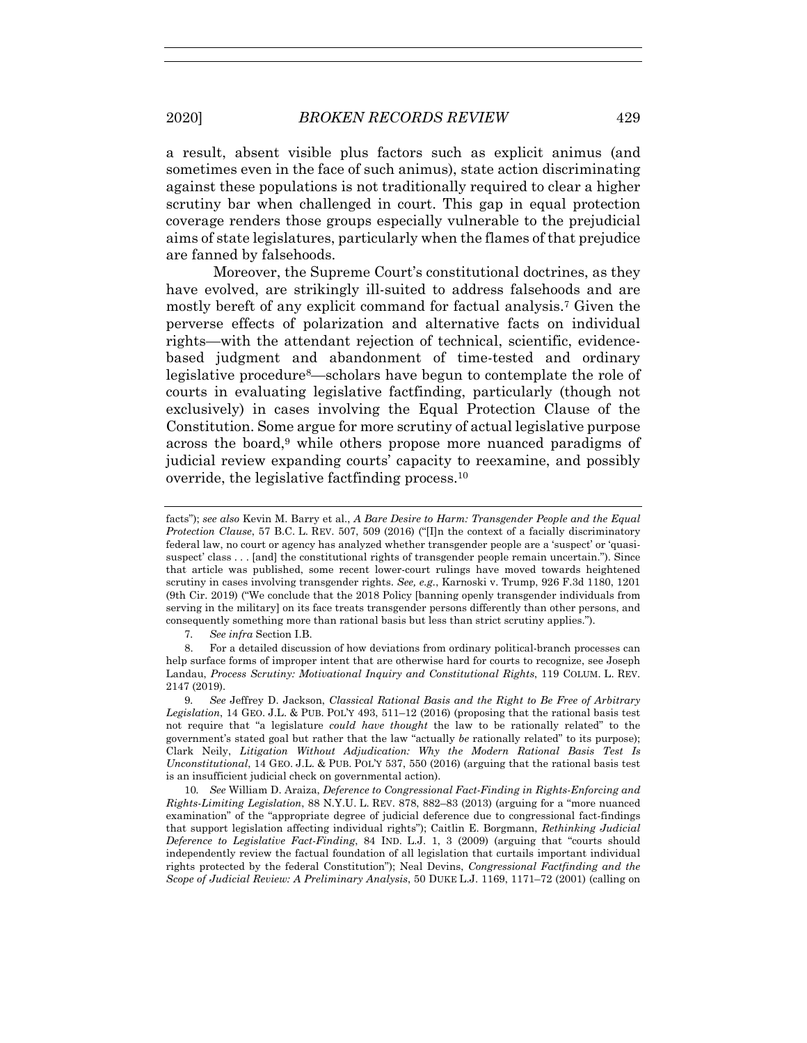a result, absent visible plus factors such as explicit animus (and sometimes even in the face of such animus), state action discriminating against these populations is not traditionally required to clear a higher scrutiny bar when challenged in court. This gap in equal protection coverage renders those groups especially vulnerable to the prejudicial aims of state legislatures, particularly when the flames of that prejudice are fanned by falsehoods.

Moreover, the Supreme Court's constitutional doctrines, as they have evolved, are strikingly ill-suited to address falsehoods and are mostly bereft of any explicit command for factual analysis.[7] Given the perverse effects of polarization and alternative facts on individual rights—with the attendant rejection of technical, scientific, evidence-based judgment and abandonment of time-tested and ordinary legislative procedure[8]—scholars have begun to contemplate the role of courts in evaluating legislative factfinding, particularly (though not exclusively) in cases involving the Equal Protection Clause of the Constitution. Some argue for more scrutiny of actual legislative purpose across the board,[9] while others propose more nuanced paradigms of judicial review expanding courts' capacity to reexamine, and possibly override, the legislative factfinding process.[10]

---

facts"); *see also* Kevin M. Barry et al., *A Bare Desire to Harm: Transgender People and the Equal Protection Clause*, 57 B.C. L. REV. 507, 509 (2016) ("[I]n the context of a facially discriminatory federal law, no court or agency has analyzed whether transgender people are a 'suspect' or 'quasi-suspect' class . . . [and] the constitutional rights of transgender people remain uncertain."). Since that article was published, some recent lower-court rulings have moved towards heightened scrutiny in cases involving transgender rights. *See, e.g.*, Karnoski v. Trump, 926 F.3d 1180, 1201 (9th Cir. 2019) ("We conclude that the 2018 Policy [banning openly transgender individuals from serving in the military] on its face treats transgender persons differently than other persons, and consequently something more than rational basis but less than strict scrutiny applies.").

7. *See infra* Section I.B.

8. For a detailed discussion of how deviations from ordinary political-branch processes can help surface forms of improper intent that are otherwise hard for courts to recognize, see Joseph Landau, *Process Scrutiny: Motivational Inquiry and Constitutional Rights*, 119 COLUM. L. REV. 2147 (2019).

9. *See* Jeffrey D. Jackson, *Classical Rational Basis and the Right to Be Free of Arbitrary Legislation*, 14 GEO. J.L. & PUB. POL'Y 493, 511–12 (2016) (proposing that the rational basis test not require that "a legislature *could have thought* the law to be rationally related" to the government's stated goal but rather that the law "actually *be* rationally related" to its purpose); Clark Neily, *Litigation Without Adjudication: Why the Modern Rational Basis Test Is Unconstitutional*, 14 GEO. J.L. & PUB. POL'Y 537, 550 (2016) (arguing that the rational basis test is an insufficient judicial check on governmental action).

10. *See* William D. Araiza, *Deference to Congressional Fact-Finding in Rights-Enforcing and Rights-Limiting Legislation*, 88 N.Y.U. L. REV. 878, 882–83 (2013) (arguing for a "more nuanced examination" of the "appropriate degree of judicial deference due to congressional fact-findings that support legislation affecting individual rights"); Caitlin E. Borgmann, *Rethinking Judicial Deference to Legislative Fact-Finding*, 84 IND. L.J. 1, 3 (2009) (arguing that "courts should independently review the factual foundation of all legislation that curtails important individual rights protected by the federal Constitution"); Neal Devins, *Congressional Factfinding and the Scope of Judicial Review: A Preliminary Analysis*, 50 DUKE L.J. 1169, 1171–72 (2001) (calling on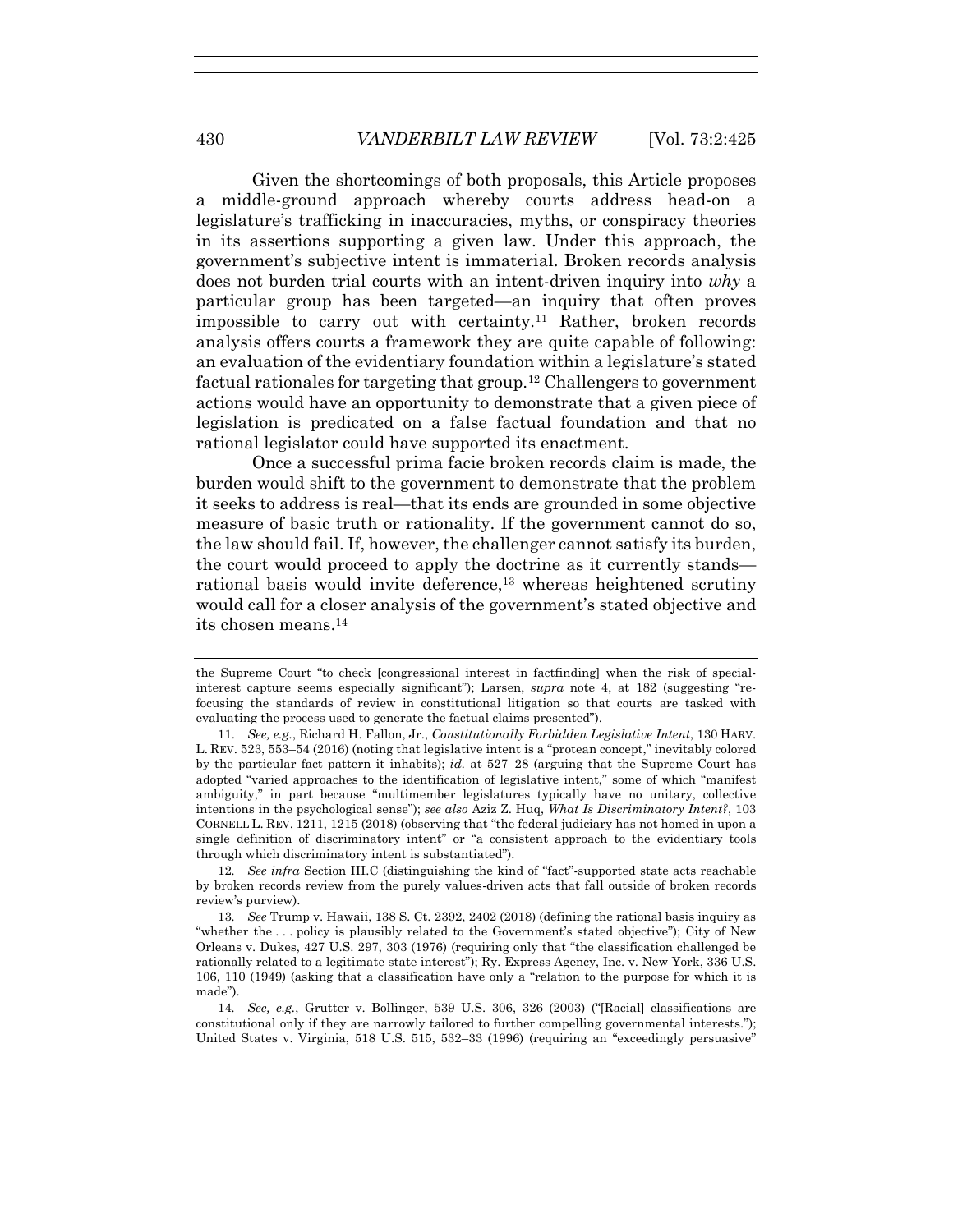Given the shortcomings of both proposals, this Article proposes a middle-ground approach whereby courts address head-on a legislature's trafficking in inaccuracies, myths, or conspiracy theories in its assertions supporting a given law. Under this approach, the government's subjective intent is immaterial. Broken records analysis does not burden trial courts with an intent-driven inquiry into *why* a particular group has been targeted—an inquiry that often proves impossible to carry out with certainty.[11] Rather, broken records analysis offers courts a framework they are quite capable of following: an evaluation of the evidentiary foundation within a legislature's stated factual rationales for targeting that group.[12] Challengers to government actions would have an opportunity to demonstrate that a given piece of legislation is predicated on a false factual foundation and that no rational legislator could have supported its enactment.

Once a successful prima facie broken records claim is made, the burden would shift to the government to demonstrate that the problem it seeks to address is real—that its ends are grounded in some objective measure of basic truth or rationality. If the government cannot do so, the law should fail. If, however, the challenger cannot satisfy its burden, the court would proceed to apply the doctrine as it currently stands—rational basis would invite deference,[13] whereas heightened scrutiny would call for a closer analysis of the government's stated objective and its chosen means.[14]

---

the Supreme Court "to check [congressional interest in factfinding] when the risk of special-interest capture seems especially significant"); Larsen, *supra* note 4, at 182 (suggesting "re-focusing the standards of review in constitutional litigation so that courts are tasked with evaluating the process used to generate the factual claims presented").

11. *See, e.g.*, Richard H. Fallon, Jr., *Constitutionally Forbidden Legislative Intent*, 130 HARV. L. REV. 523, 553–54 (2016) (noting that legislative intent is a "protean concept," inevitably colored by the particular fact pattern it inhabits); *id.* at 527–28 (arguing that the Supreme Court has adopted "varied approaches to the identification of legislative intent," some of which "manifest ambiguity," in part because "multimember legislatures typically have no unitary, collective intentions in the psychological sense"); *see also* Aziz Z. Huq, *What Is Discriminatory Intent?*, 103 CORNELL L. REV. 1211, 1215 (2018) (observing that "the federal judiciary has not homed in upon a single definition of discriminatory intent" or "a consistent approach to the evidentiary tools through which discriminatory intent is substantiated").

12. *See infra* Section III.C (distinguishing the kind of "fact"-supported state acts reachable by broken records review from the purely values-driven acts that fall outside of broken records review's purview).

13. *See* Trump v. Hawaii, 138 S. Ct. 2392, 2402 (2018) (defining the rational basis inquiry as "whether the . . . policy is plausibly related to the Government's stated objective"); City of New Orleans v. Dukes, 427 U.S. 297, 303 (1976) (requiring only that "the classification challenged be rationally related to a legitimate state interest"); Ry. Express Agency, Inc. v. New York, 336 U.S. 106, 110 (1949) (asking that a classification have only a "relation to the purpose for which it is made").

14. *See, e.g.*, Grutter v. Bollinger, 539 U.S. 306, 326 (2003) ("[Racial] classifications are constitutional only if they are narrowly tailored to further compelling governmental interests."); United States v. Virginia, 518 U.S. 515, 532–33 (1996) (requiring an "exceedingly persuasive"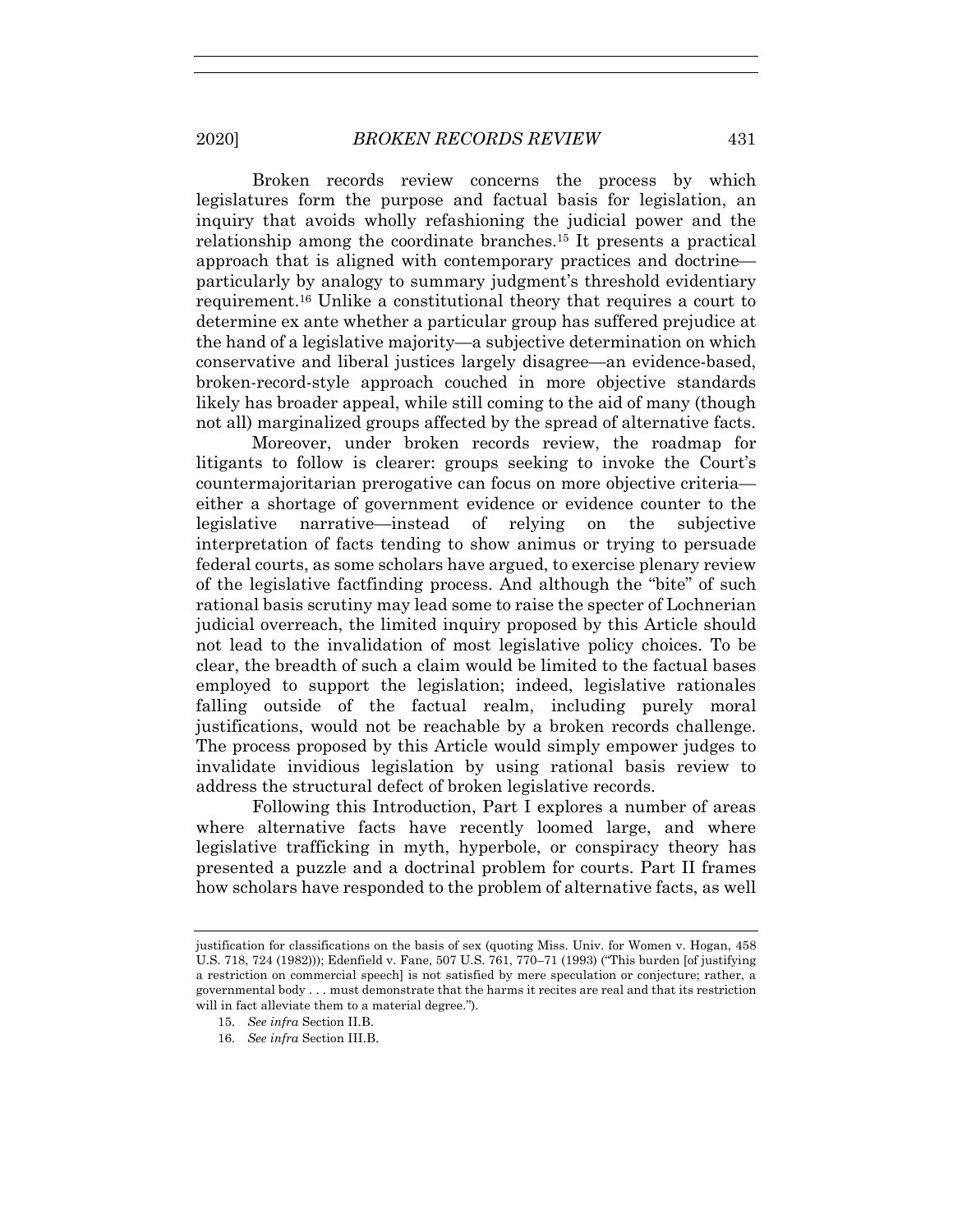Broken records review concerns the process by which legislatures form the purpose and factual basis for legislation, an inquiry that avoids wholly refashioning the judicial power and the relationship among the coordinate branches.[15] It presents a practical approach that is aligned with contemporary practices and doctrine—particularly by analogy to summary judgment's threshold evidentiary requirement.[16] Unlike a constitutional theory that requires a court to determine ex ante whether a particular group has suffered prejudice at the hand of a legislative majority—a subjective determination on which conservative and liberal justices largely disagree—an evidence-based, broken-record-style approach couched in more objective standards likely has broader appeal, while still coming to the aid of many (though not all) marginalized groups affected by the spread of alternative facts.

Moreover, under broken records review, the roadmap for litigants to follow is clearer: groups seeking to invoke the Court's countermajoritarian prerogative can focus on more objective criteria—either a shortage of government evidence or evidence counter to the legislative narrative—instead of relying on the subjective interpretation of facts tending to show animus or trying to persuade federal courts, as some scholars have argued, to exercise plenary review of the legislative factfinding process. And although the "bite" of such rational basis scrutiny may lead some to raise the specter of Lochnerian judicial overreach, the limited inquiry proposed by this Article should not lead to the invalidation of most legislative policy choices. To be clear, the breadth of such a claim would be limited to the factual bases employed to support the legislation; indeed, legislative rationales falling outside of the factual realm, including purely moral justifications, would not be reachable by a broken records challenge. The process proposed by this Article would simply empower judges to invalidate invidious legislation by using rational basis review to address the structural defect of broken legislative records.

Following this Introduction, Part I explores a number of areas where alternative facts have recently loomed large, and where legislative trafficking in myth, hyperbole, or conspiracy theory has presented a puzzle and a doctrinal problem for courts. Part II frames how scholars have responded to the problem of alternative facts, as well

---

justification for classifications on the basis of sex (quoting Miss. Univ. for Women v. Hogan, 458 U.S. 718, 724 (1982))); Edenfield v. Fane, 507 U.S. 761, 770–71 (1993) ("This burden [of justifying a restriction on commercial speech] is not satisfied by mere speculation or conjecture; rather, a governmental body . . . must demonstrate that the harms it recites are real and that its restriction will in fact alleviate them to a material degree.").

15. *See infra* Section II.B.

16. *See infra* Section III.B.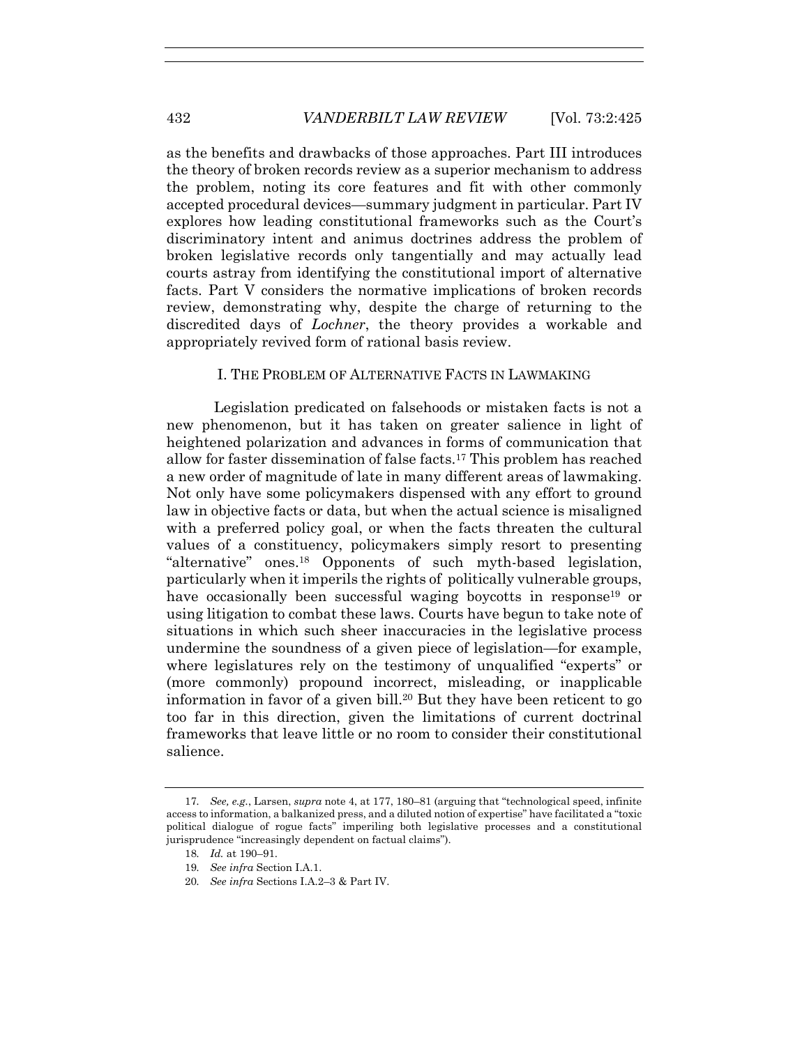as the benefits and drawbacks of those approaches. Part III introduces the theory of broken records review as a superior mechanism to address the problem, noting its core features and fit with other commonly accepted procedural devices—summary judgment in particular. Part IV explores how leading constitutional frameworks such as the Court's discriminatory intent and animus doctrines address the problem of broken legislative records only tangentially and may actually lead courts astray from identifying the constitutional import of alternative facts. Part V considers the normative implications of broken records review, demonstrating why, despite the charge of returning to the discredited days of *Lochner*, the theory provides a workable and appropriately revived form of rational basis review.

## I. THE PROBLEM OF ALTERNATIVE FACTS IN LAWMAKING

Legislation predicated on falsehoods or mistaken facts is not a new phenomenon, but it has taken on greater salience in light of heightened polarization and advances in forms of communication that allow for faster dissemination of false facts.[17] This problem has reached a new order of magnitude of late in many different areas of lawmaking. Not only have some policymakers dispensed with any effort to ground law in objective facts or data, but when the actual science is misaligned with a preferred policy goal, or when the facts threaten the cultural values of a constituency, policymakers simply resort to presenting "alternative" ones.[18] Opponents of such myth-based legislation, particularly when it imperils the rights of politically vulnerable groups, have occasionally been successful waging boycotts in response[19] or using litigation to combat these laws. Courts have begun to take note of situations in which such sheer inaccuracies in the legislative process undermine the soundness of a given piece of legislation—for example, where legislatures rely on the testimony of unqualified "experts" or (more commonly) propound incorrect, misleading, or inapplicable information in favor of a given bill.[20] But they have been reticent to go too far in this direction, given the limitations of current doctrinal frameworks that leave little or no room to consider their constitutional salience.

17. *See, e.g.*, Larsen, *supra* note 4, at 177, 180–81 (arguing that "technological speed, infinite access to information, a balkanized press, and a diluted notion of expertise" have facilitated a "toxic political dialogue of rogue facts" imperiling both legislative processes and a constitutional jurisprudence "increasingly dependent on factual claims").

18. *Id.* at 190–91.

19. *See infra* Section I.A.1.

20. *See infra* Sections I.A.2–3 & Part IV.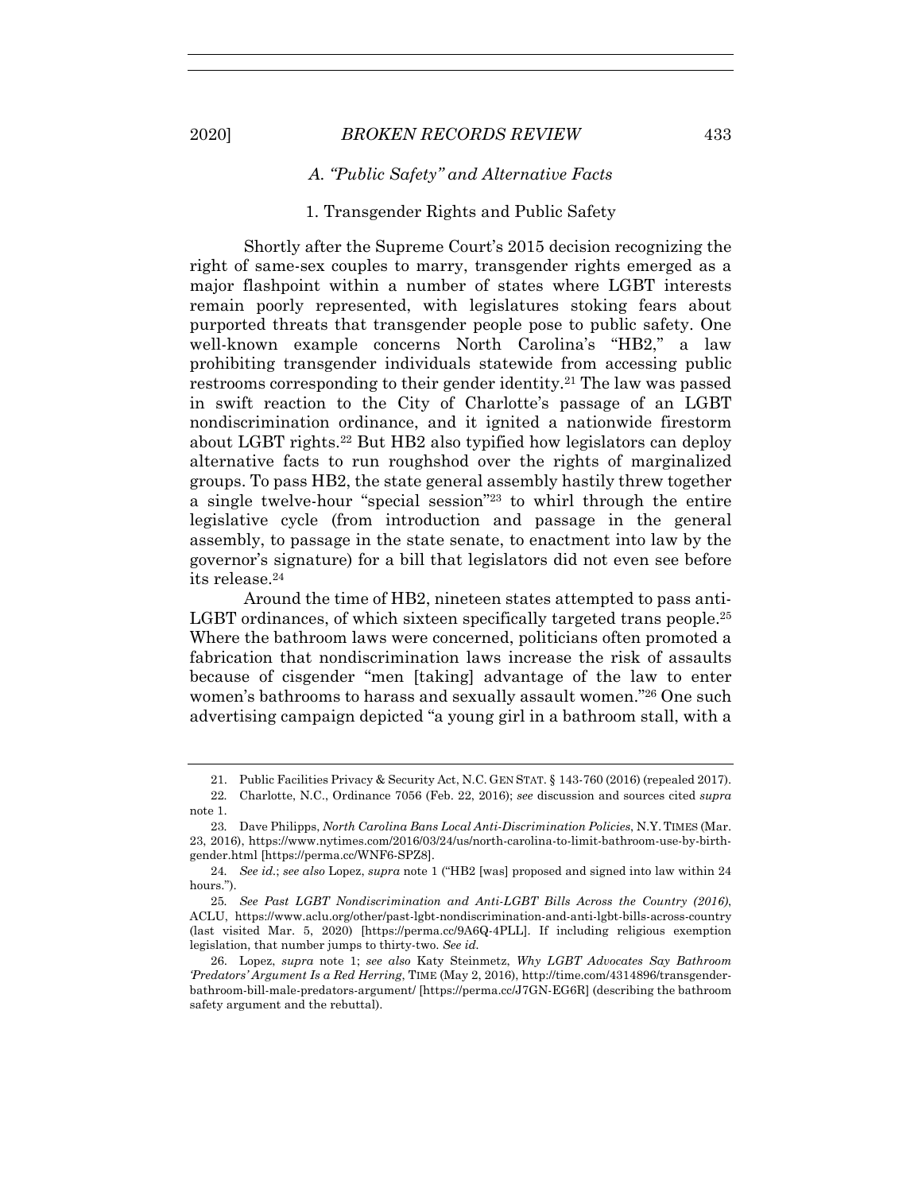### *A. "Public Safety" and Alternative Facts*

#### 1. Transgender Rights and Public Safety

Shortly after the Supreme Court's 2015 decision recognizing the right of same-sex couples to marry, transgender rights emerged as a major flashpoint within a number of states where LGBT interests remain poorly represented, with legislatures stoking fears about purported threats that transgender people pose to public safety. One well-known example concerns North Carolina's "HB2," a law prohibiting transgender individuals statewide from accessing public restrooms corresponding to their gender identity.[21] The law was passed in swift reaction to the City of Charlotte's passage of an LGBT nondiscrimination ordinance, and it ignited a nationwide firestorm about LGBT rights.[22] But HB2 also typified how legislators can deploy alternative facts to run roughshod over the rights of marginalized groups. To pass HB2, the state general assembly hastily threw together a single twelve-hour "special session"[23] to whirl through the entire legislative cycle (from introduction and passage in the general assembly, to passage in the state senate, to enactment into law by the governor's signature) for a bill that legislators did not even see before its release.[24]

Around the time of HB2, nineteen states attempted to pass anti-LGBT ordinances, of which sixteen specifically targeted trans people.[25] Where the bathroom laws were concerned, politicians often promoted a fabrication that nondiscrimination laws increase the risk of assaults because of cisgender "men [taking] advantage of the law to enter women's bathrooms to harass and sexually assault women."[26] One such advertising campaign depicted "a young girl in a bathroom stall, with a

---

21. Public Facilities Privacy & Security Act, N.C. GEN STAT. § 143-760 (2016) (repealed 2017).

22. Charlotte, N.C., Ordinance 7056 (Feb. 22, 2016); *see* discussion and sources cited *supra* note 1.

23. Dave Philipps, *North Carolina Bans Local Anti-Discrimination Policies*, N.Y. TIMES (Mar. 23, 2016), https://www.nytimes.com/2016/03/24/us/north-carolina-to-limit-bathroom-use-by-birth-gender.html [https://perma.cc/WNF6-SPZ8].

24. *See id.*; *see also* Lopez, *supra* note 1 ("HB2 [was] proposed and signed into law within 24 hours.").

25. *See Past LGBT Nondiscrimination and Anti-LGBT Bills Across the Country (2016)*, ACLU, https://www.aclu.org/other/past-lgbt-nondiscrimination-and-anti-lgbt-bills-across-country (last visited Mar. 5, 2020) [https://perma.cc/9A6Q-4PLL]. If including religious exemption legislation, that number jumps to thirty-two. *See id.*

26. Lopez, *supra* note 1; *see also* Katy Steinmetz, *Why LGBT Advocates Say Bathroom 'Predators' Argument Is a Red Herring*, TIME (May 2, 2016), http://time.com/4314896/transgender-bathroom-bill-male-predators-argument/ [https://perma.cc/J7GN-EG6R] (describing the bathroom safety argument and the rebuttal).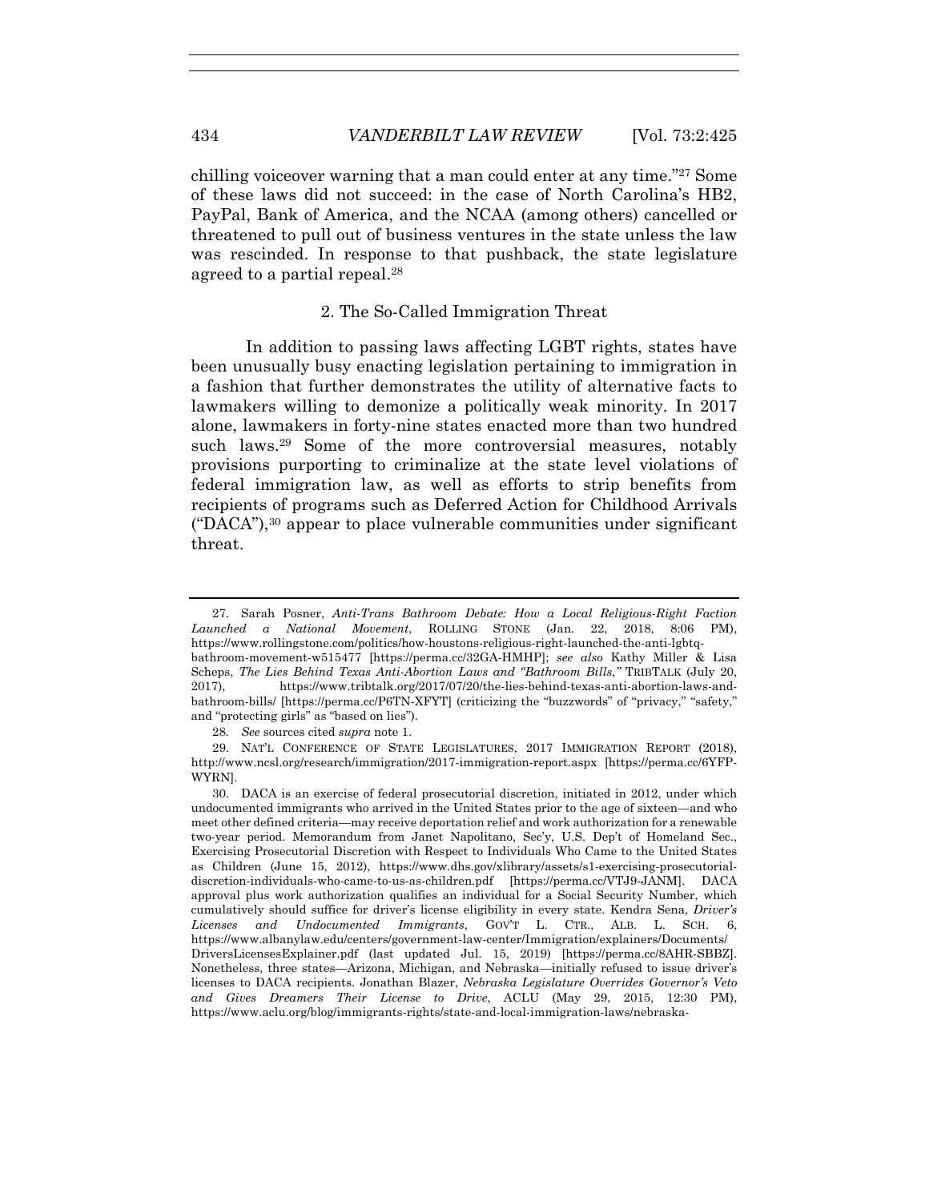chilling voiceover warning that a man could enter at any time."[27] Some of these laws did not succeed: in the case of North Carolina's HB2, PayPal, Bank of America, and the NCAA (among others) cancelled or threatened to pull out of business ventures in the state unless the law was rescinded. In response to that pushback, the state legislature agreed to a partial repeal.[28]

### 2. The So-Called Immigration Threat

In addition to passing laws affecting LGBT rights, states have been unusually busy enacting legislation pertaining to immigration in a fashion that further demonstrates the utility of alternative facts to lawmakers willing to demonize a politically weak minority. In 2017 alone, lawmakers in forty-nine states enacted more than two hundred such laws.[29] Some of the more controversial measures, notably provisions purporting to criminalize at the state level violations of federal immigration law, as well as efforts to strip benefits from recipients of programs such as Deferred Action for Childhood Arrivals ("DACA"),[30] appear to place vulnerable communities under significant threat.

---

27. Sarah Posner, *Anti-Trans Bathroom Debate: How a Local Religious-Right Faction Launched a National Movement*, ROLLING STONE (Jan. 22, 2018, 8:06 PM), https://www.rollingstone.com/politics/how-houstons-religious-right-launched-the-anti-lgbtq-bathroom-movement-w515477 [https://perma.cc/32GA-HMHP]; *see also* Kathy Miller & Lisa Scheps, *The Lies Behind Texas Anti-Abortion Laws and "Bathroom Bills*,*"* TRIBTALK (July 20, 2017), https://www.tribtalk.org/2017/07/20/the-lies-behind-texas-anti-abortion-laws-and-bathroom-bills/ [https://perma.cc/P6TN-XFYT] (criticizing the "buzzwords" of "privacy," "safety," and "protecting girls" as "based on lies").

28. *See* sources cited *supra* note 1.

29. NAT'L CONFERENCE OF STATE LEGISLATURES, 2017 IMMIGRATION REPORT (2018), http://www.ncsl.org/research/immigration/2017-immigration-report.aspx [https://perma.cc/6YFP-WYRN].

30. DACA is an exercise of federal prosecutorial discretion, initiated in 2012, under which undocumented immigrants who arrived in the United States prior to the age of sixteen—and who meet other defined criteria—may receive deportation relief and work authorization for a renewable two-year period. Memorandum from Janet Napolitano, Sec'y, U.S. Dep't of Homeland Sec., Exercising Prosecutorial Discretion with Respect to Individuals Who Came to the United States as Children (June 15, 2012), https://www.dhs.gov/xlibrary/assets/s1-exercising-prosecutorial-discretion-individuals-who-came-to-us-as-children.pdf [https://perma.cc/VTJ9-JANM]. DACA approval plus work authorization qualifies an individual for a Social Security Number, which cumulatively should suffice for driver's license eligibility in every state. Kendra Sena, *Driver's Licenses and Undocumented Immigrants*, GOV'T L. CTR., ALB. L. SCH. 6, https://www.albanylaw.edu/centers/government-law-center/Immigration/explainers/Documents/DriversLicensesExplainer.pdf (last updated Jul. 15, 2019) [https://perma.cc/8AHR-SBBZ]. Nonetheless, three states—Arizona, Michigan, and Nebraska—initially refused to issue driver's licenses to DACA recipients. Jonathan Blazer, *Nebraska Legislature Overrides Governor's Veto and Gives Dreamers Their License to Drive*, ACLU (May 29, 2015, 12:30 PM), https://www.aclu.org/blog/immigrants-rights/state-and-local-immigration-laws/nebraska-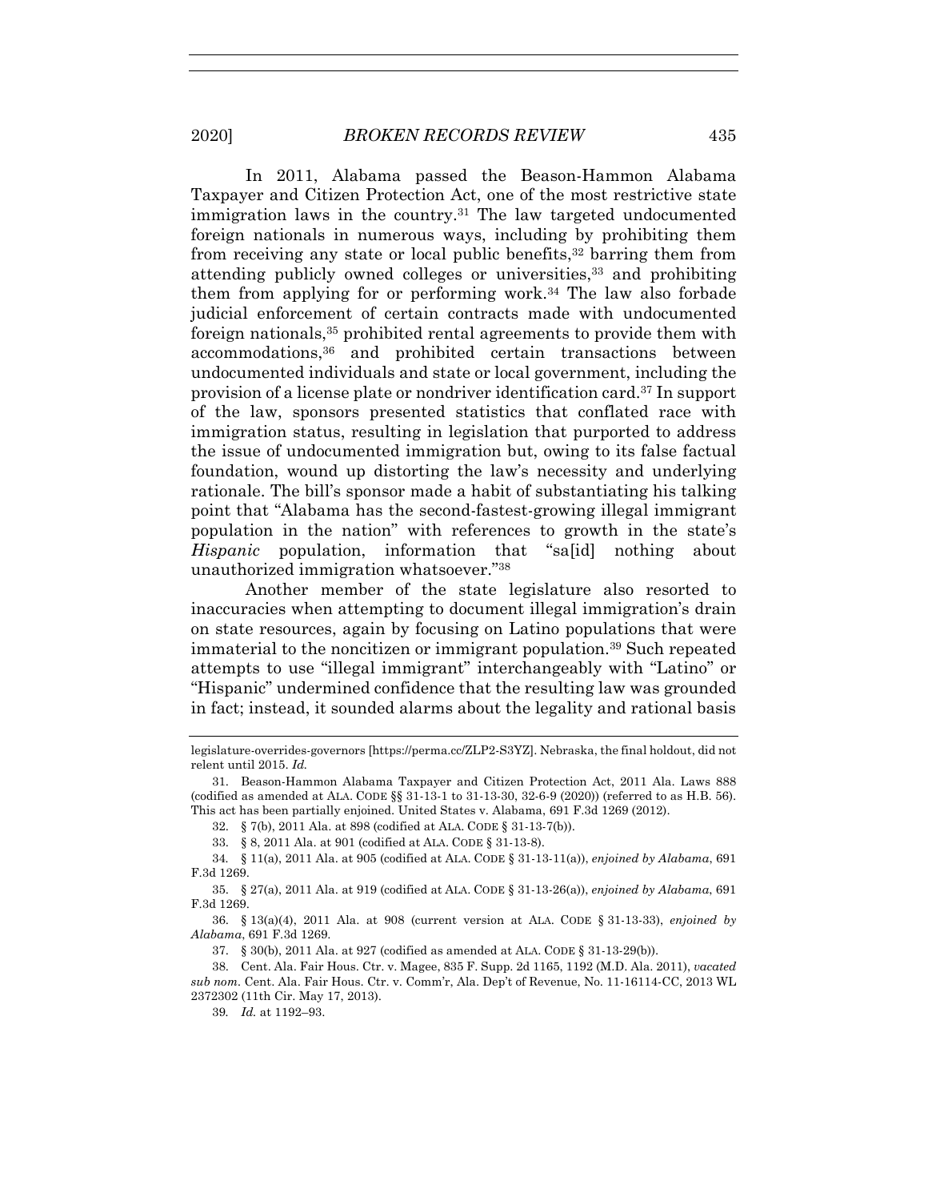In 2011, Alabama passed the Beason-Hammon Alabama Taxpayer and Citizen Protection Act, one of the most restrictive state immigration laws in the country.[31] The law targeted undocumented foreign nationals in numerous ways, including by prohibiting them from receiving any state or local public benefits,[32] barring them from attending publicly owned colleges or universities,[33] and prohibiting them from applying for or performing work.[34] The law also forbade judicial enforcement of certain contracts made with undocumented foreign nationals,[35] prohibited rental agreements to provide them with accommodations,[36] and prohibited certain transactions between undocumented individuals and state or local government, including the provision of a license plate or nondriver identification card.[37] In support of the law, sponsors presented statistics that conflated race with immigration status, resulting in legislation that purported to address the issue of undocumented immigration but, owing to its false factual foundation, wound up distorting the law's necessity and underlying rationale. The bill's sponsor made a habit of substantiating his talking point that "Alabama has the second-fastest-growing illegal immigrant population in the nation" with references to growth in the state's *Hispanic* population, information that "sa[id] nothing about unauthorized immigration whatsoever."[38]

Another member of the state legislature also resorted to inaccuracies when attempting to document illegal immigration's drain on state resources, again by focusing on Latino populations that were immaterial to the noncitizen or immigrant population.[39] Such repeated attempts to use "illegal immigrant" interchangeably with "Latino" or "Hispanic" undermined confidence that the resulting law was grounded in fact; instead, it sounded alarms about the legality and rational basis

---

legislature-overrides-governors [https://perma.cc/ZLP2-S3YZ]. Nebraska, the final holdout, did not relent until 2015. *Id.*

31. Beason-Hammon Alabama Taxpayer and Citizen Protection Act, 2011 Ala. Laws 888 (codified as amended at ALA. CODE §§ 31-13-1 to 31-13-30, 32-6-9 (2020)) (referred to as H.B. 56). This act has been partially enjoined. United States v. Alabama, 691 F.3d 1269 (2012).

32. § 7(b), 2011 Ala. at 898 (codified at ALA. CODE § 31-13-7(b)).

33. § 8, 2011 Ala. at 901 (codified at ALA. CODE § 31-13-8).

34. § 11(a), 2011 Ala. at 905 (codified at ALA. CODE § 31-13-11(a)), *enjoined by Alabama*, 691 F.3d 1269.

35. § 27(a), 2011 Ala. at 919 (codified at ALA. CODE § 31-13-26(a)), *enjoined by Alabama*, 691 F.3d 1269.

36. § 13(a)(4), 2011 Ala. at 908 (current version at ALA. CODE § 31-13-33), *enjoined by Alabama*, 691 F.3d 1269.

37. § 30(b), 2011 Ala. at 927 (codified as amended at ALA. CODE § 31-13-29(b)).

38. Cent. Ala. Fair Hous. Ctr. v. Magee, 835 F. Supp. 2d 1165, 1192 (M.D. Ala. 2011), *vacated sub nom.* Cent. Ala. Fair Hous. Ctr. v. Comm'r, Ala. Dep't of Revenue, No. 11-16114-CC, 2013 WL 2372302 (11th Cir. May 17, 2013).

39. *Id.* at 1192–93.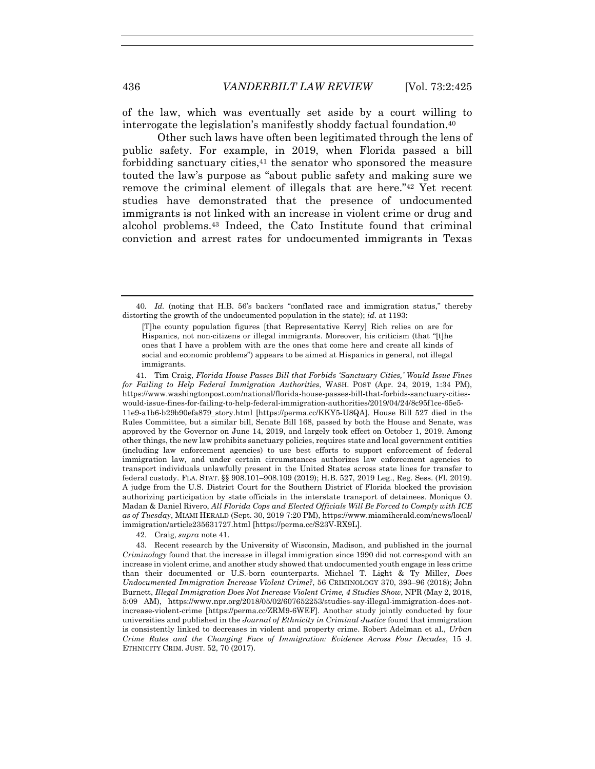of the law, which was eventually set aside by a court willing to interrogate the legislation's manifestly shoddy factual foundation.[40]

Other such laws have often been legitimated through the lens of public safety. For example, in 2019, when Florida passed a bill forbidding sanctuary cities,[41] the senator who sponsored the measure touted the law's purpose as "about public safety and making sure we remove the criminal element of illegals that are here."[42] Yet recent studies have demonstrated that the presence of undocumented immigrants is not linked with an increase in violent crime or drug and alcohol problems.[43] Indeed, the Cato Institute found that criminal conviction and arrest rates for undocumented immigrants in Texas

---

40. *Id.* (noting that H.B. 56's backers "conflated race and immigration status," thereby distorting the growth of the undocumented population in the state); *id.* at 1193:

> [T]he county population figures [that Representative Kerry] Rich relies on are for Hispanics, not non-citizens or illegal immigrants. Moreover, his criticism (that "[t]he ones that I have a problem with are the ones that come here and create all kinds of social and economic problems") appears to be aimed at Hispanics in general, not illegal immigrants.

41. Tim Craig, *Florida House Passes Bill that Forbids 'Sanctuary Cities,' Would Issue Fines for Failing to Help Federal Immigration Authorities*, WASH. POST (Apr. 24, 2019, 1:34 PM), https://www.washingtonpost.com/national/florida-house-passes-bill-that-forbids-sanctuary-cities-would-issue-fines-for-failing-to-help-federal-immigration-authorities/2019/04/24/8c95f1ce-65e5-11e9-a1b6-b29b90efa879_story.html [https://perma.cc/KKY5-U8QA]. House Bill 527 died in the Rules Committee, but a similar bill, Senate Bill 168, passed by both the House and Senate, was approved by the Governor on June 14, 2019, and largely took effect on October 1, 2019. Among other things, the new law prohibits sanctuary policies, requires state and local government entities (including law enforcement agencies) to use best efforts to support enforcement of federal immigration law, and under certain circumstances authorizes law enforcement agencies to transport individuals unlawfully present in the United States across state lines for transfer to federal custody. FLA. STAT. §§ 908.101–908.109 (2019); H.B. 527, 2019 Leg., Reg. Sess. (Fl. 2019). A judge from the U.S. District Court for the Southern District of Florida blocked the provision authorizing participation by state officials in the interstate transport of detainees. Monique O. Madan & Daniel Rivero, *All Florida Cops and Elected Officials Will Be Forced to Comply with ICE as of Tuesday*, MIAMI HERALD (Sept. 30, 2019 7:20 PM), https://www.miamiherald.com/news/local/immigration/article235631727.html [https://perma.cc/S23V-RX9L].

42. Craig, *supra* note 41.

43. Recent research by the University of Wisconsin, Madison, and published in the journal *Criminology* found that the increase in illegal immigration since 1990 did not correspond with an increase in violent crime, and another study showed that undocumented youth engage in less crime than their documented or U.S.-born counterparts. Michael T. Light & Ty Miller, *Does Undocumented Immigration Increase Violent Crime?*, 56 CRIMINOLOGY 370, 393–96 (2018); John Burnett, *Illegal Immigration Does Not Increase Violent Crime, 4 Studies Show*, NPR (May 2, 2018, 5:09 AM), https://www.npr.org/2018/05/02/607652253/studies-say-illegal-immigration-does-not-increase-violent-crime [https://perma.cc/ZRM9-6WEF]. Another study jointly conducted by four universities and published in the *Journal of Ethnicity in Criminal Justice* found that immigration is consistently linked to decreases in violent and property crime. Robert Adelman et al., *Urban Crime Rates and the Changing Face of Immigration: Evidence Across Four Decades*, 15 J. ETHNICITY CRIM. JUST. 52, 70 (2017).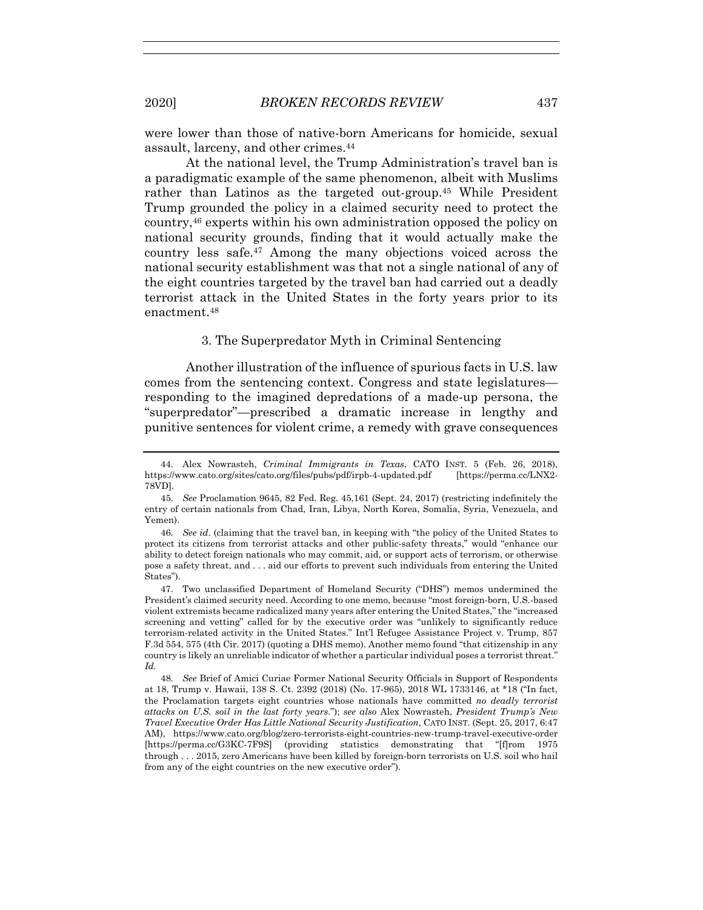were lower than those of native-born Americans for homicide, sexual assault, larceny, and other crimes.[44]

At the national level, the Trump Administration's travel ban is a paradigmatic example of the same phenomenon, albeit with Muslims rather than Latinos as the targeted out-group.[45] While President Trump grounded the policy in a claimed security need to protect the country,[46] experts within his own administration opposed the policy on national security grounds, finding that it would actually make the country less safe.[47] Among the many objections voiced across the national security establishment was that not a single national of any of the eight countries targeted by the travel ban had carried out a deadly terrorist attack in the United States in the forty years prior to its enactment.[48]

### 3. The Superpredator Myth in Criminal Sentencing

Another illustration of the influence of spurious facts in U.S. law comes from the sentencing context. Congress and state legislatures—responding to the imagined depredations of a made-up persona, the "superpredator"—prescribed a dramatic increase in lengthy and punitive sentences for violent crime, a remedy with grave consequences

---

44. Alex Nowrasteh, *Criminal Immigrants in Texas*, CATO INST. 5 (Feb. 26, 2018), https://www.cato.org/sites/cato.org/files/pubs/pdf/irpb-4-updated.pdf [https://perma.cc/LNX2-78VD].

45. *See* Proclamation 9645, 82 Fed. Reg. 45,161 (Sept. 24, 2017) (restricting indefinitely the entry of certain nationals from Chad, Iran, Libya, North Korea, Somalia, Syria, Venezuela, and Yemen).

46. *See id*. (claiming that the travel ban, in keeping with "the policy of the United States to protect its citizens from terrorist attacks and other public-safety threats," would "enhance our ability to detect foreign nationals who may commit, aid, or support acts of terrorism, or otherwise pose a safety threat, and . . . aid our efforts to prevent such individuals from entering the United States").

47. Two unclassified Department of Homeland Security ("DHS") memos undermined the President's claimed security need. According to one memo, because "most foreign-born, U.S.-based violent extremists became radicalized many years after entering the United States," the "increased screening and vetting" called for by the executive order was "unlikely to significantly reduce terrorism-related activity in the United States." Int'l Refugee Assistance Project v. Trump, 857 F.3d 554, 575 (4th Cir. 2017) (quoting a DHS memo). Another memo found "that citizenship in any country is likely an unreliable indicator of whether a particular individual poses a terrorist threat." *Id.*

48. *See* Brief of Amici Curiae Former National Security Officials in Support of Respondents at 18, Trump v. Hawaii, 138 S. Ct. 2392 (2018) (No. 17-965), 2018 WL 1733146, at *18 ("In fact, the Proclamation targets eight countries whose nationals have committed *no deadly terrorist attacks on U.S. soil in the last forty years*."); *see also* Alex Nowrasteh, *President Trump's New Travel Executive Order Has Little National Security Justification*, CATO INST. (Sept. 25, 2017, 6:47 AM), https://www.cato.org/blog/zero-terrorists-eight-countries-new-trump-travel-executive-order [https://perma.cc/G3KC-7F9S] (providing statistics demonstrating that "[f]rom 1975 through . . . 2015, zero Americans have been killed by foreign-born terrorists on U.S. soil who hail from any of the eight countries on the new executive order").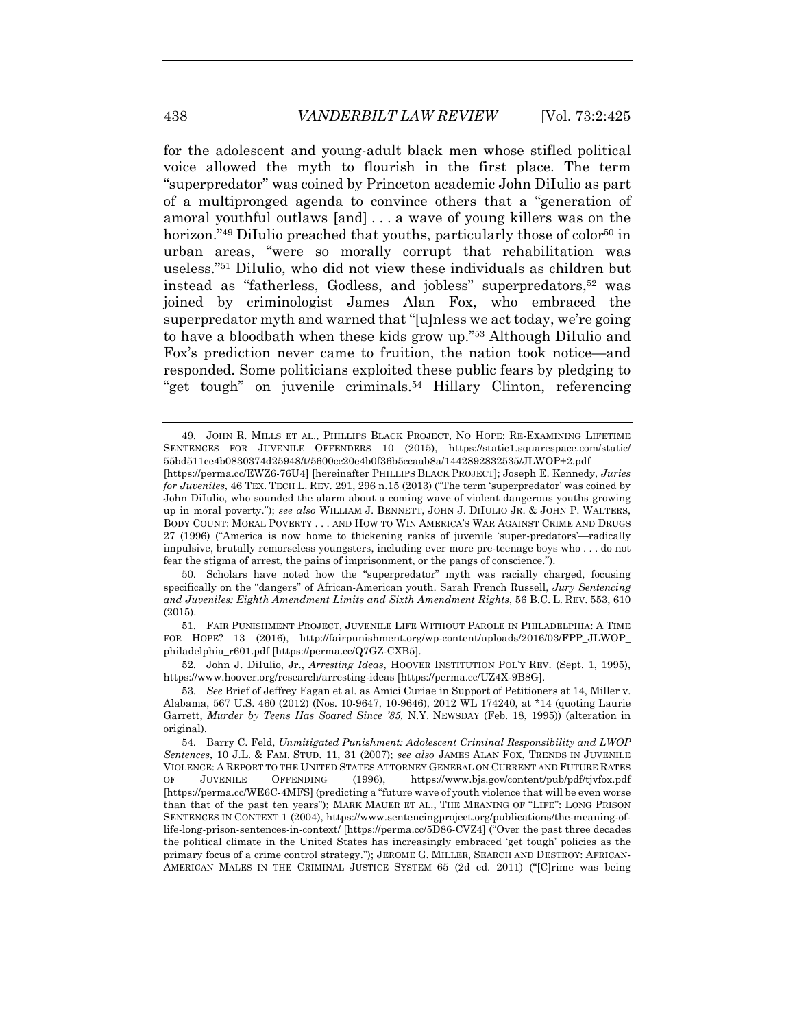for the adolescent and young-adult black men whose stifled political voice allowed the myth to flourish in the first place. The term "superpredator" was coined by Princeton academic John DiIulio as part of a multipronged agenda to convince others that a "generation of amoral youthful outlaws [and] . . . a wave of young killers was on the horizon."[49] DiIulio preached that youths, particularly those of color[50] in urban areas, "were so morally corrupt that rehabilitation was useless."[51] DiIulio, who did not view these individuals as children but instead as "fatherless, Godless, and jobless" superpredators,[52] was joined by criminologist James Alan Fox, who embraced the superpredator myth and warned that "[u]nless we act today, we're going to have a bloodbath when these kids grow up."[53] Although DiIulio and Fox's prediction never came to fruition, the nation took notice—and responded. Some politicians exploited these public fears by pledging to "get tough" on juvenile criminals.[54] Hillary Clinton, referencing

---

49. JOHN R. MILLS ET AL., PHILLIPS BLACK PROJECT, NO HOPE: RE-EXAMINING LIFETIME SENTENCES FOR JUVENILE OFFENDERS 10 (2015), https://static1.squarespace.com/static/55bd511ce4b0830374d25948/t/5600cc20e4b0f36b5ccaab8a/1442892832535/JLWOP+2.pdf [https://perma.cc/EWZ6-76U4] [hereinafter PHILLIPS BLACK PROJECT]; Joseph E. Kennedy, *Juries for Juveniles*, 46 TEX. TECH L. REV. 291, 296 n.15 (2013) ("The term 'superpredator' was coined by John DiIulio, who sounded the alarm about a coming wave of violent dangerous youths growing up in moral poverty."); *see also* WILLIAM J. BENNETT, JOHN J. DIIULIO JR. & JOHN P. WALTERS, BODY COUNT: MORAL POVERTY . . . AND HOW TO WIN AMERICA'S WAR AGAINST CRIME AND DRUGS 27 (1996) ("America is now home to thickening ranks of juvenile 'super-predators'—radically impulsive, brutally remorseless youngsters, including ever more pre-teenage boys who . . . do not fear the stigma of arrest, the pains of imprisonment, or the pangs of conscience.").

50. Scholars have noted how the "superpredator" myth was racially charged, focusing specifically on the "dangers" of African-American youth. Sarah French Russell, *Jury Sentencing and Juveniles: Eighth Amendment Limits and Sixth Amendment Rights*, 56 B.C. L. REV. 553, 610 (2015).

51. FAIR PUNISHMENT PROJECT, JUVENILE LIFE WITHOUT PAROLE IN PHILADELPHIA: A TIME FOR HOPE? 13 (2016), http://fairpunishment.org/wp-content/uploads/2016/03/FPP_JLWOP_philadelphia_r601.pdf [https://perma.cc/Q7GZ-CXB5].

52. John J. DiIulio, Jr., *Arresting Ideas*, HOOVER INSTITUTION POL'Y REV. (Sept. 1, 1995), https://www.hoover.org/research/arresting-ideas [https://perma.cc/UZ4X-9B8G].

53. *See* Brief of Jeffrey Fagan et al. as Amici Curiae in Support of Petitioners at 14, Miller v. Alabama, 567 U.S. 460 (2012) (Nos. 10-9647, 10-9646), 2012 WL 174240, at *14 (quoting Laurie Garrett, *Murder by Teens Has Soared Since '85*, N.Y. NEWSDAY (Feb. 18, 1995)) (alteration in original).

54. Barry C. Feld, *Unmitigated Punishment: Adolescent Criminal Responsibility and LWOP Sentences*, 10 J.L. & FAM. STUD. 11, 31 (2007); *see also* JAMES ALAN FOX, TRENDS IN JUVENILE VIOLENCE: A REPORT TO THE UNITED STATES ATTORNEY GENERAL ON CURRENT AND FUTURE RATES OF JUVENILE OFFENDING (1996), https://www.bjs.gov/content/pub/pdf/tjvfox.pdf [https://perma.cc/WE6C-4MFS] (predicting a "future wave of youth violence that will be even worse than that of the past ten years"); MARK MAUER ET AL., THE MEANING OF "LIFE": LONG PRISON SENTENCES IN CONTEXT 1 (2004), https://www.sentencingproject.org/publications/the-meaning-of-life-long-prison-sentences-in-context/ [https://perma.cc/5D86-CVZ4] ("Over the past three decades the political climate in the United States has increasingly embraced 'get tough' policies as the primary focus of a crime control strategy."); JEROME G. MILLER, SEARCH AND DESTROY: AFRICAN-AMERICAN MALES IN THE CRIMINAL JUSTICE SYSTEM 65 (2d ed. 2011) ("[C]rime was being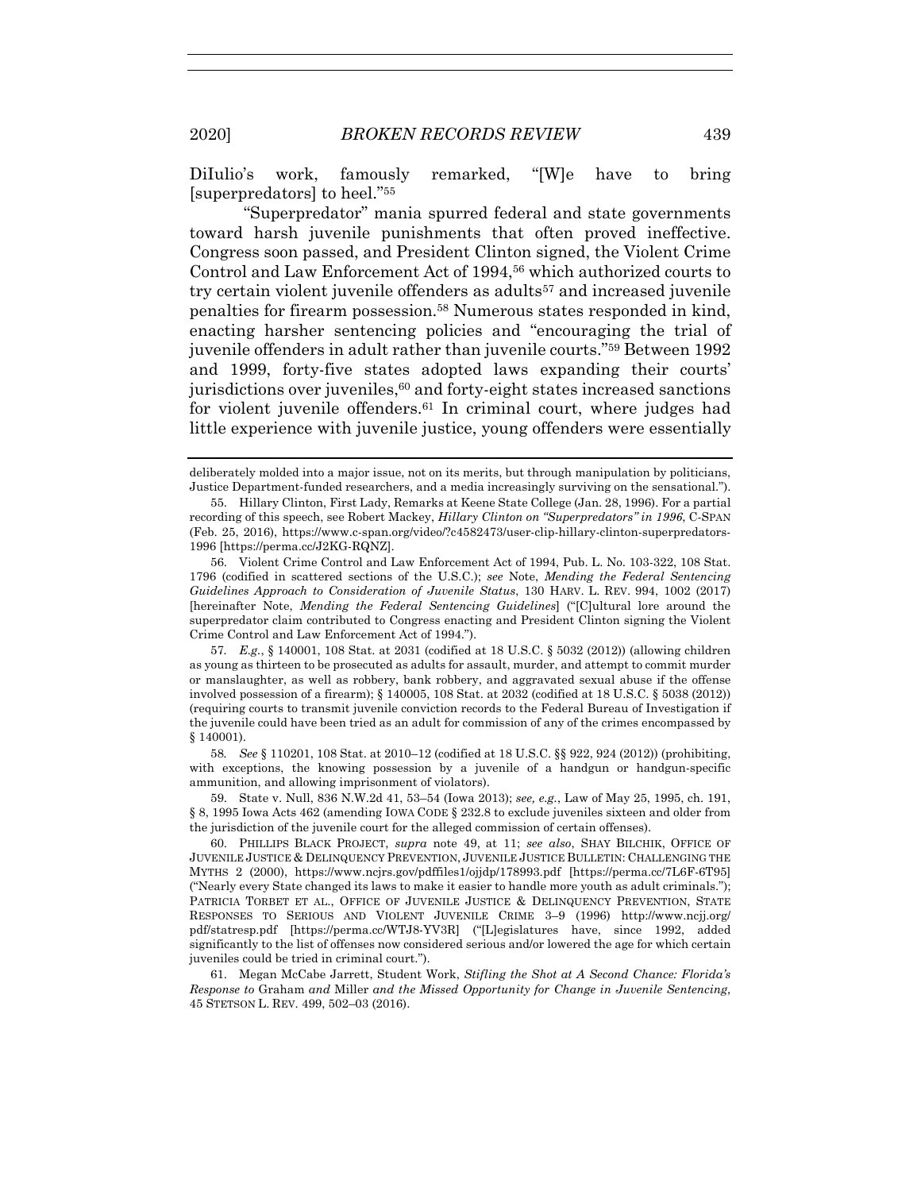DiIulio's work, famously remarked, "[W]e have to bring [superpredators] to heel."[55]

"Superpredator" mania spurred federal and state governments toward harsh juvenile punishments that often proved ineffective. Congress soon passed, and President Clinton signed, the Violent Crime Control and Law Enforcement Act of 1994,[56] which authorized courts to try certain violent juvenile offenders as adults[57] and increased juvenile penalties for firearm possession.[58] Numerous states responded in kind, enacting harsher sentencing policies and "encouraging the trial of juvenile offenders in adult rather than juvenile courts."[59] Between 1992 and 1999, forty-five states adopted laws expanding their courts' jurisdictions over juveniles,[60] and forty-eight states increased sanctions for violent juvenile offenders.[61] In criminal court, where judges had little experience with juvenile justice, young offenders were essentially

---

deliberately molded into a major issue, not on its merits, but through manipulation by politicians, Justice Department-funded researchers, and a media increasingly surviving on the sensational.").

55. Hillary Clinton, First Lady, Remarks at Keene State College (Jan. 28, 1996). For a partial recording of this speech, see Robert Mackey, *Hillary Clinton on "Superpredators" in 1996*, C-SPAN (Feb. 25, 2016), https://www.c-span.org/video/?c4582473/user-clip-hillary-clinton-superpredators-1996 [https://perma.cc/J2KG-RQNZ].

56. Violent Crime Control and Law Enforcement Act of 1994, Pub. L. No. 103-322, 108 Stat. 1796 (codified in scattered sections of the U.S.C.); *see* Note, *Mending the Federal Sentencing Guidelines Approach to Consideration of Juvenile Status*, 130 HARV. L. REV. 994, 1002 (2017) [hereinafter Note, *Mending the Federal Sentencing Guidelines*] ("[C]ultural lore around the superpredator claim contributed to Congress enacting and President Clinton signing the Violent Crime Control and Law Enforcement Act of 1994.").

57. *E.g.*, § 140001, 108 Stat. at 2031 (codified at 18 U.S.C. § 5032 (2012)) (allowing children as young as thirteen to be prosecuted as adults for assault, murder, and attempt to commit murder or manslaughter, as well as robbery, bank robbery, and aggravated sexual abuse if the offense involved possession of a firearm); § 140005, 108 Stat. at 2032 (codified at 18 U.S.C. § 5038 (2012)) (requiring courts to transmit juvenile conviction records to the Federal Bureau of Investigation if the juvenile could have been tried as an adult for commission of any of the crimes encompassed by § 140001).

58. *See* § 110201, 108 Stat. at 2010–12 (codified at 18 U.S.C. §§ 922, 924 (2012)) (prohibiting, with exceptions, the knowing possession by a juvenile of a handgun or handgun-specific ammunition, and allowing imprisonment of violators).

59. State v. Null, 836 N.W.2d 41, 53–54 (Iowa 2013); *see, e.g.*, Law of May 25, 1995, ch. 191, § 8, 1995 Iowa Acts 462 (amending IOWA CODE § 232.8 to exclude juveniles sixteen and older from the jurisdiction of the juvenile court for the alleged commission of certain offenses).

60. PHILLIPS BLACK PROJECT, *supra* note 49, at 11; *see also*, SHAY BILCHIK, OFFICE OF JUVENILE JUSTICE & DELINQUENCY PREVENTION, JUVENILE JUSTICE BULLETIN: CHALLENGING THE MYTHS 2 (2000), https://www.ncjrs.gov/pdffiles1/ojjdp/178993.pdf [https://perma.cc/7L6F-6T95] ("Nearly every State changed its laws to make it easier to handle more youth as adult criminals."); PATRICIA TORBET ET AL., OFFICE OF JUVENILE JUSTICE & DELINQUENCY PREVENTION, STATE RESPONSES TO SERIOUS AND VIOLENT JUVENILE CRIME 3–9 (1996) http://www.ncjj.org/pdf/statresp.pdf [https://perma.cc/WTJ8-YV3R] ("[L]egislatures have, since 1992, added significantly to the list of offenses now considered serious and/or lowered the age for which certain juveniles could be tried in criminal court.").

61. Megan McCabe Jarrett, Student Work, *Stifling the Shot at A Second Chance: Florida's Response to* Graham *and* Miller *and the Missed Opportunity for Change in Juvenile Sentencing*, 45 STETSON L. REV. 499, 502–03 (2016).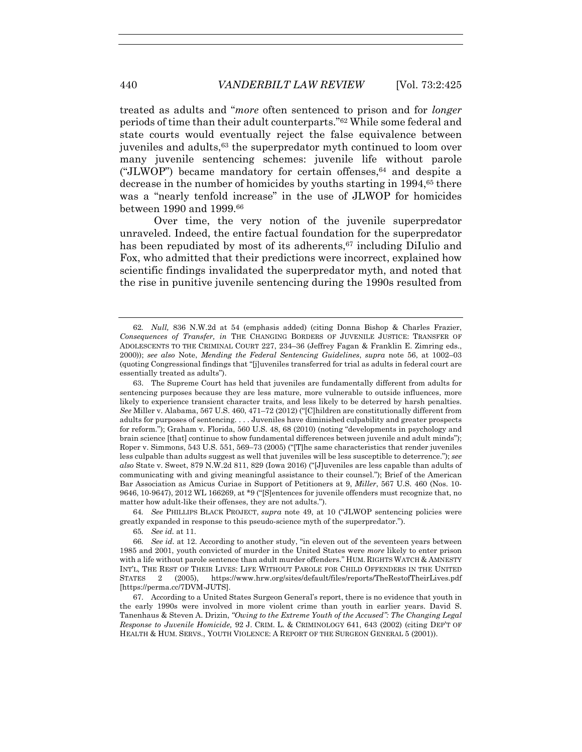treated as adults and "*more* often sentenced to prison and for *longer* periods of time than their adult counterparts."[62] While some federal and state courts would eventually reject the false equivalence between juveniles and adults,[63] the superpredator myth continued to loom over many juvenile sentencing schemes: juvenile life without parole ("JLWOP") became mandatory for certain offenses,[64] and despite a decrease in the number of homicides by youths starting in 1994,[65] there was a "nearly tenfold increase" in the use of JLWOP for homicides between 1990 and 1999.[66]

Over time, the very notion of the juvenile superpredator unraveled. Indeed, the entire factual foundation for the superpredator has been repudiated by most of its adherents,[67] including DiIulio and Fox, who admitted that their predictions were incorrect, explained how scientific findings invalidated the superpredator myth, and noted that the rise in punitive juvenile sentencing during the 1990s resulted from

---

62. *Null,* 836 N.W.2d at 54 (emphasis added) (citing Donna Bishop & Charles Frazier, *Consequences of Transfer, in* THE CHANGING BORDERS OF JUVENILE JUSTICE: TRANSFER OF ADOLESCENTS TO THE CRIMINAL COURT 227, 234–36 (Jeffrey Fagan & Franklin E. Zimring eds., 2000)); *see also* Note, *Mending the Federal Sentencing Guidelines*, *supra* note 56, at 1002–03 (quoting Congressional findings that "[j]uveniles transferred for trial as adults in federal court are essentially treated as adults").

63. The Supreme Court has held that juveniles are fundamentally different from adults for sentencing purposes because they are less mature, more vulnerable to outside influences, more likely to experience transient character traits, and less likely to be deterred by harsh penalties. *See* Miller v. Alabama, 567 U.S. 460, 471–72 (2012) ("[C]hildren are constitutionally different from adults for purposes of sentencing. . . . Juveniles have diminished culpability and greater prospects for reform."); Graham v. Florida, 560 U.S. 48, 68 (2010) (noting "developments in psychology and brain science [that] continue to show fundamental differences between juvenile and adult minds"); Roper v. Simmons, 543 U.S. 551, 569–73 (2005) ("[T]he same characteristics that render juveniles less culpable than adults suggest as well that juveniles will be less susceptible to deterrence."); *see also* State v. Sweet, 879 N.W.2d 811, 829 (Iowa 2016) ("[J]uveniles are less capable than adults of communicating with and giving meaningful assistance to their counsel."); Brief of the American Bar Association as Amicus Curiae in Support of Petitioners at 9, *Miller*, 567 U.S. 460 (Nos. 10-9646, 10-9647), 2012 WL 166269, at *9 ("[S]entences for juvenile offenders must recognize that, no matter how adult-like their offenses, they are not adults.").

64. *See* PHILLIPS BLACK PROJECT, *supra* note 49, at 10 ("JLWOP sentencing policies were greatly expanded in response to this pseudo-science myth of the superpredator.").

65. *See id.* at 11.

66. *See id.* at 12. According to another study, "in eleven out of the seventeen years between 1985 and 2001, youth convicted of murder in the United States were *more* likely to enter prison with a life without parole sentence than adult murder offenders." HUM. RIGHTS WATCH & AMNESTY INT'L, THE REST OF THEIR LIVES: LIFE WITHOUT PAROLE FOR CHILD OFFENDERS IN THE UNITED STATES 2 (2005), https://www.hrw.org/sites/default/files/reports/TheRestofTheirLives.pdf [https://perma.cc/7DVM-JUTS].

67. According to a United States Surgeon General's report, there is no evidence that youth in the early 1990s were involved in more violent crime than youth in earlier years. David S. Tanenhaus & Steven A. Drizin, *"Owing to the Extreme Youth of the Accused": The Changing Legal Response to Juvenile Homicide,* 92 J. CRIM. L. & CRIMINOLOGY 641, 643 (2002) (citing DEP'T OF HEALTH & HUM. SERVS., YOUTH VIOLENCE: A REPORT OF THE SURGEON GENERAL 5 (2001)).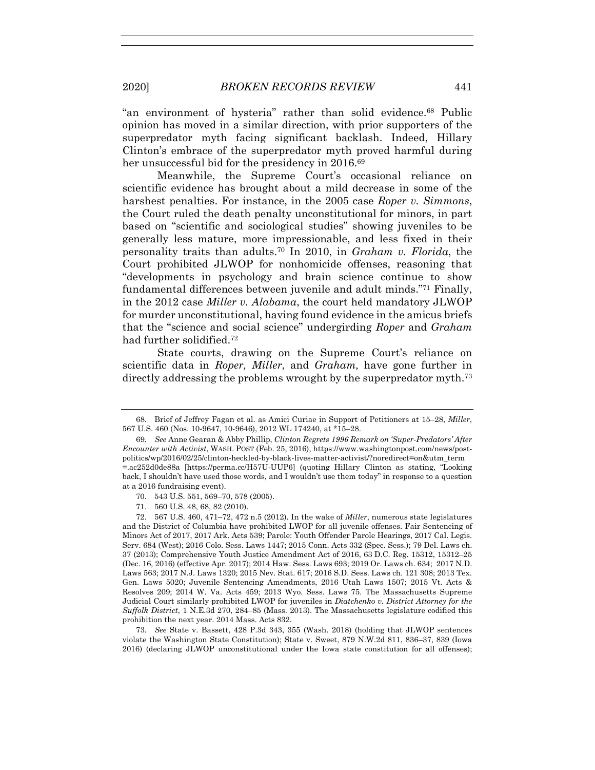"an environment of hysteria" rather than solid evidence.[68] Public opinion has moved in a similar direction, with prior supporters of the superpredator myth facing significant backlash. Indeed, Hillary Clinton's embrace of the superpredator myth proved harmful during her unsuccessful bid for the presidency in 2016.[69]

Meanwhile, the Supreme Court's occasional reliance on scientific evidence has brought about a mild decrease in some of the harshest penalties. For instance, in the 2005 case *Roper v. Simmons*, the Court ruled the death penalty unconstitutional for minors, in part based on "scientific and sociological studies" showing juveniles to be generally less mature, more impressionable, and less fixed in their personality traits than adults.[70] In 2010, in *Graham v. Florida*, the Court prohibited JLWOP for nonhomicide offenses, reasoning that "developments in psychology and brain science continue to show fundamental differences between juvenile and adult minds."[71] Finally, in the 2012 case *Miller v. Alabama*, the court held mandatory JLWOP for murder unconstitutional, having found evidence in the amicus briefs that the "science and social science" undergirding *Roper* and *Graham* had further solidified.[72]

State courts, drawing on the Supreme Court's reliance on scientific data in *Roper, Miller*, and *Graham,* have gone further in directly addressing the problems wrought by the superpredator myth.[73]

---

68. Brief of Jeffrey Fagan et al. as Amici Curiae in Support of Petitioners at 15–28, *Miller*, 567 U.S. 460 (Nos. 10-9647, 10-9646), 2012 WL 174240, at *15–28.

69. *See* Anne Gearan & Abby Phillip, *Clinton Regrets 1996 Remark on 'Super-Predators' After Encounter with Activist*, WASH. POST (Feb. 25, 2016), https://www.washingtonpost.com/news/post-politics/wp/2016/02/25/clinton-heckled-by-black-lives-matter-activist/?noredirect=on&utm_term=.ac252d0de88a [https://perma.cc/H57U-UUP6] (quoting Hillary Clinton as stating, "Looking back, I shouldn't have used those words, and I wouldn't use them today" in response to a question at a 2016 fundraising event).

70. 543 U.S. 551, 569–70, 578 (2005).

71. 560 U.S. 48, 68, 82 (2010).

72. 567 U.S. 460, 471–72, 472 n.5 (2012). In the wake of *Miller*, numerous state legislatures and the District of Columbia have prohibited LWOP for all juvenile offenses. Fair Sentencing of Minors Act of 2017, 2017 Ark. Acts 539; Parole: Youth Offender Parole Hearings, 2017 Cal. Legis. Serv. 684 (West); 2016 Colo. Sess. Laws 1447; 2015 Conn. Acts 332 (Spec. Sess.); 79 Del. Laws ch. 37 (2013); Comprehensive Youth Justice Amendment Act of 2016, 63 D.C. Reg. 15312, 15312–25 (Dec. 16, 2016) (effective Apr. 2017); 2014 Haw. Sess. Laws 693; 2019 Or. Laws ch. 634; 2017 N.D. Laws 563; 2017 N.J. Laws 1320; 2015 Nev. Stat. 617; 2016 S.D. Sess. Laws ch. 121 308; 2013 Tex. Gen. Laws 5020; Juvenile Sentencing Amendments, 2016 Utah Laws 1507; 2015 Vt. Acts & Resolves 209; 2014 W. Va. Acts 459; 2013 Wyo. Sess. Laws 75. The Massachusetts Supreme Judicial Court similarly prohibited LWOP for juveniles in *Diatchenko v. District Attorney for the Suffolk District*, 1 N.E.3d 270, 284–85 (Mass. 2013). The Massachusetts legislature codified this prohibition the next year. 2014 Mass. Acts 832.

73. *See* State v. Bassett, 428 P.3d 343, 355 (Wash. 2018) (holding that JLWOP sentences violate the Washington State Constitution); State v. Sweet, 879 N.W.2d 811, 836–37, 839 (Iowa 2016) (declaring JLWOP unconstitutional under the Iowa state constitution for all offenses);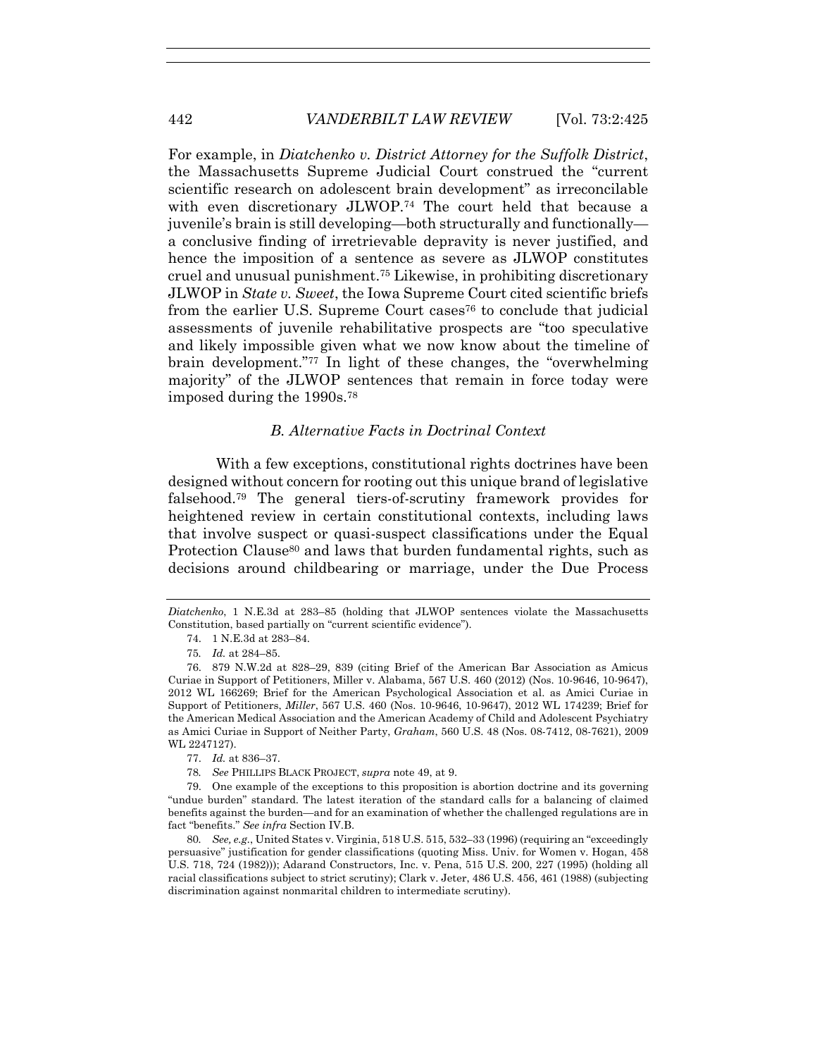For example, in *Diatchenko v. District Attorney for the Suffolk District*, the Massachusetts Supreme Judicial Court construed the "current scientific research on adolescent brain development" as irreconcilable with even discretionary JLWOP.[74] The court held that because a juvenile's brain is still developing—both structurally and functionally—a conclusive finding of irretrievable depravity is never justified, and hence the imposition of a sentence as severe as JLWOP constitutes cruel and unusual punishment.[75] Likewise, in prohibiting discretionary JLWOP in *State v. Sweet*, the Iowa Supreme Court cited scientific briefs from the earlier U.S. Supreme Court cases[76] to conclude that judicial assessments of juvenile rehabilitative prospects are "too speculative and likely impossible given what we now know about the timeline of brain development."[77] In light of these changes, the "overwhelming majority" of the JLWOP sentences that remain in force today were imposed during the 1990s.[78]

### *B. Alternative Facts in Doctrinal Context*

With a few exceptions, constitutional rights doctrines have been designed without concern for rooting out this unique brand of legislative falsehood.[79] The general tiers-of-scrutiny framework provides for heightened review in certain constitutional contexts, including laws that involve suspect or quasi-suspect classifications under the Equal Protection Clause[80] and laws that burden fundamental rights, such as decisions around childbearing or marriage, under the Due Process

---

*Diatchenko*, 1 N.E.3d at 283–85 (holding that JLWOP sentences violate the Massachusetts Constitution, based partially on "current scientific evidence").

74. 1 N.E.3d at 283–84.

75. *Id.* at 284–85.

76. 879 N.W.2d at 828–29, 839 (citing Brief of the American Bar Association as Amicus Curiae in Support of Petitioners, Miller v. Alabama, 567 U.S. 460 (2012) (Nos. 10-9646, 10-9647), 2012 WL 166269; Brief for the American Psychological Association et al. as Amici Curiae in Support of Petitioners, *Miller*, 567 U.S. 460 (Nos. 10-9646, 10-9647), 2012 WL 174239; Brief for the American Medical Association and the American Academy of Child and Adolescent Psychiatry as Amici Curiae in Support of Neither Party, *Graham*, 560 U.S. 48 (Nos. 08-7412, 08-7621), 2009 WL 2247127).

77. *Id.* at 836–37.

78. *See* PHILLIPS BLACK PROJECT, *supra* note 49, at 9.

79. One example of the exceptions to this proposition is abortion doctrine and its governing "undue burden" standard. The latest iteration of the standard calls for a balancing of claimed benefits against the burden—and for an examination of whether the challenged regulations are in fact "benefits." *See infra* Section IV.B.

80. *See, e.g.*, United States v. Virginia, 518 U.S. 515, 532–33 (1996) (requiring an "exceedingly persuasive" justification for gender classifications (quoting Miss. Univ. for Women v. Hogan, 458 U.S. 718, 724 (1982))); Adarand Constructors, Inc. v. Pena, 515 U.S. 200, 227 (1995) (holding all racial classifications subject to strict scrutiny); Clark v. Jeter, 486 U.S. 456, 461 (1988) (subjecting discrimination against nonmarital children to intermediate scrutiny).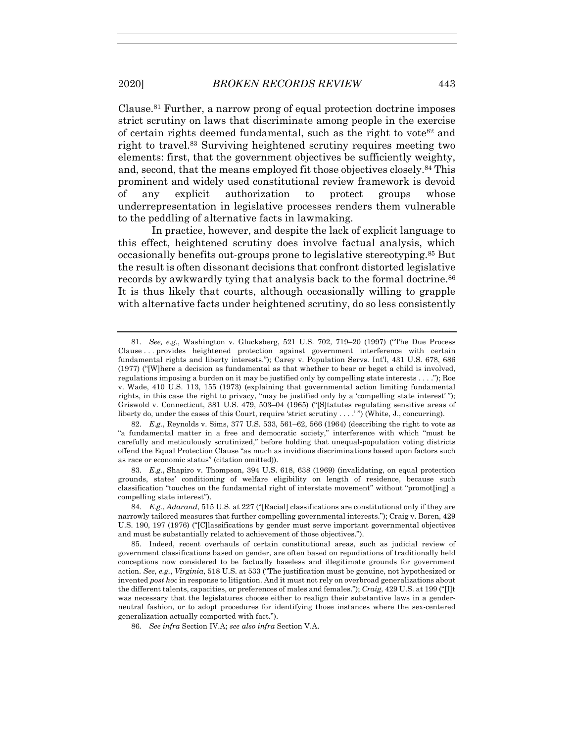Clause.[81] Further, a narrow prong of equal protection doctrine imposes strict scrutiny on laws that discriminate among people in the exercise of certain rights deemed fundamental, such as the right to vote[82] and right to travel.[83] Surviving heightened scrutiny requires meeting two elements: first, that the government objectives be sufficiently weighty, and, second, that the means employed fit those objectives closely.[84] This prominent and widely used constitutional review framework is devoid of any explicit authorization to protect groups whose underrepresentation in legislative processes renders them vulnerable to the peddling of alternative facts in lawmaking.

In practice, however, and despite the lack of explicit language to this effect, heightened scrutiny does involve factual analysis, which occasionally benefits out-groups prone to legislative stereotyping.[85] But the result is often dissonant decisions that confront distorted legislative records by awkwardly tying that analysis back to the formal doctrine.[86] It is thus likely that courts, although occasionally willing to grapple with alternative facts under heightened scrutiny, do so less consistently

---

81. *See, e.g.*, Washington v. Glucksberg, 521 U.S. 702, 719–20 (1997) ("The Due Process Clause . . . provides heightened protection against government interference with certain fundamental rights and liberty interests."); Carey v. Population Servs. Int'l, 431 U.S. 678, 686 (1977) ("[W]here a decision as fundamental as that whether to bear or beget a child is involved, regulations imposing a burden on it may be justified only by compelling state interests . . . ."); Roe v. Wade, 410 U.S. 113, 155 (1973) (explaining that governmental action limiting fundamental rights, in this case the right to privacy, "may be justified only by a 'compelling state interest' "); Griswold v. Connecticut, 381 U.S. 479, 503–04 (1965) ("[S]tatutes regulating sensitive areas of liberty do, under the cases of this Court, require 'strict scrutiny . . . .' ") (White, J., concurring).

82. *E.g.*, Reynolds v. Sims, 377 U.S. 533, 561–62, 566 (1964) (describing the right to vote as "a fundamental matter in a free and democratic society," interference with which "must be carefully and meticulously scrutinized," before holding that unequal-population voting districts offend the Equal Protection Clause "as much as invidious discriminations based upon factors such as race or economic status" (citation omitted)).

83. *E.g.*, Shapiro v. Thompson, 394 U.S. 618, 638 (1969) (invalidating, on equal protection grounds, states' conditioning of welfare eligibility on length of residence, because such classification "touches on the fundamental right of interstate movement" without "promot[ing] a compelling state interest").

84. *E.g.*, *Adarand*, 515 U.S. at 227 ("[Racial] classifications are constitutional only if they are narrowly tailored measures that further compelling governmental interests."); Craig v. Boren, 429 U.S. 190, 197 (1976) ("[C]lassifications by gender must serve important governmental objectives and must be substantially related to achievement of those objectives.").

85. Indeed, recent overhauls of certain constitutional areas, such as judicial review of government classifications based on gender, are often based on repudiations of traditionally held conceptions now considered to be factually baseless and illegitimate grounds for government action. *See, e.g.*, *Virginia*, 518 U.S. at 533 ("The justification must be genuine, not hypothesized or invented *post hoc* in response to litigation. And it must not rely on overbroad generalizations about the different talents, capacities, or preferences of males and females."); *Craig*, 429 U.S. at 199 ("[I]t was necessary that the legislatures choose either to realign their substantive laws in a gender-neutral fashion, or to adopt procedures for identifying those instances where the sex-centered generalization actually comported with fact.").

86. *See infra* Section IV.A; *see also infra* Section V.A.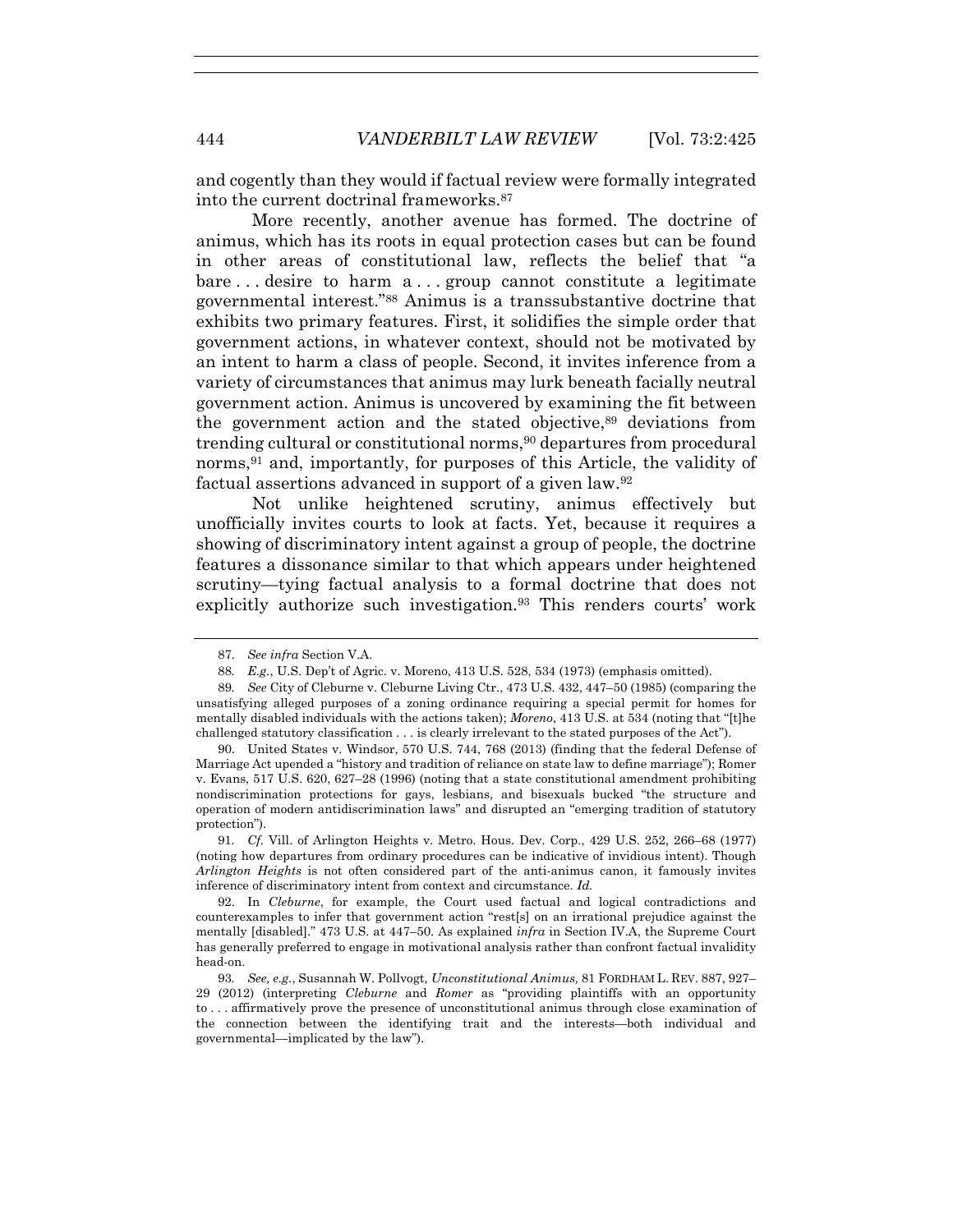and cogently than they would if factual review were formally integrated into the current doctrinal frameworks.[87]

More recently, another avenue has formed. The doctrine of animus, which has its roots in equal protection cases but can be found in other areas of constitutional law, reflects the belief that "a bare . . . desire to harm a . . . group cannot constitute a legitimate governmental interest."[88] Animus is a transsubstantive doctrine that exhibits two primary features. First, it solidifies the simple order that government actions, in whatever context, should not be motivated by an intent to harm a class of people. Second, it invites inference from a variety of circumstances that animus may lurk beneath facially neutral government action. Animus is uncovered by examining the fit between the government action and the stated objective,[89] deviations from trending cultural or constitutional norms,[90] departures from procedural norms,[91] and, importantly, for purposes of this Article, the validity of factual assertions advanced in support of a given law.[92]

Not unlike heightened scrutiny, animus effectively but unofficially invites courts to look at facts. Yet, because it requires a showing of discriminatory intent against a group of people, the doctrine features a dissonance similar to that which appears under heightened scrutiny—tying factual analysis to a formal doctrine that does not explicitly authorize such investigation.[93] This renders courts' work

---

87. *See infra* Section V.A.

88. *E.g.*, U.S. Dep't of Agric. v. Moreno, 413 U.S. 528, 534 (1973) (emphasis omitted).

89. *See* City of Cleburne v. Cleburne Living Ctr., 473 U.S. 432, 447–50 (1985) (comparing the unsatisfying alleged purposes of a zoning ordinance requiring a special permit for homes for mentally disabled individuals with the actions taken); *Moreno*, 413 U.S. at 534 (noting that "[t]he challenged statutory classification . . . is clearly irrelevant to the stated purposes of the Act").

90. United States v. Windsor, 570 U.S. 744, 768 (2013) (finding that the federal Defense of Marriage Act upended a "history and tradition of reliance on state law to define marriage"); Romer v. Evans, 517 U.S. 620, 627–28 (1996) (noting that a state constitutional amendment prohibiting nondiscrimination protections for gays, lesbians, and bisexuals bucked "the structure and operation of modern antidiscrimination laws" and disrupted an "emerging tradition of statutory protection").

91. *Cf.* Vill. of Arlington Heights v. Metro. Hous. Dev. Corp., 429 U.S. 252, 266–68 (1977) (noting how departures from ordinary procedures can be indicative of invidious intent). Though *Arlington Heights* is not often considered part of the anti-animus canon, it famously invites inference of discriminatory intent from context and circumstance. *Id.*

92. In *Cleburne*, for example, the Court used factual and logical contradictions and counterexamples to infer that government action "rest[s] on an irrational prejudice against the mentally [disabled]." 473 U.S. at 447–50. As explained *infra* in Section IV.A, the Supreme Court has generally preferred to engage in motivational analysis rather than confront factual invalidity head-on.

93. *See, e.g.*, Susannah W. Pollvogt, *Unconstitutional Animus,* 81 FORDHAM L. REV. 887, 927–29 (2012) (interpreting *Cleburne* and *Romer* as "providing plaintiffs with an opportunity to . . . affirmatively prove the presence of unconstitutional animus through close examination of the connection between the identifying trait and the interests—both individual and governmental—implicated by the law").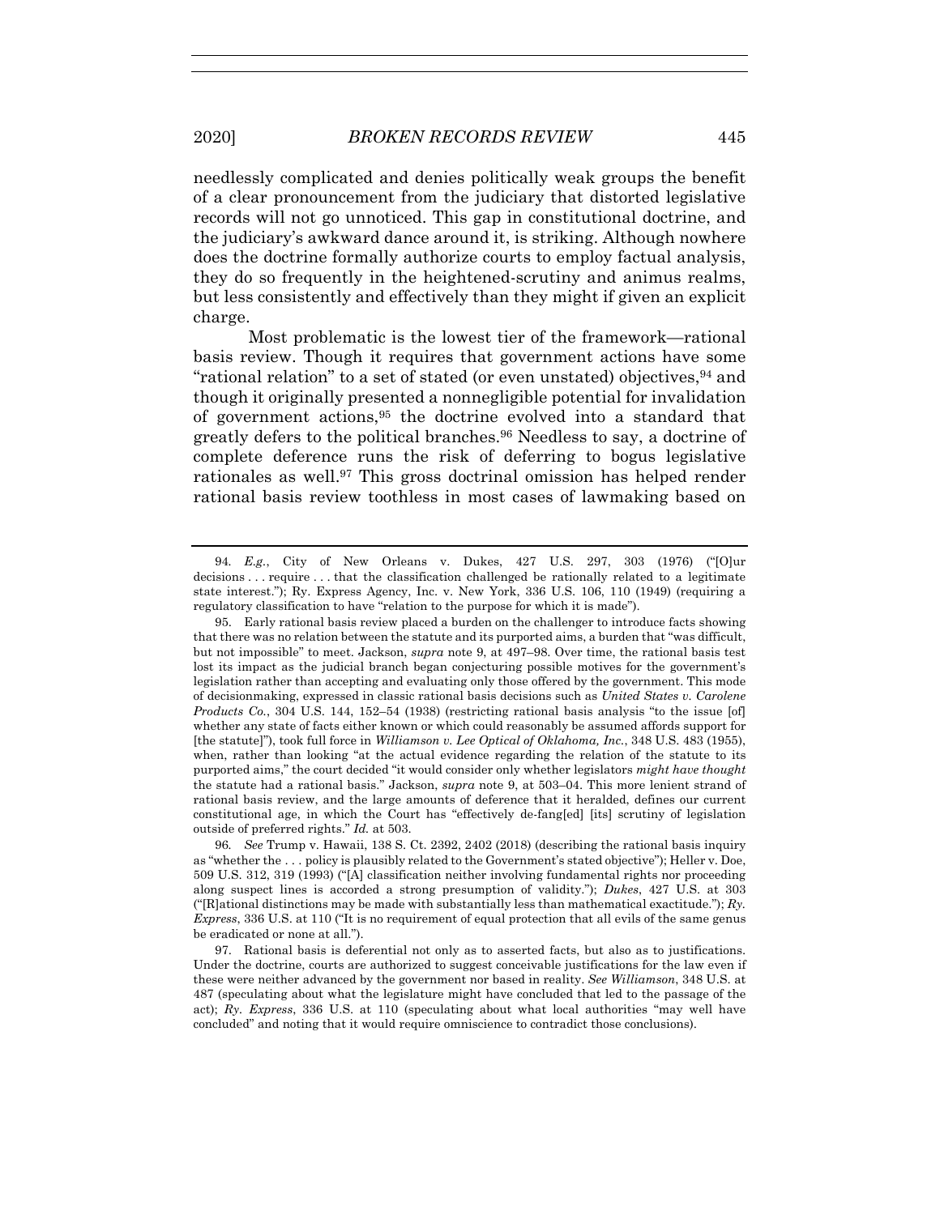needlessly complicated and denies politically weak groups the benefit of a clear pronouncement from the judiciary that distorted legislative records will not go unnoticed. This gap in constitutional doctrine, and the judiciary's awkward dance around it, is striking. Although nowhere does the doctrine formally authorize courts to employ factual analysis, they do so frequently in the heightened-scrutiny and animus realms, but less consistently and effectively than they might if given an explicit charge.

Most problematic is the lowest tier of the framework—rational basis review. Though it requires that government actions have some "rational relation" to a set of stated (or even unstated) objectives,[94] and though it originally presented a nonnegligible potential for invalidation of government actions,[95] the doctrine evolved into a standard that greatly defers to the political branches.[96] Needless to say, a doctrine of complete deference runs the risk of deferring to bogus legislative rationales as well.[97] This gross doctrinal omission has helped render rational basis review toothless in most cases of lawmaking based on

---

94. *E.g.*, City of New Orleans v. Dukes, 427 U.S. 297, 303 (1976) ("[O]ur decisions . . . require . . . that the classification challenged be rationally related to a legitimate state interest."); Ry. Express Agency, Inc. v. New York, 336 U.S. 106, 110 (1949) (requiring a regulatory classification to have "relation to the purpose for which it is made").

95. Early rational basis review placed a burden on the challenger to introduce facts showing that there was no relation between the statute and its purported aims, a burden that "was difficult, but not impossible" to meet. Jackson, *supra* note 9, at 497–98. Over time, the rational basis test lost its impact as the judicial branch began conjecturing possible motives for the government's legislation rather than accepting and evaluating only those offered by the government. This mode of decisionmaking, expressed in classic rational basis decisions such as *United States v. Carolene Products Co.*, 304 U.S. 144, 152–54 (1938) (restricting rational basis analysis "to the issue [of] whether any state of facts either known or which could reasonably be assumed affords support for [the statute]"), took full force in *Williamson v. Lee Optical of Oklahoma, Inc.*, 348 U.S. 483 (1955), when, rather than looking "at the actual evidence regarding the relation of the statute to its purported aims," the court decided "it would consider only whether legislators *might have thought* the statute had a rational basis." Jackson, *supra* note 9, at 503–04. This more lenient strand of rational basis review, and the large amounts of deference that it heralded, defines our current constitutional age, in which the Court has "effectively de-fang[ed] [its] scrutiny of legislation outside of preferred rights." *Id.* at 503.

96. *See* Trump v. Hawaii, 138 S. Ct. 2392, 2402 (2018) (describing the rational basis inquiry as "whether the . . . policy is plausibly related to the Government's stated objective"); Heller v. Doe, 509 U.S. 312, 319 (1993) ("[A] classification neither involving fundamental rights nor proceeding along suspect lines is accorded a strong presumption of validity."); *Dukes*, 427 U.S. at 303 ("[R]ational distinctions may be made with substantially less than mathematical exactitude."); *Ry. Express*, 336 U.S. at 110 ("It is no requirement of equal protection that all evils of the same genus be eradicated or none at all.").

97. Rational basis is deferential not only as to asserted facts, but also as to justifications. Under the doctrine, courts are authorized to suggest conceivable justifications for the law even if these were neither advanced by the government nor based in reality. *See Williamson*, 348 U.S. at 487 (speculating about what the legislature might have concluded that led to the passage of the act); *Ry. Express*, 336 U.S. at 110 (speculating about what local authorities "may well have concluded" and noting that it would require omniscience to contradict those conclusions).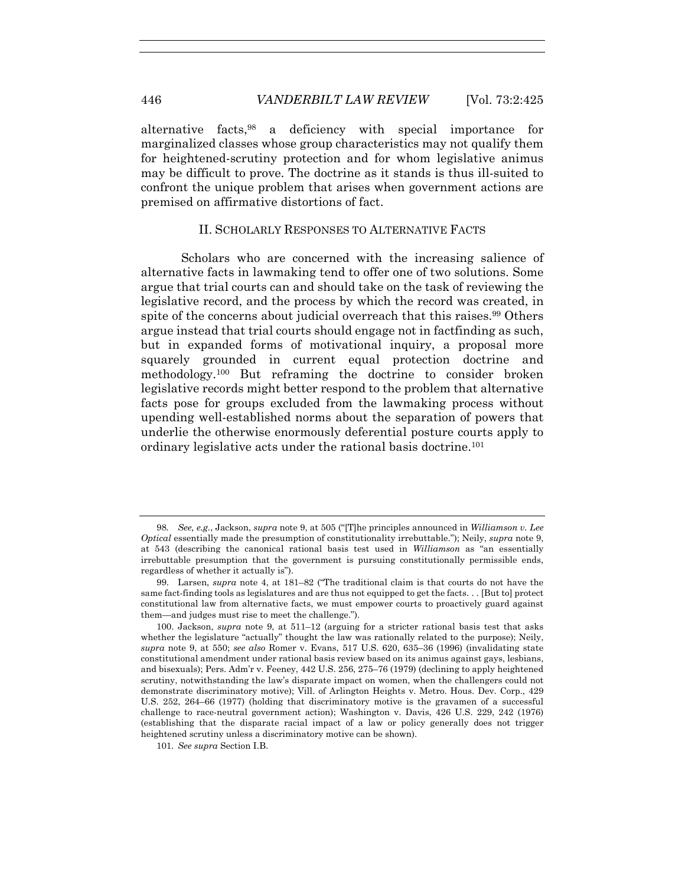alternative facts,[98] a deficiency with special importance for marginalized classes whose group characteristics may not qualify them for heightened-scrutiny protection and for whom legislative animus may be difficult to prove. The doctrine as it stands is thus ill-suited to confront the unique problem that arises when government actions are premised on affirmative distortions of fact.

## II. SCHOLARLY RESPONSES TO ALTERNATIVE FACTS

Scholars who are concerned with the increasing salience of alternative facts in lawmaking tend to offer one of two solutions. Some argue that trial courts can and should take on the task of reviewing the legislative record, and the process by which the record was created, in spite of the concerns about judicial overreach that this raises.[99] Others argue instead that trial courts should engage not in factfinding as such, but in expanded forms of motivational inquiry, a proposal more squarely grounded in current equal protection doctrine and methodology.[100] But reframing the doctrine to consider broken legislative records might better respond to the problem that alternative facts pose for groups excluded from the lawmaking process without upending well-established norms about the separation of powers that underlie the otherwise enormously deferential posture courts apply to ordinary legislative acts under the rational basis doctrine.[101]

---

98. *See, e.g.*, Jackson, *supra* note 9, at 505 ("[T]he principles announced in *Williamson v. Lee Optical* essentially made the presumption of constitutionality irrebuttable."); Neily, *supra* note 9, at 543 (describing the canonical rational basis test used in *Williamson* as "an essentially irrebuttable presumption that the government is pursuing constitutionally permissible ends, regardless of whether it actually is").

99. Larsen, *supra* note 4, at 181–82 ("The traditional claim is that courts do not have the same fact-finding tools as legislatures and are thus not equipped to get the facts. . . [But to] protect constitutional law from alternative facts, we must empower courts to proactively guard against them—and judges must rise to meet the challenge.").

100. Jackson, *supra* note 9, at 511–12 (arguing for a stricter rational basis test that asks whether the legislature "actually" thought the law was rationally related to the purpose); Neily, *supra* note 9, at 550; *see also* Romer v. Evans, 517 U.S. 620, 635–36 (1996) (invalidating state constitutional amendment under rational basis review based on its animus against gays, lesbians, and bisexuals); Pers. Adm'r v. Feeney, 442 U.S. 256, 275–76 (1979) (declining to apply heightened scrutiny, notwithstanding the law's disparate impact on women, when the challengers could not demonstrate discriminatory motive); Vill. of Arlington Heights v. Metro. Hous. Dev. Corp., 429 U.S. 252, 264–66 (1977) (holding that discriminatory motive is the gravamen of a successful challenge to race-neutral government action); Washington v. Davis, 426 U.S. 229, 242 (1976) (establishing that the disparate racial impact of a law or policy generally does not trigger heightened scrutiny unless a discriminatory motive can be shown).

101. *See supra* Section I.B.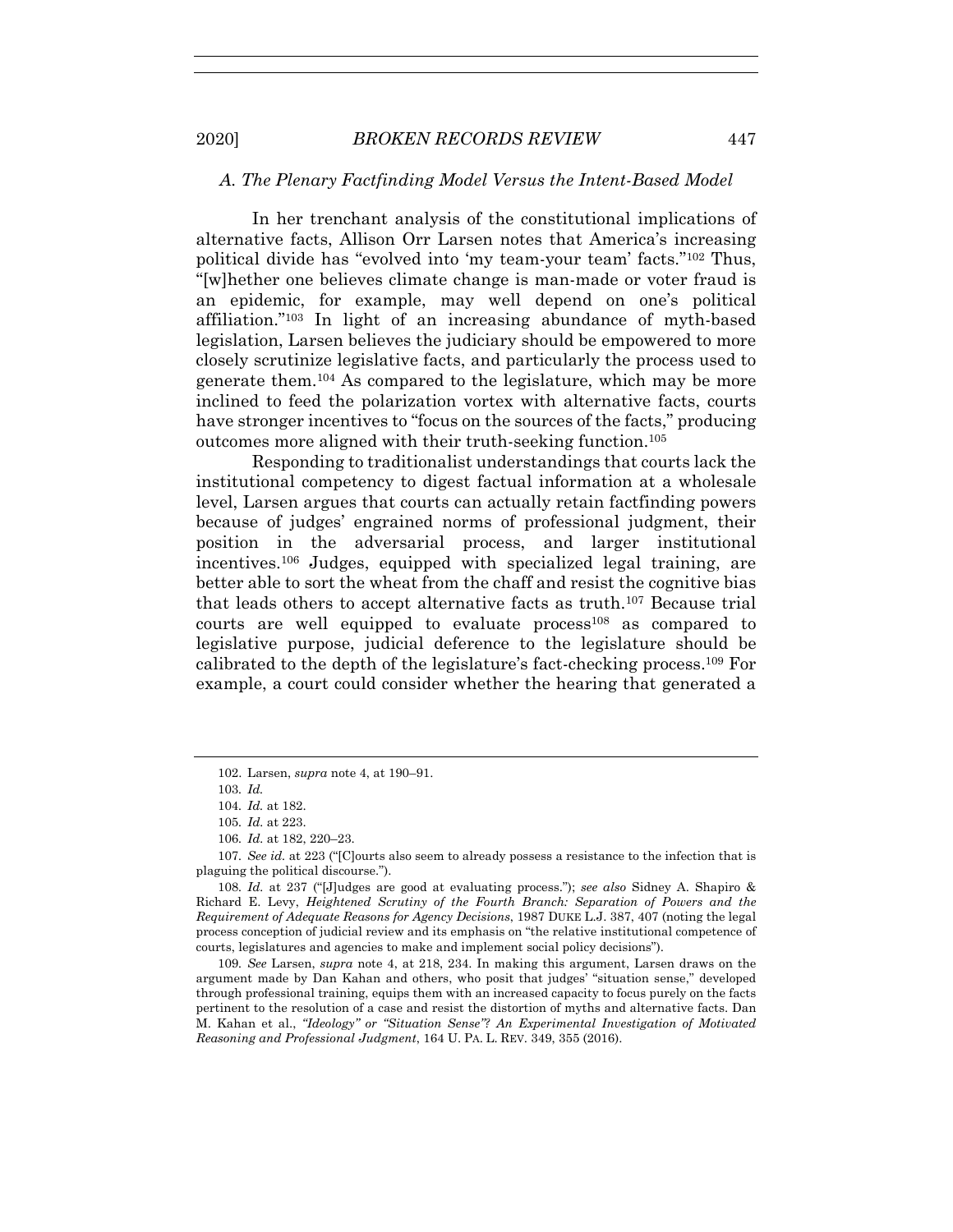### *A. The Plenary Factfinding Model Versus the Intent-Based Model*

In her trenchant analysis of the constitutional implications of alternative facts, Allison Orr Larsen notes that America's increasing political divide has "evolved into 'my team-your team' facts."[102] Thus, "[w]hether one believes climate change is man-made or voter fraud is an epidemic, for example, may well depend on one's political affiliation."[103] In light of an increasing abundance of myth-based legislation, Larsen believes the judiciary should be empowered to more closely scrutinize legislative facts, and particularly the process used to generate them.[104] As compared to the legislature, which may be more inclined to feed the polarization vortex with alternative facts, courts have stronger incentives to "focus on the sources of the facts," producing outcomes more aligned with their truth-seeking function.[105]

Responding to traditionalist understandings that courts lack the institutional competency to digest factual information at a wholesale level, Larsen argues that courts can actually retain factfinding powers because of judges' engrained norms of professional judgment, their position in the adversarial process, and larger institutional incentives.[106] Judges, equipped with specialized legal training, are better able to sort the wheat from the chaff and resist the cognitive bias that leads others to accept alternative facts as truth.[107] Because trial courts are well equipped to evaluate process[108] as compared to legislative purpose, judicial deference to the legislature should be calibrated to the depth of the legislature's fact-checking process.[109] For example, a court could consider whether the hearing that generated a

---

102. Larsen, *supra* note 4, at 190–91.

103. *Id.*

104. *Id.* at 182.

105. *Id.* at 223.

106. *Id.* at 182, 220–23.

107. *See id.* at 223 ("[C]ourts also seem to already possess a resistance to the infection that is plaguing the political discourse.").

108. *Id.* at 237 ("[J]udges are good at evaluating process."); *see also* Sidney A. Shapiro & Richard E. Levy, *Heightened Scrutiny of the Fourth Branch: Separation of Powers and the Requirement of Adequate Reasons for Agency Decisions*, 1987 DUKE L.J. 387, 407 (noting the legal process conception of judicial review and its emphasis on "the relative institutional competence of courts, legislatures and agencies to make and implement social policy decisions").

109. *See* Larsen, *supra* note 4, at 218, 234. In making this argument, Larsen draws on the argument made by Dan Kahan and others, who posit that judges' "situation sense," developed through professional training, equips them with an increased capacity to focus purely on the facts pertinent to the resolution of a case and resist the distortion of myths and alternative facts. Dan M. Kahan et al., *"Ideology" or "Situation Sense"? An Experimental Investigation of Motivated Reasoning and Professional Judgment*, 164 U. PA. L. REV. 349, 355 (2016).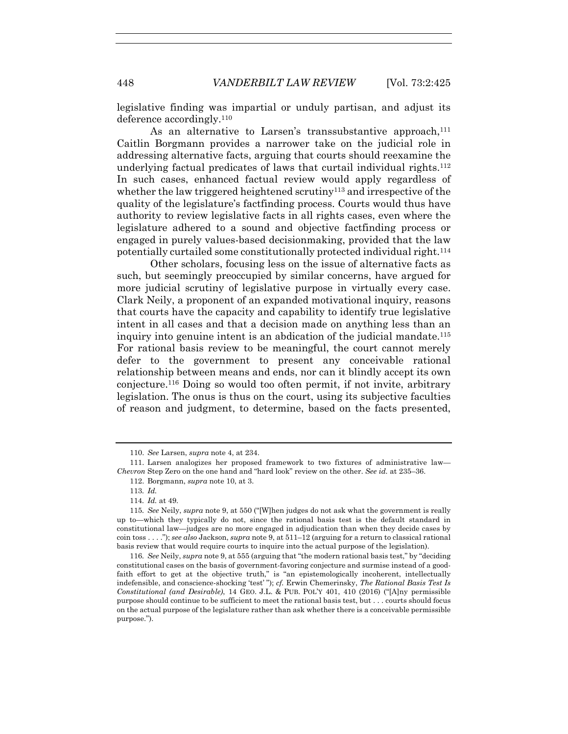legislative finding was impartial or unduly partisan, and adjust its deference accordingly.[110]

As an alternative to Larsen's transsubstantive approach,[111] Caitlin Borgmann provides a narrower take on the judicial role in addressing alternative facts, arguing that courts should reexamine the underlying factual predicates of laws that curtail individual rights.[112] In such cases, enhanced factual review would apply regardless of whether the law triggered heightened scrutiny[113] and irrespective of the quality of the legislature's factfinding process. Courts would thus have authority to review legislative facts in all rights cases, even where the legislature adhered to a sound and objective factfinding process or engaged in purely values-based decisionmaking, provided that the law potentially curtailed some constitutionally protected individual right.[114]

Other scholars, focusing less on the issue of alternative facts as such, but seemingly preoccupied by similar concerns, have argued for more judicial scrutiny of legislative purpose in virtually every case. Clark Neily, a proponent of an expanded motivational inquiry, reasons that courts have the capacity and capability to identify true legislative intent in all cases and that a decision made on anything less than an inquiry into genuine intent is an abdication of the judicial mandate.[115] For rational basis review to be meaningful, the court cannot merely defer to the government to present any conceivable rational relationship between means and ends, nor can it blindly accept its own conjecture.[116] Doing so would too often permit, if not invite, arbitrary legislation. The onus is thus on the court, using its subjective faculties of reason and judgment, to determine, based on the facts presented,

---

110. *See* Larsen, *supra* note 4, at 234.

111. Larsen analogizes her proposed framework to two fixtures of administrative law—*Chevron* Step Zero on the one hand and "hard look" review on the other. *See id.* at 235–36.

112. Borgmann, *supra* note 10, at 3.

113. *Id.*

114. *Id.* at 49.

115. *See* Neily, *supra* note 9, at 550 ("[W]hen judges do not ask what the government is really up to—which they typically do not, since the rational basis test is the default standard in constitutional law—judges are no more engaged in adjudication than when they decide cases by coin toss . . . ."); *see also* Jackson, *supra* note 9, at 511–12 (arguing for a return to classical rational basis review that would require courts to inquire into the actual purpose of the legislation).

116. *See* Neily, *supra* note 9, at 555 (arguing that "the modern rational basis test," by "deciding constitutional cases on the basis of government-favoring conjecture and surmise instead of a good-faith effort to get at the objective truth," is "an epistemologically incoherent, intellectually indefensible, and conscience-shocking 'test' "); *cf.* Erwin Chemerinsky, *The Rational Basis Test Is Constitutional (and Desirable)*, 14 GEO. J.L. & PUB. POL'Y 401, 410 (2016) ("[A]ny permissible purpose should continue to be sufficient to meet the rational basis test, but . . . courts should focus on the actual purpose of the legislature rather than ask whether there is a conceivable permissible purpose.").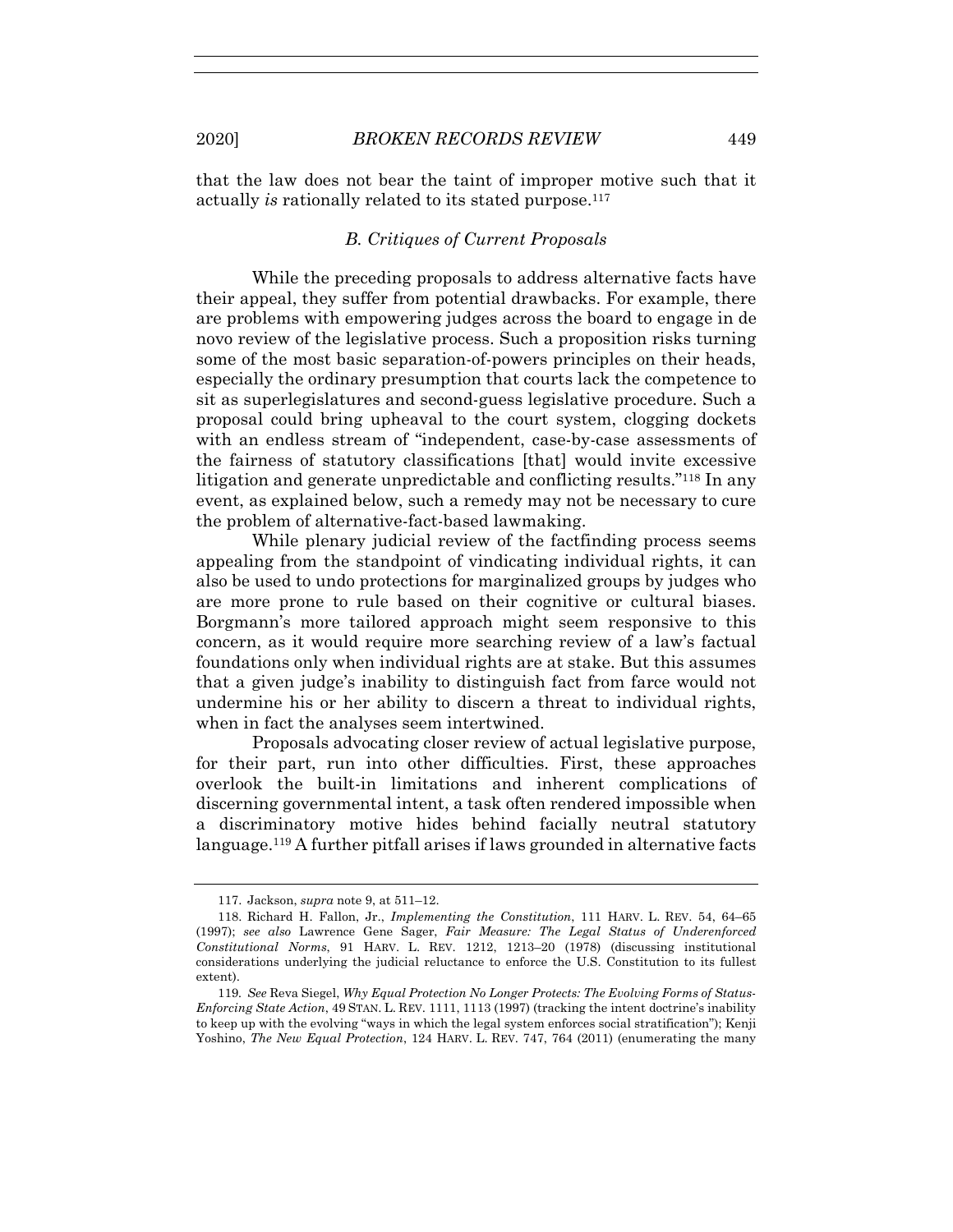that the law does not bear the taint of improper motive such that it actually *is* rationally related to its stated purpose.[117]

### *B. Critiques of Current Proposals*

While the preceding proposals to address alternative facts have their appeal, they suffer from potential drawbacks. For example, there are problems with empowering judges across the board to engage in de novo review of the legislative process. Such a proposition risks turning some of the most basic separation-of-powers principles on their heads, especially the ordinary presumption that courts lack the competence to sit as superlegislatures and second-guess legislative procedure. Such a proposal could bring upheaval to the court system, clogging dockets with an endless stream of "independent, case-by-case assessments of the fairness of statutory classifications [that] would invite excessive litigation and generate unpredictable and conflicting results."[118] In any event, as explained below, such a remedy may not be necessary to cure the problem of alternative-fact-based lawmaking.

While plenary judicial review of the factfinding process seems appealing from the standpoint of vindicating individual rights, it can also be used to undo protections for marginalized groups by judges who are more prone to rule based on their cognitive or cultural biases. Borgmann's more tailored approach might seem responsive to this concern, as it would require more searching review of a law's factual foundations only when individual rights are at stake. But this assumes that a given judge's inability to distinguish fact from farce would not undermine his or her ability to discern a threat to individual rights, when in fact the analyses seem intertwined.

Proposals advocating closer review of actual legislative purpose, for their part, run into other difficulties. First, these approaches overlook the built-in limitations and inherent complications of discerning governmental intent, a task often rendered impossible when a discriminatory motive hides behind facially neutral statutory language.[119] A further pitfall arises if laws grounded in alternative facts

---

117. Jackson, *supra* note 9, at 511–12.

118. Richard H. Fallon, Jr., *Implementing the Constitution*, 111 HARV. L. REV. 54, 64–65 (1997); *see also* Lawrence Gene Sager, *Fair Measure: The Legal Status of Underenforced Constitutional Norms*, 91 HARV. L. REV. 1212, 1213–20 (1978) (discussing institutional considerations underlying the judicial reluctance to enforce the U.S. Constitution to its fullest extent).

119. *See* Reva Siegel, *Why Equal Protection No Longer Protects: The Evolving Forms of Status-Enforcing State Action*, 49 STAN. L. REV. 1111, 1113 (1997) (tracking the intent doctrine's inability to keep up with the evolving "ways in which the legal system enforces social stratification"); Kenji Yoshino, *The New Equal Protection*, 124 HARV. L. REV. 747, 764 (2011) (enumerating the many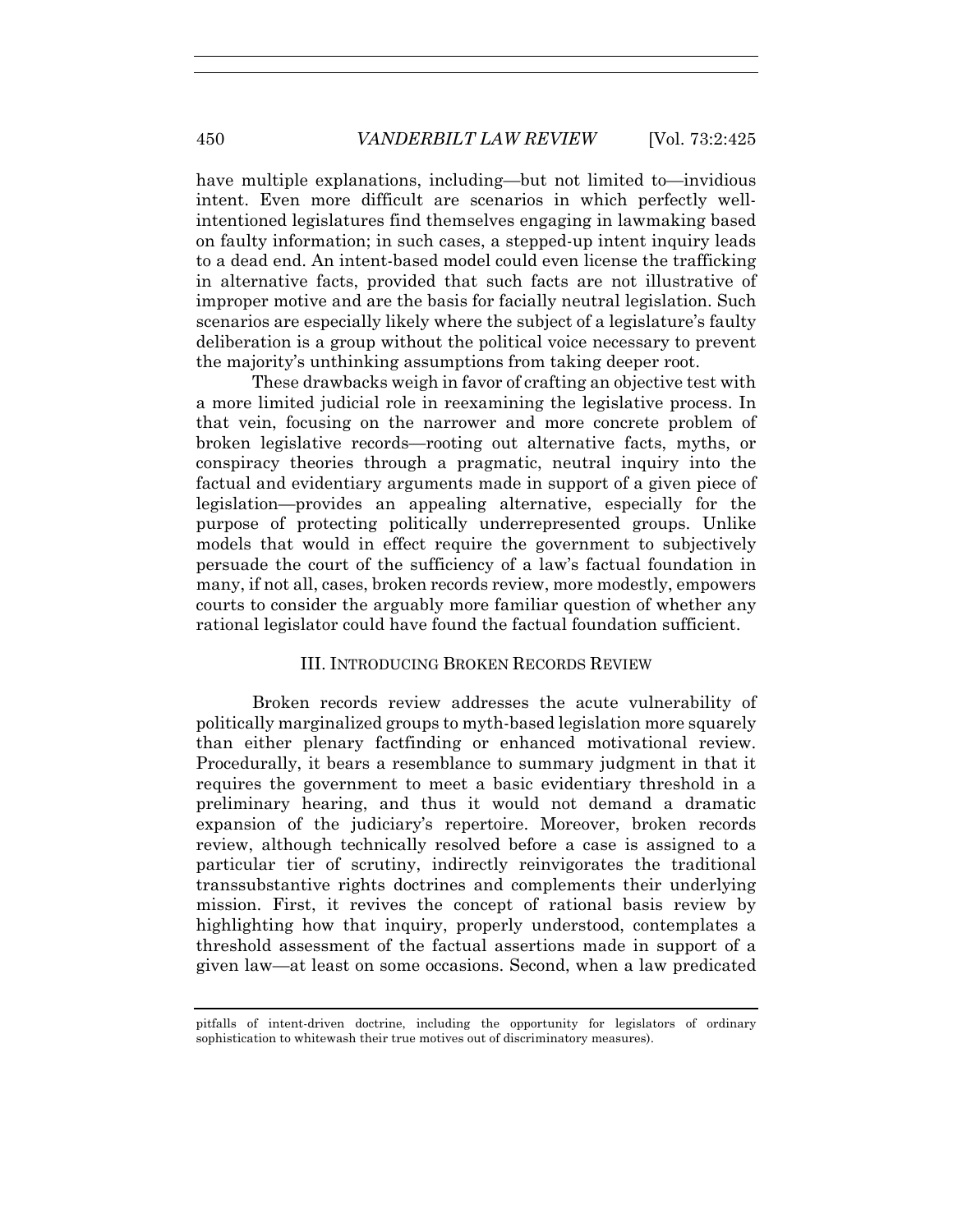have multiple explanations, including—but not limited to—invidious intent. Even more difficult are scenarios in which perfectly well-intentioned legislatures find themselves engaging in lawmaking based on faulty information; in such cases, a stepped-up intent inquiry leads to a dead end. An intent-based model could even license the trafficking in alternative facts, provided that such facts are not illustrative of improper motive and are the basis for facially neutral legislation. Such scenarios are especially likely where the subject of a legislature's faulty deliberation is a group without the political voice necessary to prevent the majority's unthinking assumptions from taking deeper root.

These drawbacks weigh in favor of crafting an objective test with a more limited judicial role in reexamining the legislative process. In that vein, focusing on the narrower and more concrete problem of broken legislative records—rooting out alternative facts, myths, or conspiracy theories through a pragmatic, neutral inquiry into the factual and evidentiary arguments made in support of a given piece of legislation—provides an appealing alternative, especially for the purpose of protecting politically underrepresented groups. Unlike models that would in effect require the government to subjectively persuade the court of the sufficiency of a law's factual foundation in many, if not all, cases, broken records review, more modestly, empowers courts to consider the arguably more familiar question of whether any rational legislator could have found the factual foundation sufficient.

## III. INTRODUCING BROKEN RECORDS REVIEW

Broken records review addresses the acute vulnerability of politically marginalized groups to myth-based legislation more squarely than either plenary factfinding or enhanced motivational review. Procedurally, it bears a resemblance to summary judgment in that it requires the government to meet a basic evidentiary threshold in a preliminary hearing, and thus it would not demand a dramatic expansion of the judiciary's repertoire. Moreover, broken records review, although technically resolved before a case is assigned to a particular tier of scrutiny, indirectly reinvigorates the traditional transsubstantive rights doctrines and complements their underlying mission. First, it revives the concept of rational basis review by highlighting how that inquiry, properly understood, contemplates a threshold assessment of the factual assertions made in support of a given law—at least on some occasions. Second, when a law predicated

---

pitfalls of intent-driven doctrine, including the opportunity for legislators of ordinary sophistication to whitewash their true motives out of discriminatory measures).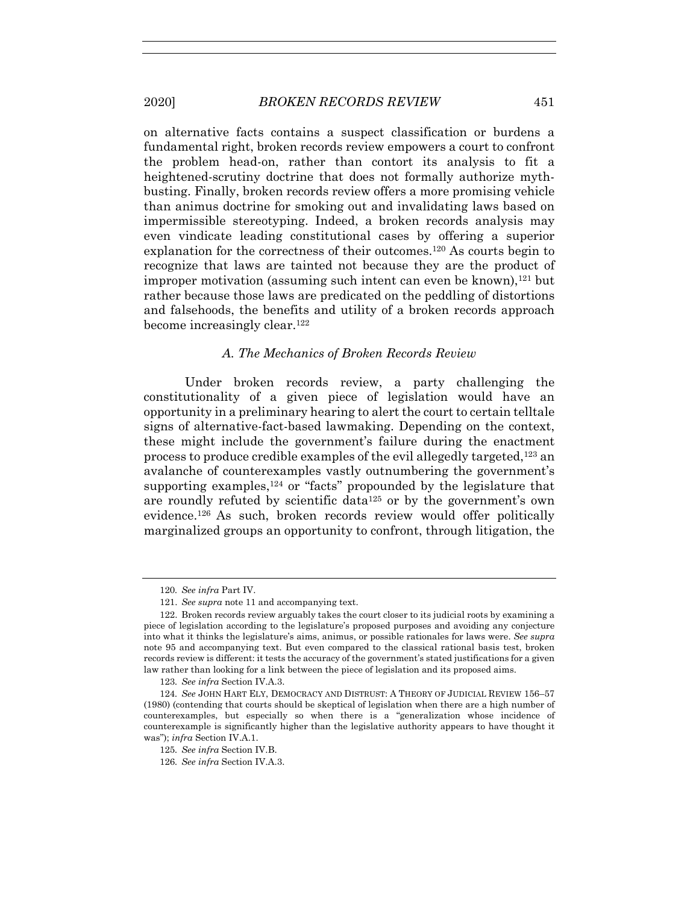on alternative facts contains a suspect classification or burdens a fundamental right, broken records review empowers a court to confront the problem head-on, rather than contort its analysis to fit a heightened-scrutiny doctrine that does not formally authorize myth-busting. Finally, broken records review offers a more promising vehicle than animus doctrine for smoking out and invalidating laws based on impermissible stereotyping. Indeed, a broken records analysis may even vindicate leading constitutional cases by offering a superior explanation for the correctness of their outcomes.[120] As courts begin to recognize that laws are tainted not because they are the product of improper motivation (assuming such intent can even be known),[121] but rather because those laws are predicated on the peddling of distortions and falsehoods, the benefits and utility of a broken records approach become increasingly clear.[122]

### *A. The Mechanics of Broken Records Review*

Under broken records review, a party challenging the constitutionality of a given piece of legislation would have an opportunity in a preliminary hearing to alert the court to certain telltale signs of alternative-fact-based lawmaking. Depending on the context, these might include the government's failure during the enactment process to produce credible examples of the evil allegedly targeted,[123] an avalanche of counterexamples vastly outnumbering the government's supporting examples,[124] or "facts" propounded by the legislature that are roundly refuted by scientific data[125] or by the government's own evidence.[126] As such, broken records review would offer politically marginalized groups an opportunity to confront, through litigation, the

---

120. *See infra* Part IV.

121. *See supra* note 11 and accompanying text.

122. Broken records review arguably takes the court closer to its judicial roots by examining a piece of legislation according to the legislature's proposed purposes and avoiding any conjecture into what it thinks the legislature's aims, animus, or possible rationales for laws were. *See supra* note 95 and accompanying text. But even compared to the classical rational basis test, broken records review is different: it tests the accuracy of the government's stated justifications for a given law rather than looking for a link between the piece of legislation and its proposed aims.

123. *See infra* Section IV.A.3.

124. *See* JOHN HART ELY, DEMOCRACY AND DISTRUST: A THEORY OF JUDICIAL REVIEW 156–57 (1980) (contending that courts should be skeptical of legislation when there are a high number of counterexamples, but especially so when there is a "generalization whose incidence of counterexample is significantly higher than the legislative authority appears to have thought it was"); *infra* Section IV.A.1.

125. *See infra* Section IV.B.

126. *See infra* Section IV.A.3.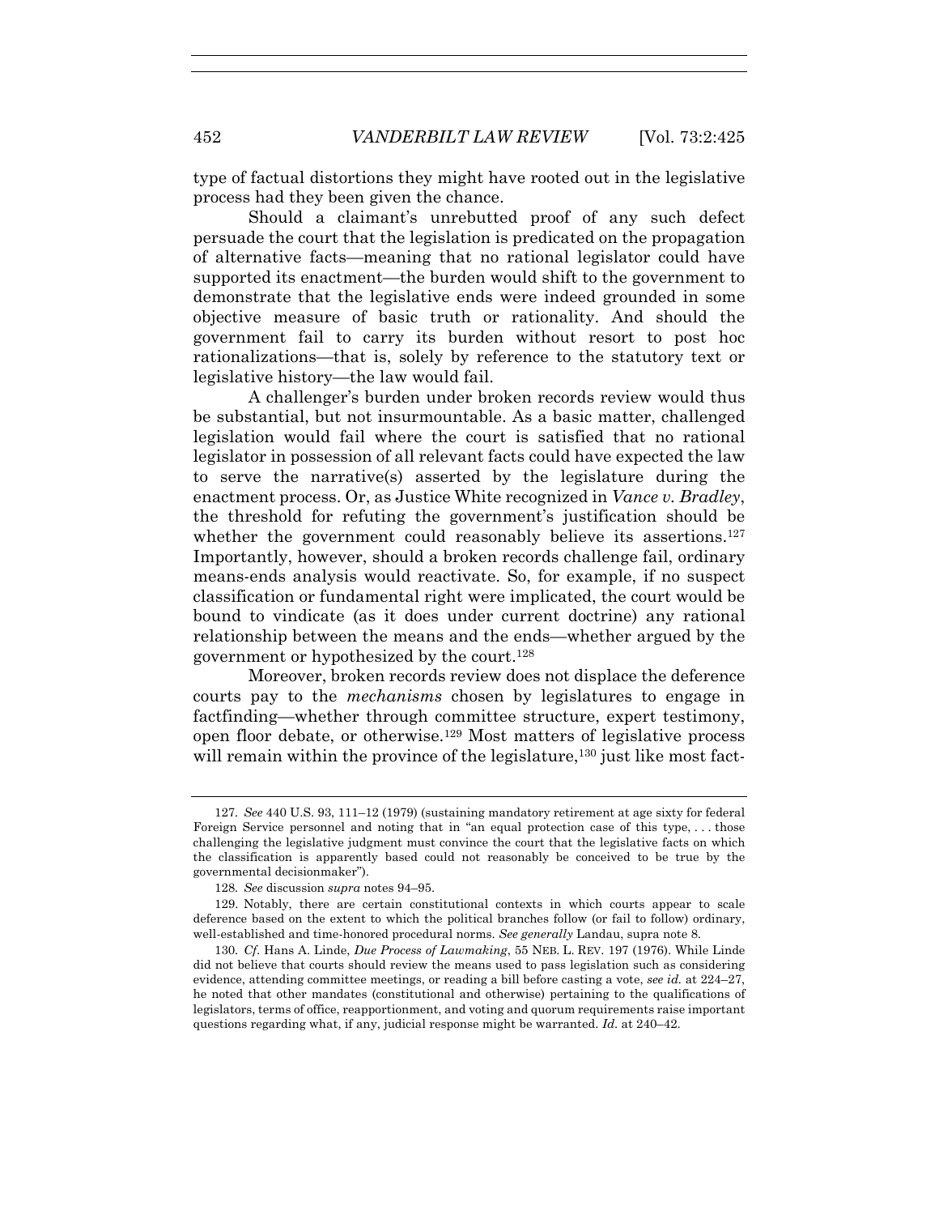type of factual distortions they might have rooted out in the legislative process had they been given the chance.

Should a claimant's unrebutted proof of any such defect persuade the court that the legislation is predicated on the propagation of alternative facts—meaning that no rational legislator could have supported its enactment—the burden would shift to the government to demonstrate that the legislative ends were indeed grounded in some objective measure of basic truth or rationality. And should the government fail to carry its burden without resort to post hoc rationalizations—that is, solely by reference to the statutory text or legislative history—the law would fail.

A challenger's burden under broken records review would thus be substantial, but not insurmountable. As a basic matter, challenged legislation would fail where the court is satisfied that no rational legislator in possession of all relevant facts could have expected the law to serve the narrative(s) asserted by the legislature during the enactment process. Or, as Justice White recognized in *Vance v. Bradley*, the threshold for refuting the government's justification should be whether the government could reasonably believe its assertions.[127] Importantly, however, should a broken records challenge fail, ordinary means-ends analysis would reactivate. So, for example, if no suspect classification or fundamental right were implicated, the court would be bound to vindicate (as it does under current doctrine) any rational relationship between the means and the ends—whether argued by the government or hypothesized by the court.[128]

Moreover, broken records review does not displace the deference courts pay to the *mechanisms* chosen by legislatures to engage in factfinding—whether through committee structure, expert testimony, open floor debate, or otherwise.[129] Most matters of legislative process will remain within the province of the legislature,[130] just like most fact-

---

127. *See* 440 U.S. 93, 111–12 (1979) (sustaining mandatory retirement at age sixty for federal Foreign Service personnel and noting that in "an equal protection case of this type, . . . those challenging the legislative judgment must convince the court that the legislative facts on which the classification is apparently based could not reasonably be conceived to be true by the governmental decisionmaker").

128. *See* discussion *supra* notes 94–95.

129. Notably, there are certain constitutional contexts in which courts appear to scale deference based on the extent to which the political branches follow (or fail to follow) ordinary, well-established and time-honored procedural norms. *See generally* Landau, supra note 8.

130. *Cf.* Hans A. Linde, *Due Process of Lawmaking*, 55 NEB. L. REV. 197 (1976). While Linde did not believe that courts should review the means used to pass legislation such as considering evidence, attending committee meetings, or reading a bill before casting a vote, *see id.* at 224–27, he noted that other mandates (constitutional and otherwise) pertaining to the qualifications of legislators, terms of office, reapportionment, and voting and quorum requirements raise important questions regarding what, if any, judicial response might be warranted. *Id.* at 240–42.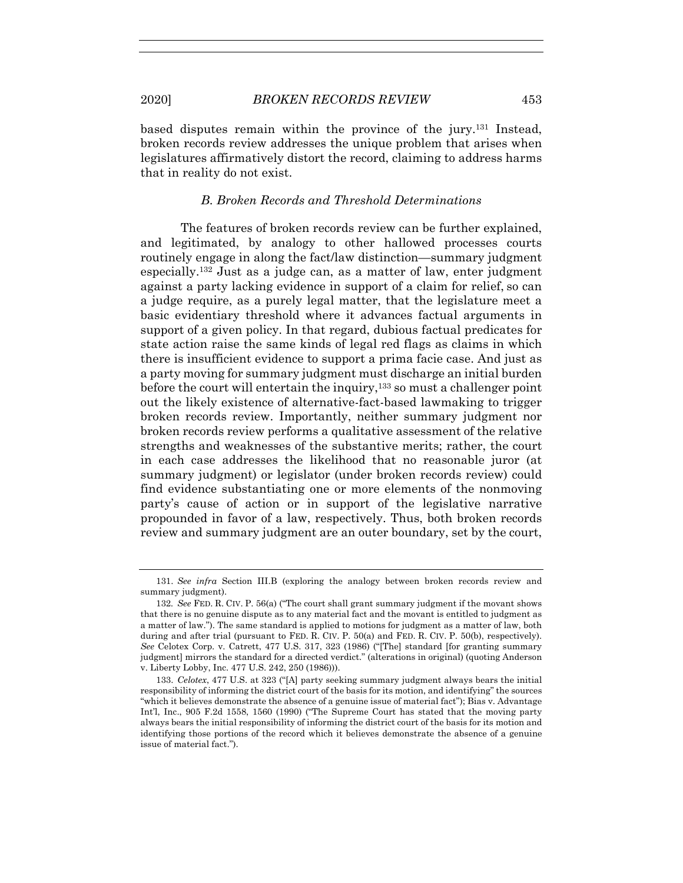based disputes remain within the province of the jury.[131] Instead, broken records review addresses the unique problem that arises when legislatures affirmatively distort the record, claiming to address harms that in reality do not exist.

### *B. Broken Records and Threshold Determinations*

The features of broken records review can be further explained, and legitimated, by analogy to other hallowed processes courts routinely engage in along the fact/law distinction—summary judgment especially.[132] Just as a judge can, as a matter of law, enter judgment against a party lacking evidence in support of a claim for relief, so can a judge require, as a purely legal matter, that the legislature meet a basic evidentiary threshold where it advances factual arguments in support of a given policy. In that regard, dubious factual predicates for state action raise the same kinds of legal red flags as claims in which there is insufficient evidence to support a prima facie case. And just as a party moving for summary judgment must discharge an initial burden before the court will entertain the inquiry,[133] so must a challenger point out the likely existence of alternative-fact-based lawmaking to trigger broken records review. Importantly, neither summary judgment nor broken records review performs a qualitative assessment of the relative strengths and weaknesses of the substantive merits; rather, the court in each case addresses the likelihood that no reasonable juror (at summary judgment) or legislator (under broken records review) could find evidence substantiating one or more elements of the nonmoving party's cause of action or in support of the legislative narrative propounded in favor of a law, respectively. Thus, both broken records review and summary judgment are an outer boundary, set by the court,

---

131. *See infra* Section III.B (exploring the analogy between broken records review and summary judgment).

132. *See* FED. R. CIV. P. 56(a) ("The court shall grant summary judgment if the movant shows that there is no genuine dispute as to any material fact and the movant is entitled to judgment as a matter of law."). The same standard is applied to motions for judgment as a matter of law, both during and after trial (pursuant to FED. R. CIV. P. 50(a) and FED. R. CIV. P. 50(b), respectively). *See* Celotex Corp. v. Catrett, 477 U.S. 317, 323 (1986) ("[The] standard [for granting summary judgment] mirrors the standard for a directed verdict." (alterations in original) (quoting Anderson v. Liberty Lobby, Inc. 477 U.S. 242, 250 (1986))).

133. *Celotex*, 477 U.S. at 323 ("[A] party seeking summary judgment always bears the initial responsibility of informing the district court of the basis for its motion, and identifying" the sources "which it believes demonstrate the absence of a genuine issue of material fact"); Bias v. Advantage Int'l, Inc., 905 F.2d 1558, 1560 (1990) ("The Supreme Court has stated that the moving party always bears the initial responsibility of informing the district court of the basis for its motion and identifying those portions of the record which it believes demonstrate the absence of a genuine issue of material fact.").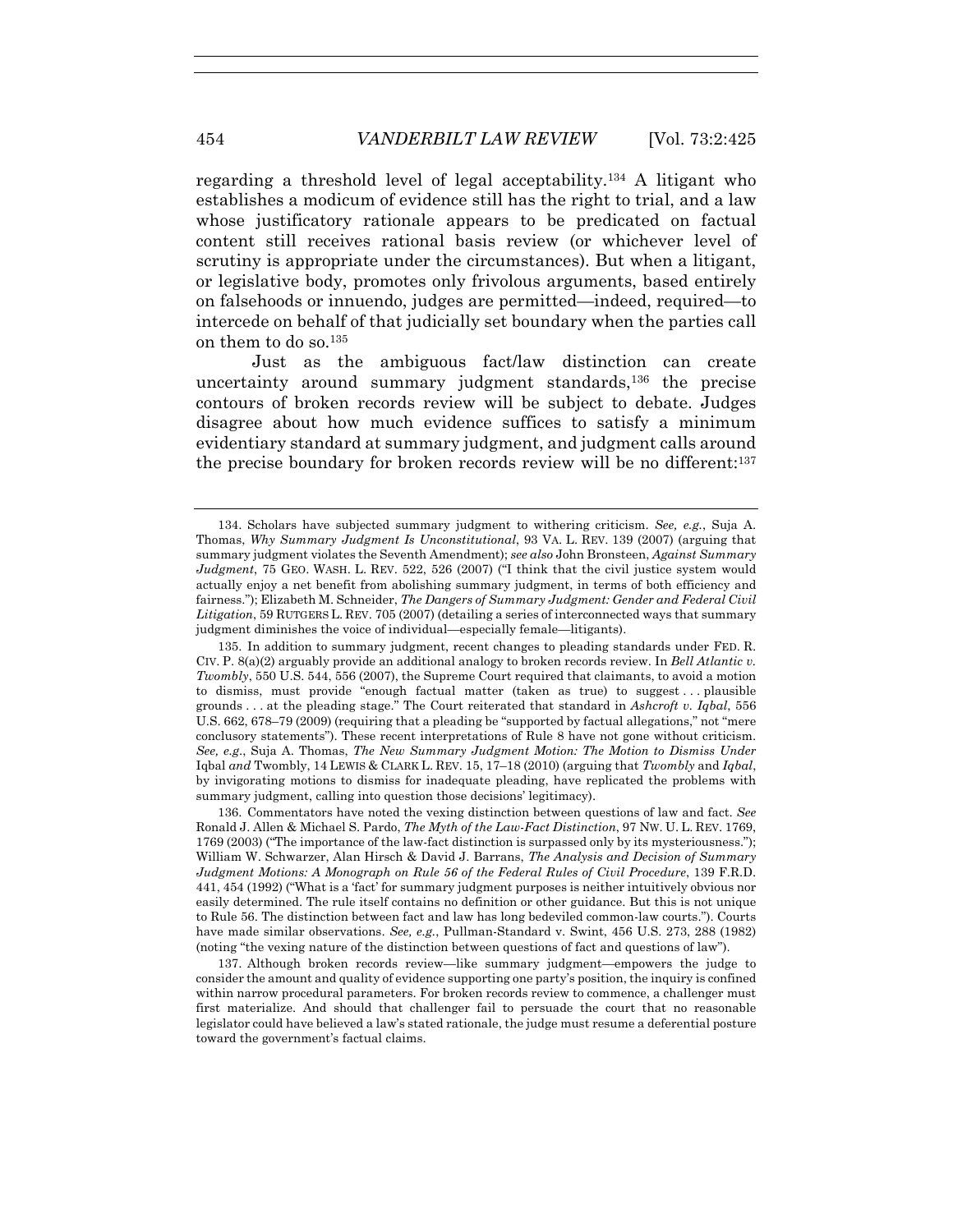regarding a threshold level of legal acceptability.[134] A litigant who establishes a modicum of evidence still has the right to trial, and a law whose justificatory rationale appears to be predicated on factual content still receives rational basis review (or whichever level of scrutiny is appropriate under the circumstances). But when a litigant, or legislative body, promotes only frivolous arguments, based entirely on falsehoods or innuendo, judges are permitted—indeed, required—to intercede on behalf of that judicially set boundary when the parties call on them to do so.[135]

Just as the ambiguous fact/law distinction can create uncertainty around summary judgment standards,[136] the precise contours of broken records review will be subject to debate. Judges disagree about how much evidence suffices to satisfy a minimum evidentiary standard at summary judgment, and judgment calls around the precise boundary for broken records review will be no different:[137]

134. Scholars have subjected summary judgment to withering criticism. *See, e.g.*, Suja A. Thomas, *Why Summary Judgment Is Unconstitutional*, 93 VA. L. REV. 139 (2007) (arguing that summary judgment violates the Seventh Amendment); *see also* John Bronsteen, *Against Summary Judgment*, 75 GEO. WASH. L. REV. 522, 526 (2007) ("I think that the civil justice system would actually enjoy a net benefit from abolishing summary judgment, in terms of both efficiency and fairness."); Elizabeth M. Schneider, *The Dangers of Summary Judgment: Gender and Federal Civil Litigation*, 59 RUTGERS L. REV. 705 (2007) (detailing a series of interconnected ways that summary judgment diminishes the voice of individual—especially female—litigants).

135. In addition to summary judgment, recent changes to pleading standards under FED. R. CIV. P. 8(a)(2) arguably provide an additional analogy to broken records review. In *Bell Atlantic v. Twombly*, 550 U.S. 544, 556 (2007), the Supreme Court required that claimants, to avoid a motion to dismiss, must provide "enough factual matter (taken as true) to suggest . . . plausible grounds . . . at the pleading stage." The Court reiterated that standard in *Ashcroft v. Iqbal*, 556 U.S. 662, 678–79 (2009) (requiring that a pleading be "supported by factual allegations," not "mere conclusory statements"). These recent interpretations of Rule 8 have not gone without criticism. *See, e.g.*, Suja A. Thomas, *The New Summary Judgment Motion: The Motion to Dismiss Under* Iqbal *and* Twombly, 14 LEWIS & CLARK L. REV. 15, 17–18 (2010) (arguing that *Twombly* and *Iqbal*, by invigorating motions to dismiss for inadequate pleading, have replicated the problems with summary judgment, calling into question those decisions' legitimacy).

136. Commentators have noted the vexing distinction between questions of law and fact. *See* Ronald J. Allen & Michael S. Pardo, *The Myth of the Law-Fact Distinction*, 97 NW. U. L. REV. 1769, 1769 (2003) ("The importance of the law-fact distinction is surpassed only by its mysteriousness."); William W. Schwarzer, Alan Hirsch & David J. Barrans, *The Analysis and Decision of Summary Judgment Motions: A Monograph on Rule 56 of the Federal Rules of Civil Procedure*, 139 F.R.D. 441, 454 (1992) ("What is a 'fact' for summary judgment purposes is neither intuitively obvious nor easily determined. The rule itself contains no definition or other guidance. But this is not unique to Rule 56. The distinction between fact and law has long bedeviled common-law courts."). Courts have made similar observations. *See, e.g.*, Pullman-Standard v. Swint, 456 U.S. 273, 288 (1982) (noting "the vexing nature of the distinction between questions of fact and questions of law").

137. Although broken records review—like summary judgment—empowers the judge to consider the amount and quality of evidence supporting one party's position, the inquiry is confined within narrow procedural parameters. For broken records review to commence, a challenger must first materialize. And should that challenger fail to persuade the court that no reasonable legislator could have believed a law's stated rationale, the judge must resume a deferential posture toward the government's factual claims.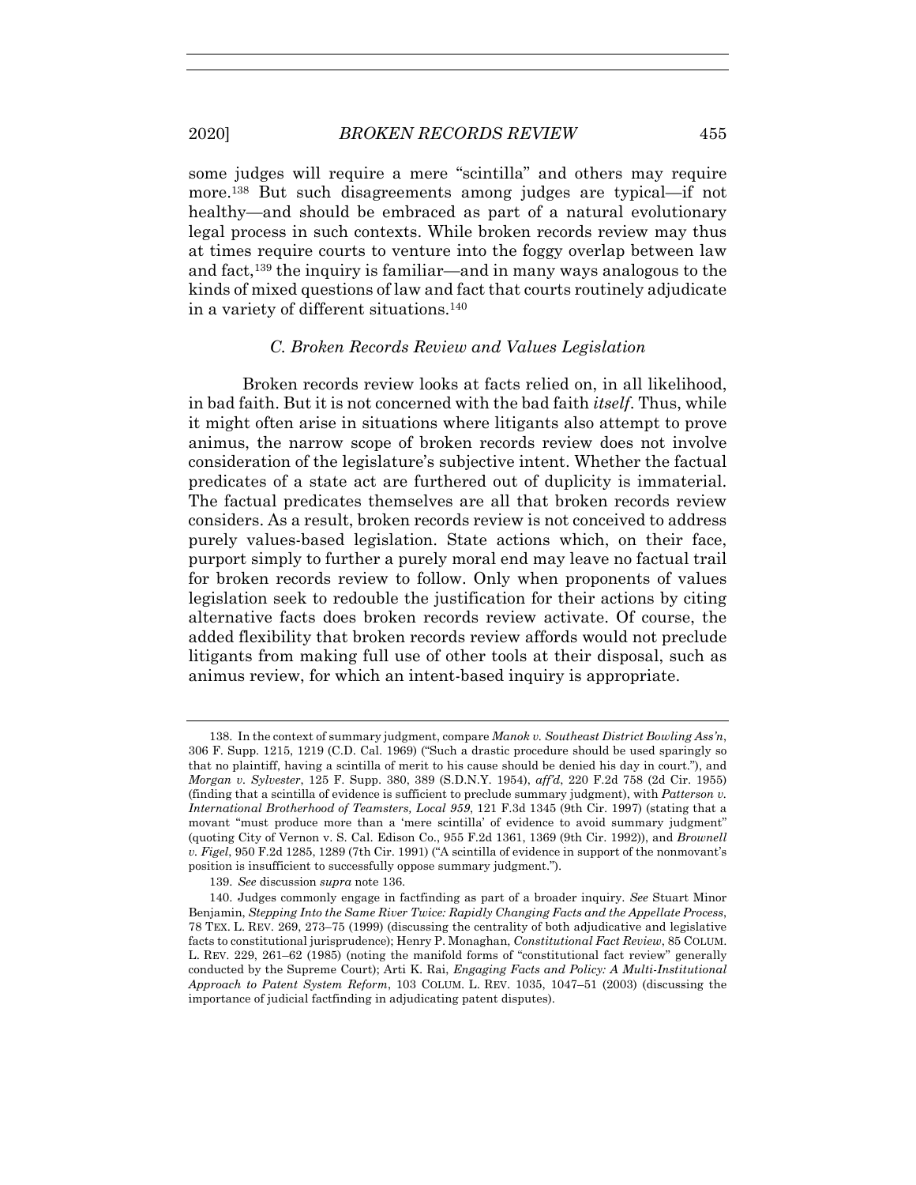some judges will require a mere "scintilla" and others may require more.[138] But such disagreements among judges are typical—if not healthy—and should be embraced as part of a natural evolutionary legal process in such contexts. While broken records review may thus at times require courts to venture into the foggy overlap between law and fact,[139] the inquiry is familiar—and in many ways analogous to the kinds of mixed questions of law and fact that courts routinely adjudicate in a variety of different situations.[140]

### *C. Broken Records Review and Values Legislation*

Broken records review looks at facts relied on, in all likelihood, in bad faith. But it is not concerned with the bad faith *itself*. Thus, while it might often arise in situations where litigants also attempt to prove animus, the narrow scope of broken records review does not involve consideration of the legislature's subjective intent. Whether the factual predicates of a state act are furthered out of duplicity is immaterial. The factual predicates themselves are all that broken records review considers. As a result, broken records review is not conceived to address purely values-based legislation. State actions which, on their face, purport simply to further a purely moral end may leave no factual trail for broken records review to follow. Only when proponents of values legislation seek to redouble the justification for their actions by citing alternative facts does broken records review activate. Of course, the added flexibility that broken records review affords would not preclude litigants from making full use of other tools at their disposal, such as animus review, for which an intent-based inquiry is appropriate.

---

138. In the context of summary judgment, compare *Manok v. Southeast District Bowling Ass'n*, 306 F. Supp. 1215, 1219 (C.D. Cal. 1969) ("Such a drastic procedure should be used sparingly so that no plaintiff, having a scintilla of merit to his cause should be denied his day in court."), and *Morgan v. Sylvester*, 125 F. Supp. 380, 389 (S.D.N.Y. 1954), *aff'd*, 220 F.2d 758 (2d Cir. 1955) (finding that a scintilla of evidence is sufficient to preclude summary judgment), with *Patterson v. International Brotherhood of Teamsters, Local 959*, 121 F.3d 1345 (9th Cir. 1997) (stating that a movant "must produce more than a 'mere scintilla' of evidence to avoid summary judgment" (quoting City of Vernon v. S. Cal. Edison Co., 955 F.2d 1361, 1369 (9th Cir. 1992)), and *Brownell v. Figel*, 950 F.2d 1285, 1289 (7th Cir. 1991) ("A scintilla of evidence in support of the nonmovant's position is insufficient to successfully oppose summary judgment.").

139. *See* discussion *supra* note 136.

140. Judges commonly engage in factfinding as part of a broader inquiry. *See* Stuart Minor Benjamin, *Stepping Into the Same River Twice: Rapidly Changing Facts and the Appellate Process*, 78 TEX. L. REV. 269, 273–75 (1999) (discussing the centrality of both adjudicative and legislative facts to constitutional jurisprudence); Henry P. Monaghan, *Constitutional Fact Review*, 85 COLUM. L. REV. 229, 261–62 (1985) (noting the manifold forms of "constitutional fact review" generally conducted by the Supreme Court); Arti K. Rai, *Engaging Facts and Policy: A Multi-Institutional Approach to Patent System Reform*, 103 COLUM. L. REV. 1035, 1047–51 (2003) (discussing the importance of judicial factfinding in adjudicating patent disputes).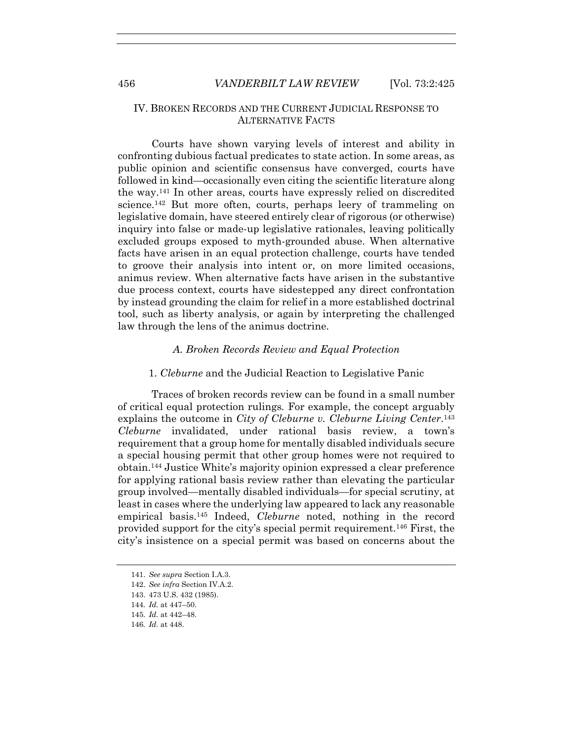## IV. BROKEN RECORDS AND THE CURRENT JUDICIAL RESPONSE TO ALTERNATIVE FACTS

Courts have shown varying levels of interest and ability in confronting dubious factual predicates to state action. In some areas, as public opinion and scientific consensus have converged, courts have followed in kind—occasionally even citing the scientific literature along the way.[141] In other areas, courts have expressly relied on discredited science.[142] But more often, courts, perhaps leery of trammeling on legislative domain, have steered entirely clear of rigorous (or otherwise) inquiry into false or made-up legislative rationales, leaving politically excluded groups exposed to myth-grounded abuse. When alternative facts have arisen in an equal protection challenge, courts have tended to groove their analysis into intent or, on more limited occasions, animus review. When alternative facts have arisen in the substantive due process context, courts have sidestepped any direct confrontation by instead grounding the claim for relief in a more established doctrinal tool, such as liberty analysis, or again by interpreting the challenged law through the lens of the animus doctrine.

### *A. Broken Records Review and Equal Protection*

#### 1. *Cleburne* and the Judicial Reaction to Legislative Panic

Traces of broken records review can be found in a small number of critical equal protection rulings. For example, the concept arguably explains the outcome in *City of Cleburne v. Cleburne Living Center*.[143] *Cleburne* invalidated, under rational basis review, a town's requirement that a group home for mentally disabled individuals secure a special housing permit that other group homes were not required to obtain.[144] Justice White's majority opinion expressed a clear preference for applying rational basis review rather than elevating the particular group involved—mentally disabled individuals—for special scrutiny, at least in cases where the underlying law appeared to lack any reasonable empirical basis.[145] Indeed, *Cleburne* noted, nothing in the record provided support for the city's special permit requirement.[146] First, the city's insistence on a special permit was based on concerns about the

---

141. *See supra* Section I.A.3.

142. *See infra* Section IV.A.2.

143. 473 U.S. 432 (1985).

144. *Id.* at 447–50.

145. *Id.* at 442–48.

146. *Id.* at 448.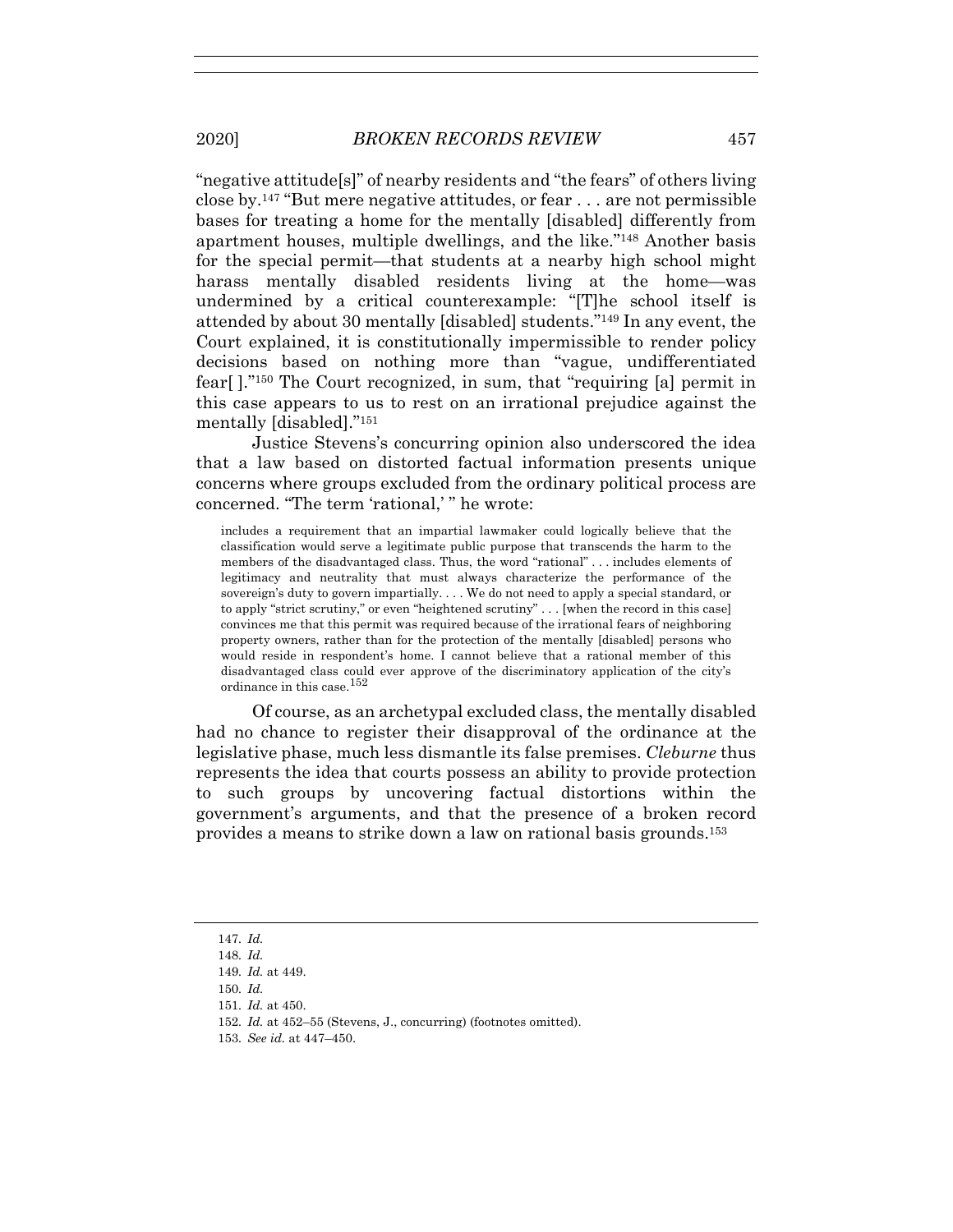"negative attitude[s]" of nearby residents and "the fears" of others living close by.[147] "But mere negative attitudes, or fear . . . are not permissible bases for treating a home for the mentally [disabled] differently from apartment houses, multiple dwellings, and the like."[148] Another basis for the special permit—that students at a nearby high school might harass mentally disabled residents living at the home—was undermined by a critical counterexample: "[T]he school itself is attended by about 30 mentally [disabled] students."[149] In any event, the Court explained, it is constitutionally impermissible to render policy decisions based on nothing more than "vague, undifferentiated fear[ ]."[150] The Court recognized, in sum, that "requiring [a] permit in this case appears to us to rest on an irrational prejudice against the mentally [disabled]."[151]

Justice Stevens's concurring opinion also underscored the idea that a law based on distorted factual information presents unique concerns where groups excluded from the ordinary political process are concerned. "The term 'rational,' " he wrote:

> includes a requirement that an impartial lawmaker could logically believe that the classification would serve a legitimate public purpose that transcends the harm to the members of the disadvantaged class. Thus, the word "rational" . . . includes elements of legitimacy and neutrality that must always characterize the performance of the sovereign's duty to govern impartially. . . . We do not need to apply a special standard, or to apply "strict scrutiny," or even "heightened scrutiny" . . . [when the record in this case] convinces me that this permit was required because of the irrational fears of neighboring property owners, rather than for the protection of the mentally [disabled] persons who would reside in respondent's home. I cannot believe that a rational member of this disadvantaged class could ever approve of the discriminatory application of the city's ordinance in this case.[152]

Of course, as an archetypal excluded class, the mentally disabled had no chance to register their disapproval of the ordinance at the legislative phase, much less dismantle its false premises. *Cleburne* thus represents the idea that courts possess an ability to provide protection to such groups by uncovering factual distortions within the government's arguments, and that the presence of a broken record provides a means to strike down a law on rational basis grounds.[153]

---

147. *Id.*

148. *Id.*

149. *Id.* at 449.

150. *Id.*

151. *Id.* at 450.

152. *Id.* at 452–55 (Stevens, J., concurring) (footnotes omitted).

153. *See id.* at 447–450.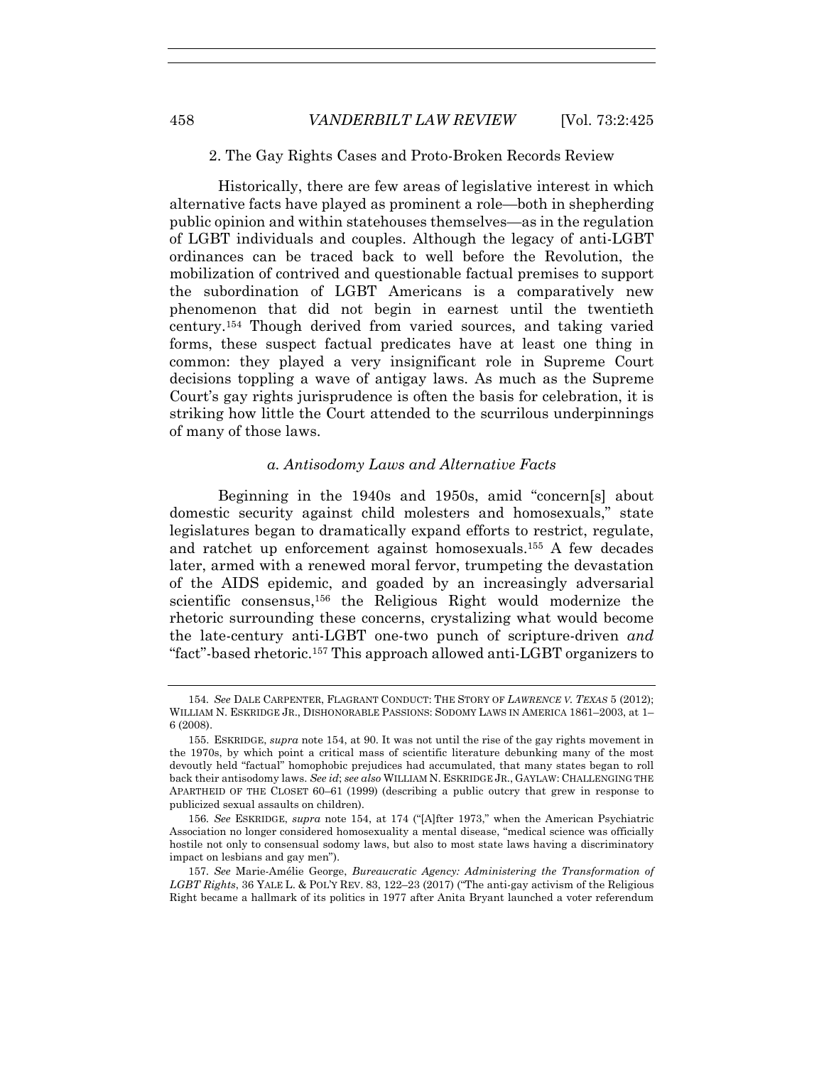### 2. The Gay Rights Cases and Proto-Broken Records Review

Historically, there are few areas of legislative interest in which alternative facts have played as prominent a role—both in shepherding public opinion and within statehouses themselves—as in the regulation of LGBT individuals and couples. Although the legacy of anti-LGBT ordinances can be traced back to well before the Revolution, the mobilization of contrived and questionable factual premises to support the subordination of LGBT Americans is a comparatively new phenomenon that did not begin in earnest until the twentieth century.[154] Though derived from varied sources, and taking varied forms, these suspect factual predicates have at least one thing in common: they played a very insignificant role in Supreme Court decisions toppling a wave of antigay laws. As much as the Supreme Court's gay rights jurisprudence is often the basis for celebration, it is striking how little the Court attended to the scurrilous underpinnings of many of those laws.

#### *a. Antisodomy Laws and Alternative Facts*

Beginning in the 1940s and 1950s, amid "concern[s] about domestic security against child molesters and homosexuals," state legislatures began to dramatically expand efforts to restrict, regulate, and ratchet up enforcement against homosexuals.[155] A few decades later, armed with a renewed moral fervor, trumpeting the devastation of the AIDS epidemic, and goaded by an increasingly adversarial scientific consensus,[156] the Religious Right would modernize the rhetoric surrounding these concerns, crystalizing what would become the late-century anti-LGBT one-two punch of scripture-driven *and* "fact"-based rhetoric.[157] This approach allowed anti-LGBT organizers to

---

154. *See* DALE CARPENTER, FLAGRANT CONDUCT: THE STORY OF *LAWRENCE V. TEXAS* 5 (2012); WILLIAM N. ESKRIDGE JR., DISHONORABLE PASSIONS: SODOMY LAWS IN AMERICA 1861–2003, at 1–6 (2008).

155. ESKRIDGE, *supra* note 154, at 90. It was not until the rise of the gay rights movement in the 1970s, by which point a critical mass of scientific literature debunking many of the most devoutly held "factual" homophobic prejudices had accumulated, that many states began to roll back their antisodomy laws. *See id*; *see also* WILLIAM N. ESKRIDGE JR., GAYLAW: CHALLENGING THE APARTHEID OF THE CLOSET 60–61 (1999) (describing a public outcry that grew in response to publicized sexual assaults on children).

156. *See* ESKRIDGE, *supra* note 154, at 174 ("[A]fter 1973," when the American Psychiatric Association no longer considered homosexuality a mental disease, "medical science was officially hostile not only to consensual sodomy laws, but also to most state laws having a discriminatory impact on lesbians and gay men").

157. *See* Marie-Amélie George, *Bureaucratic Agency: Administering the Transformation of LGBT Rights*, 36 YALE L. & POL'Y REV. 83, 122–23 (2017) ("The anti-gay activism of the Religious Right became a hallmark of its politics in 1977 after Anita Bryant launched a voter referendum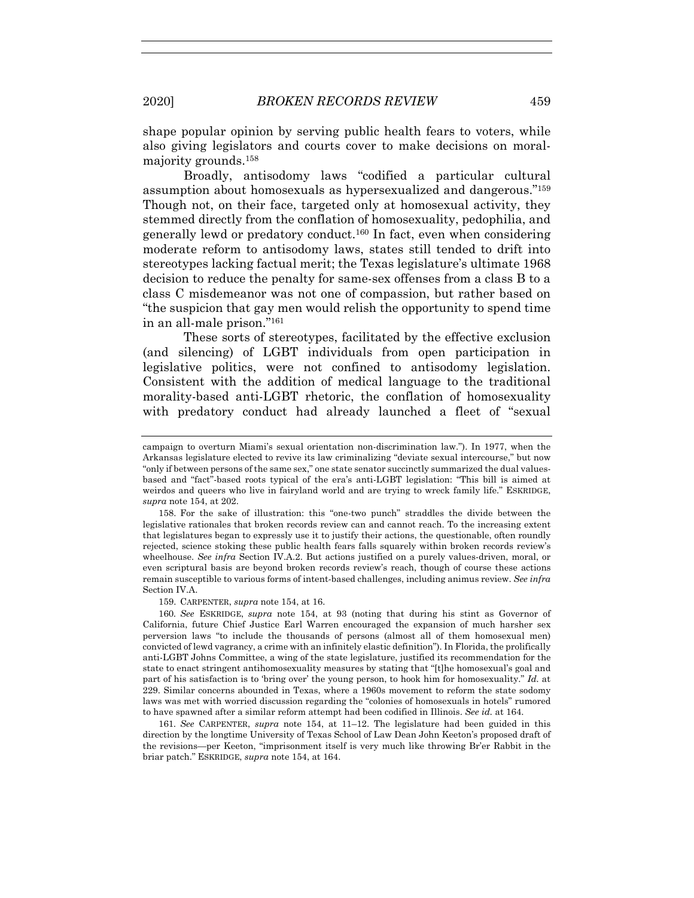shape popular opinion by serving public health fears to voters, while also giving legislators and courts cover to make decisions on moral-majority grounds.[158]

Broadly, antisodomy laws "codified a particular cultural assumption about homosexuals as hypersexualized and dangerous."[159] Though not, on their face, targeted only at homosexual activity, they stemmed directly from the conflation of homosexuality, pedophilia, and generally lewd or predatory conduct.[160] In fact, even when considering moderate reform to antisodomy laws, states still tended to drift into stereotypes lacking factual merit; the Texas legislature's ultimate 1968 decision to reduce the penalty for same-sex offenses from a class B to a class C misdemeanor was not one of compassion, but rather based on "the suspicion that gay men would relish the opportunity to spend time in an all-male prison."[161]

These sorts of stereotypes, facilitated by the effective exclusion (and silencing) of LGBT individuals from open participation in legislative politics, were not confined to antisodomy legislation. Consistent with the addition of medical language to the traditional morality-based anti-LGBT rhetoric, the conflation of homosexuality with predatory conduct had already launched a fleet of "sexual

---

campaign to overturn Miami's sexual orientation non-discrimination law."). In 1977, when the Arkansas legislature elected to revive its law criminalizing "deviate sexual intercourse," but now "only if between persons of the same sex," one state senator succinctly summarized the dual values-based and "fact"-based roots typical of the era's anti-LGBT legislation: "This bill is aimed at weirdos and queers who live in fairyland world and are trying to wreck family life." ESKRIDGE, *supra* note 154, at 202.

158. For the sake of illustration: this "one-two punch" straddles the divide between the legislative rationales that broken records review can and cannot reach. To the increasing extent that legislatures began to expressly use it to justify their actions, the questionable, often roundly rejected, science stoking these public health fears falls squarely within broken records review's wheelhouse. *See infra* Section IV.A.2. But actions justified on a purely values-driven, moral, or even scriptural basis are beyond broken records review's reach, though of course these actions remain susceptible to various forms of intent-based challenges, including animus review. *See infra* Section IV.A.

159. CARPENTER, *supra* note 154, at 16.

160. *See* ESKRIDGE, *supra* note 154, at 93 (noting that during his stint as Governor of California, future Chief Justice Earl Warren encouraged the expansion of much harsher sex perversion laws "to include the thousands of persons (almost all of them homosexual men) convicted of lewd vagrancy, a crime with an infinitely elastic definition"). In Florida, the prolifically anti-LGBT Johns Committee, a wing of the state legislature, justified its recommendation for the state to enact stringent antihomosexuality measures by stating that "[t]he homosexual's goal and part of his satisfaction is to 'bring over' the young person, to hook him for homosexuality." *Id.* at 229. Similar concerns abounded in Texas, where a 1960s movement to reform the state sodomy laws was met with worried discussion regarding the "colonies of homosexuals in hotels" rumored to have spawned after a similar reform attempt had been codified in Illinois. *See id.* at 164.

161. *See* CARPENTER, *supra* note 154, at 11–12. The legislature had been guided in this direction by the longtime University of Texas School of Law Dean John Keeton's proposed draft of the revisions—per Keeton, "imprisonment itself is very much like throwing Br'er Rabbit in the briar patch." ESKRIDGE, *supra* note 154, at 164.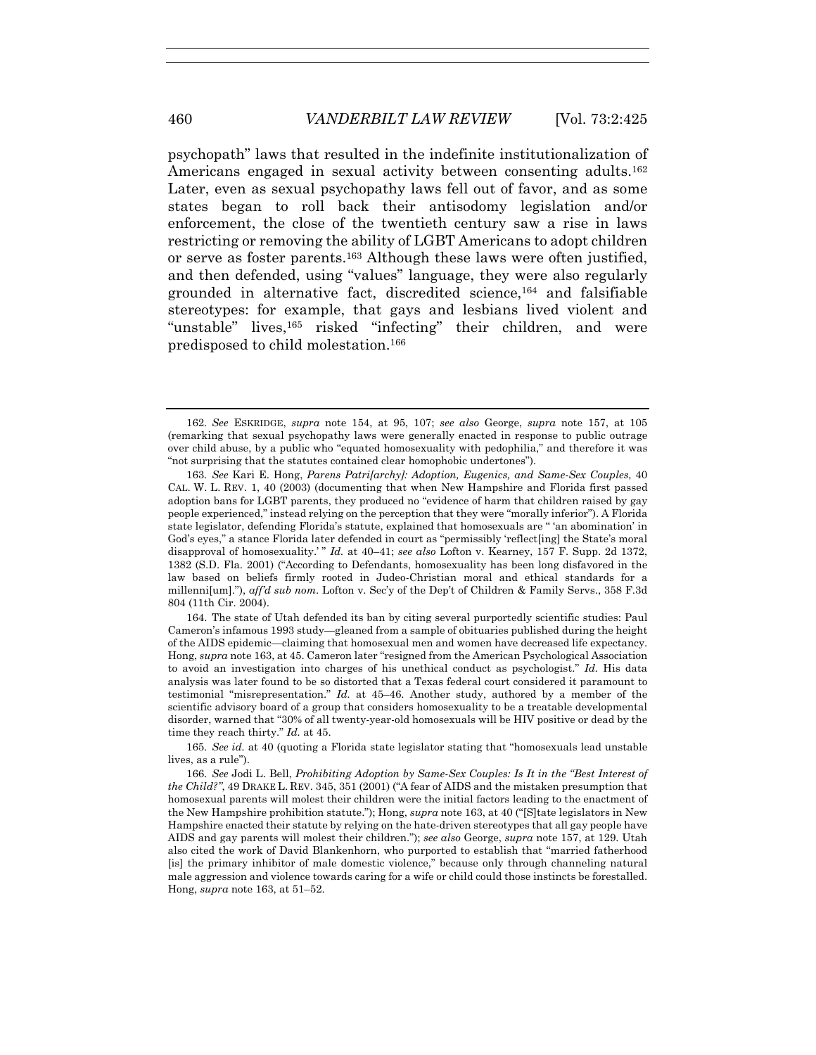psychopath" laws that resulted in the indefinite institutionalization of Americans engaged in sexual activity between consenting adults.[162] Later, even as sexual psychopathy laws fell out of favor, and as some states began to roll back their antisodomy legislation and/or enforcement, the close of the twentieth century saw a rise in laws restricting or removing the ability of LGBT Americans to adopt children or serve as foster parents.[163] Although these laws were often justified, and then defended, using "values" language, they were also regularly grounded in alternative fact, discredited science,[164] and falsifiable stereotypes: for example, that gays and lesbians lived violent and "unstable" lives,[165] risked "infecting" their children, and were predisposed to child molestation.[166]

---

162. *See* ESKRIDGE, *supra* note 154, at 95, 107; *see also* George, *supra* note 157, at 105 (remarking that sexual psychopathy laws were generally enacted in response to public outrage over child abuse, by a public who "equated homosexuality with pedophilia," and therefore it was "not surprising that the statutes contained clear homophobic undertones").

163. *See* Kari E. Hong, *Parens Patri[archy]: Adoption, Eugenics, and Same-Sex Couples*, 40 CAL. W. L. REV. 1, 40 (2003) (documenting that when New Hampshire and Florida first passed adoption bans for LGBT parents, they produced no "evidence of harm that children raised by gay people experienced," instead relying on the perception that they were "morally inferior"). A Florida state legislator, defending Florida's statute, explained that homosexuals are " 'an abomination' in God's eyes," a stance Florida later defended in court as "permissibly 'reflect[ing] the State's moral disapproval of homosexuality.' " *Id.* at 40–41; *see also* Lofton v. Kearney, 157 F. Supp. 2d 1372, 1382 (S.D. Fla. 2001) ("According to Defendants, homosexuality has been long disfavored in the law based on beliefs firmly rooted in Judeo-Christian moral and ethical standards for a millenni[um]."), *aff'd sub nom.* Lofton v. Sec'y of the Dep't of Children & Family Servs., 358 F.3d 804 (11th Cir. 2004).

164. The state of Utah defended its ban by citing several purportedly scientific studies: Paul Cameron's infamous 1993 study—gleaned from a sample of obituaries published during the height of the AIDS epidemic—claiming that homosexual men and women have decreased life expectancy. Hong, *supra* note 163, at 45. Cameron later "resigned from the American Psychological Association to avoid an investigation into charges of his unethical conduct as psychologist." *Id.* His data analysis was later found to be so distorted that a Texas federal court considered it paramount to testimonial "misrepresentation." *Id.* at 45–46. Another study, authored by a member of the scientific advisory board of a group that considers homosexuality to be a treatable developmental disorder, warned that "30% of all twenty-year-old homosexuals will be HIV positive or dead by the time they reach thirty." *Id.* at 45.

165. *See id.* at 40 (quoting a Florida state legislator stating that "homosexuals lead unstable lives, as a rule").

166. *See* Jodi L. Bell, *Prohibiting Adoption by Same-Sex Couples: Is It in the "Best Interest of the Child?"*, 49 DRAKE L. REV. 345, 351 (2001) ("A fear of AIDS and the mistaken presumption that homosexual parents will molest their children were the initial factors leading to the enactment of the New Hampshire prohibition statute."); Hong, *supra* note 163, at 40 ("[S]tate legislators in New Hampshire enacted their statute by relying on the hate-driven stereotypes that all gay people have AIDS and gay parents will molest their children."); *see also* George, *supra* note 157, at 129. Utah also cited the work of David Blankenhorn, who purported to establish that "married fatherhood [is] the primary inhibitor of male domestic violence," because only through channeling natural male aggression and violence towards caring for a wife or child could those instincts be forestalled. Hong, *supra* note 163, at 51–52.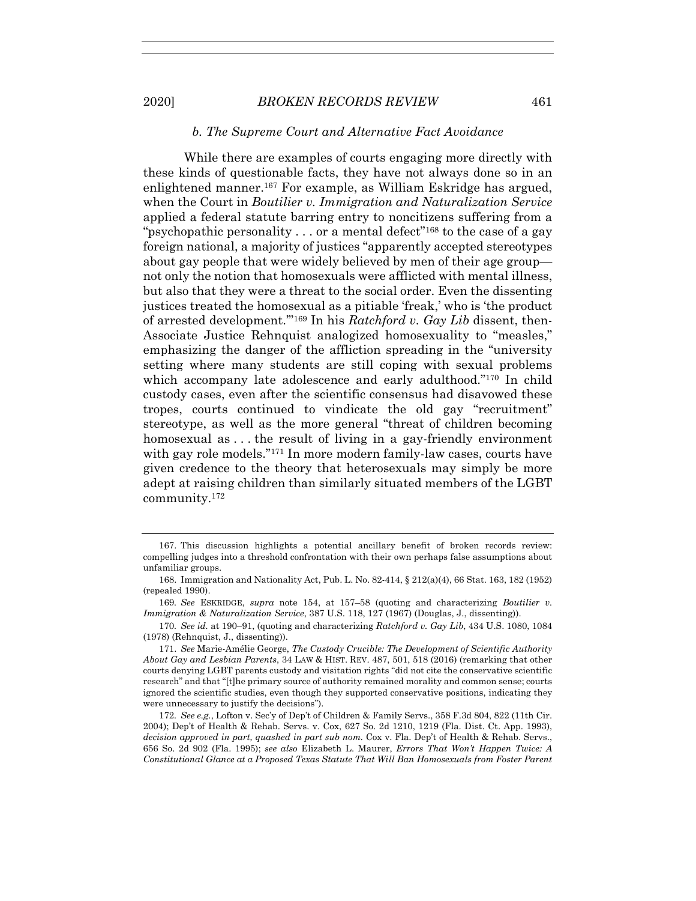### *b. The Supreme Court and Alternative Fact Avoidance*

While there are examples of courts engaging more directly with these kinds of questionable facts, they have not always done so in an enlightened manner.[167] For example, as William Eskridge has argued, when the Court in *Boutilier v. Immigration and Naturalization Service* applied a federal statute barring entry to noncitizens suffering from a "psychopathic personality . . . or a mental defect"[168] to the case of a gay foreign national, a majority of justices "apparently accepted stereotypes about gay people that were widely believed by men of their age group—not only the notion that homosexuals were afflicted with mental illness, but also that they were a threat to the social order. Even the dissenting justices treated the homosexual as a pitiable 'freak,' who is 'the product of arrested development.'"[169] In his *Ratchford v. Gay Lib* dissent, then-Associate Justice Rehnquist analogized homosexuality to "measles," emphasizing the danger of the affliction spreading in the "university setting where many students are still coping with sexual problems which accompany late adolescence and early adulthood."[170] In child custody cases, even after the scientific consensus had disavowed these tropes, courts continued to vindicate the old gay "recruitment" stereotype, as well as the more general "threat of children becoming homosexual as . . . the result of living in a gay-friendly environment with gay role models."[171] In more modern family-law cases, courts have given credence to the theory that heterosexuals may simply be more adept at raising children than similarly situated members of the LGBT community.[172]

---

167. This discussion highlights a potential ancillary benefit of broken records review: compelling judges into a threshold confrontation with their own perhaps false assumptions about unfamiliar groups.

168. Immigration and Nationality Act, Pub. L. No. 82-414, § 212(a)(4), 66 Stat. 163, 182 (1952) (repealed 1990).

169. *See* ESKRIDGE, *supra* note 154, at 157–58 (quoting and characterizing *Boutilier v. Immigration & Naturalization Service*, 387 U.S. 118, 127 (1967) (Douglas, J., dissenting)).

170. *See id.* at 190–91, (quoting and characterizing *Ratchford v. Gay Lib*, 434 U.S. 1080, 1084 (1978) (Rehnquist, J., dissenting)).

171. *See* Marie-Amélie George, *The Custody Crucible: The Development of Scientific Authority About Gay and Lesbian Parents*, 34 LAW & HIST. REV. 487, 501, 518 (2016) (remarking that other courts denying LGBT parents custody and visitation rights "did not cite the conservative scientific research" and that "[t]he primary source of authority remained morality and common sense; courts ignored the scientific studies, even though they supported conservative positions, indicating they were unnecessary to justify the decisions").

172. *See e.g.*, Lofton v. Sec'y of Dep't of Children & Family Servs., 358 F.3d 804, 822 (11th Cir. 2004); Dep't of Health & Rehab. Servs. v. Cox, 627 So. 2d 1210, 1219 (Fla. Dist. Ct. App. 1993), *decision approved in part, quashed in part sub nom.* Cox v. Fla. Dep't of Health & Rehab. Servs., 656 So. 2d 902 (Fla. 1995); *see also* Elizabeth L. Maurer, *Errors That Won't Happen Twice: A Constitutional Glance at a Proposed Texas Statute That Will Ban Homosexuals from Foster Parent*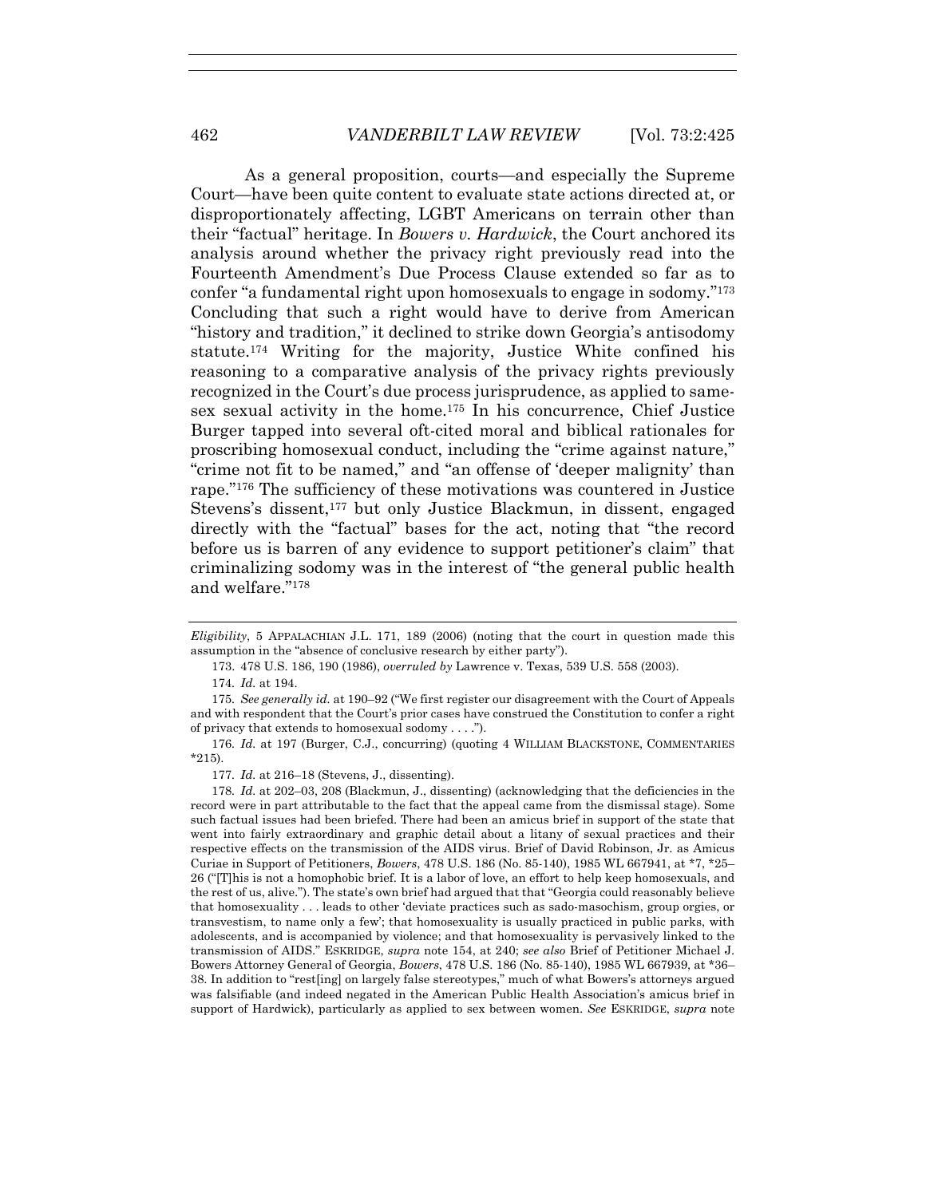As a general proposition, courts—and especially the Supreme Court—have been quite content to evaluate state actions directed at, or disproportionately affecting, LGBT Americans on terrain other than their "factual" heritage. In *Bowers v. Hardwick*, the Court anchored its analysis around whether the privacy right previously read into the Fourteenth Amendment's Due Process Clause extended so far as to confer "a fundamental right upon homosexuals to engage in sodomy."[173] Concluding that such a right would have to derive from American "history and tradition," it declined to strike down Georgia's antisodomy statute.[174] Writing for the majority, Justice White confined his reasoning to a comparative analysis of the privacy rights previously recognized in the Court's due process jurisprudence, as applied to same-sex sexual activity in the home.[175] In his concurrence, Chief Justice Burger tapped into several oft-cited moral and biblical rationales for proscribing homosexual conduct, including the "crime against nature," "crime not fit to be named," and "an offense of 'deeper malignity' than rape."[176] The sufficiency of these motivations was countered in Justice Stevens's dissent,[177] but only Justice Blackmun, in dissent, engaged directly with the "factual" bases for the act, noting that "the record before us is barren of any evidence to support petitioner's claim" that criminalizing sodomy was in the interest of "the general public health and welfare."[178]

---

*Eligibility*, 5 APPALACHIAN J.L. 171, 189 (2006) (noting that the court in question made this assumption in the "absence of conclusive research by either party").

173. 478 U.S. 186, 190 (1986), *overruled by* Lawrence v. Texas, 539 U.S. 558 (2003).

174. *Id.* at 194.

175. *See generally id.* at 190–92 ("We first register our disagreement with the Court of Appeals and with respondent that the Court's prior cases have construed the Constitution to confer a right of privacy that extends to homosexual sodomy . . . .").

176. *Id.* at 197 (Burger, C.J., concurring) (quoting 4 WILLIAM BLACKSTONE, COMMENTARIES *215).

177. *Id.* at 216–18 (Stevens, J., dissenting).

178. *Id.* at 202–03, 208 (Blackmun, J., dissenting) (acknowledging that the deficiencies in the record were in part attributable to the fact that the appeal came from the dismissal stage). Some such factual issues had been briefed. There had been an amicus brief in support of the state that went into fairly extraordinary and graphic detail about a litany of sexual practices and their respective effects on the transmission of the AIDS virus. Brief of David Robinson, Jr. as Amicus Curiae in Support of Petitioners, *Bowers*, 478 U.S. 186 (No. 85-140), 1985 WL 667941, at *7, *25–26 ("[T]his is not a homophobic brief. It is a labor of love, an effort to help keep homosexuals, and the rest of us, alive."). The state's own brief had argued that that "Georgia could reasonably believe that homosexuality . . . leads to other 'deviate practices such as sado-masochism, group orgies, or transvestism, to name only a few'; that homosexuality is usually practiced in public parks, with adolescents, and is accompanied by violence; and that homosexuality is pervasively linked to the transmission of AIDS." ESKRIDGE, *supra* note 154, at 240; *see also* Brief of Petitioner Michael J. Bowers Attorney General of Georgia, *Bowers*, 478 U.S. 186 (No. 85-140), 1985 WL 667939, at *36–38. In addition to "rest[ing] on largely false stereotypes," much of what Bowers's attorneys argued was falsifiable (and indeed negated in the American Public Health Association's amicus brief in support of Hardwick), particularly as applied to sex between women. *See* ESKRIDGE, *supra* note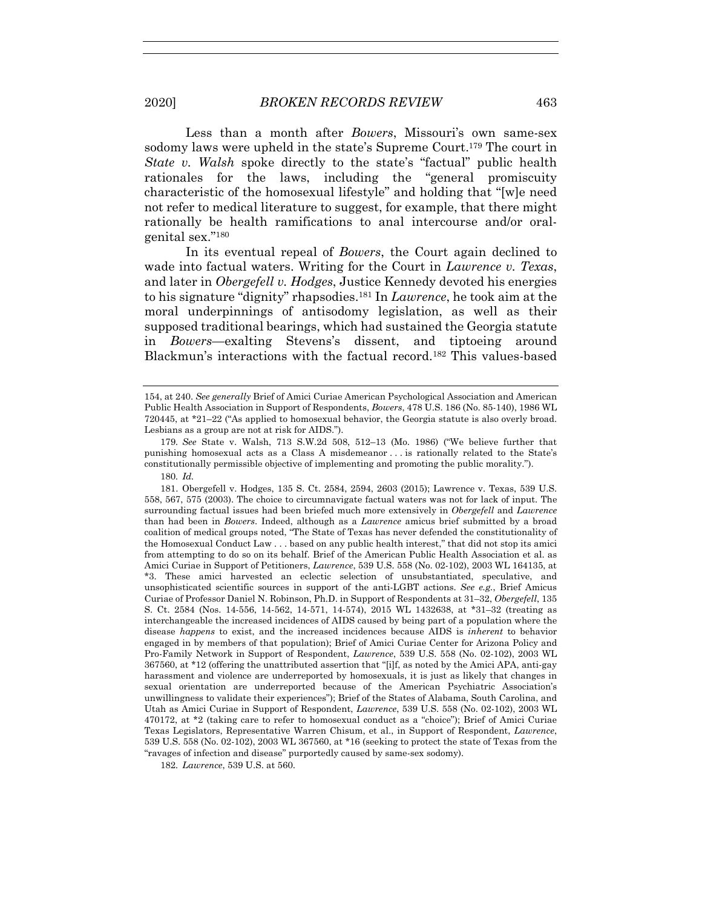Less than a month after *Bowers*, Missouri's own same-sex sodomy laws were upheld in the state's Supreme Court.[179] The court in *State v. Walsh* spoke directly to the state's "factual" public health rationales for the laws, including the "general promiscuity characteristic of the homosexual lifestyle" and holding that "[w]e need not refer to medical literature to suggest, for example, that there might rationally be health ramifications to anal intercourse and/or oral-genital sex."[180]

In its eventual repeal of *Bowers*, the Court again declined to wade into factual waters. Writing for the Court in *Lawrence v. Texas*, and later in *Obergefell v. Hodges*, Justice Kennedy devoted his energies to his signature "dignity" rhapsodies.[181] In *Lawrence*, he took aim at the moral underpinnings of antisodomy legislation, as well as their supposed traditional bearings, which had sustained the Georgia statute in *Bowers*—exalting Stevens's dissent, and tiptoeing around Blackmun's interactions with the factual record.[182] This values-based

---

154, at 240. *See generally* Brief of Amici Curiae American Psychological Association and American Public Health Association in Support of Respondents, *Bowers*, 478 U.S. 186 (No. 85-140), 1986 WL 720445, at *21–22 ("As applied to homosexual behavior, the Georgia statute is also overly broad. Lesbians as a group are not at risk for AIDS.").

179. *See* State v. Walsh, 713 S.W.2d 508, 512–13 (Mo. 1986) ("We believe further that punishing homosexual acts as a Class A misdemeanor . . . is rationally related to the State's constitutionally permissible objective of implementing and promoting the public morality.").

180. *Id.*

181. Obergefell v. Hodges, 135 S. Ct. 2584, 2594, 2603 (2015); Lawrence v. Texas, 539 U.S. 558, 567, 575 (2003). The choice to circumnavigate factual waters was not for lack of input. The surrounding factual issues had been briefed much more extensively in *Obergefell* and *Lawrence* than had been in *Bowers*. Indeed, although as a *Lawrence* amicus brief submitted by a broad coalition of medical groups noted, "The State of Texas has never defended the constitutionality of the Homosexual Conduct Law . . . based on any public health interest," that did not stop its amici from attempting to do so on its behalf. Brief of the American Public Health Association et al. as Amici Curiae in Support of Petitioners, *Lawrence*, 539 U.S. 558 (No. 02-102), 2003 WL 164135, at *3. These amici harvested an eclectic selection of unsubstantiated, speculative, and unsophisticated scientific sources in support of the anti-LGBT actions. *See e.g.*, Brief Amicus Curiae of Professor Daniel N. Robinson, Ph.D. in Support of Respondents at 31–32, *Obergefell*, 135 S. Ct. 2584 (Nos. 14-556, 14-562, 14-571, 14-574), 2015 WL 1432638, at *31–32 (treating as interchangeable the increased incidences of AIDS caused by being part of a population where the disease *happens* to exist, and the increased incidences because AIDS is *inherent* to behavior engaged in by members of that population); Brief of Amici Curiae Center for Arizona Policy and Pro-Family Network in Support of Respondent, *Lawrence*, 539 U.S. 558 (No. 02-102), 2003 WL 367560, at *12 (offering the unattributed assertion that "[i]f, as noted by the Amici APA, anti-gay harassment and violence are underreported by homosexuals, it is just as likely that changes in sexual orientation are underreported because of the American Psychiatric Association's unwillingness to validate their experiences"); Brief of the States of Alabama, South Carolina, and Utah as Amici Curiae in Support of Respondent, *Lawrence*, 539 U.S. 558 (No. 02-102), 2003 WL 470172, at *2 (taking care to refer to homosexual conduct as a "choice"); Brief of Amici Curiae Texas Legislators, Representative Warren Chisum, et al., in Support of Respondent, *Lawrence*, 539 U.S. 558 (No. 02-102), 2003 WL 367560, at *16 (seeking to protect the state of Texas from the "ravages of infection and disease" purportedly caused by same-sex sodomy).

182. *Lawrence*, 539 U.S. at 560.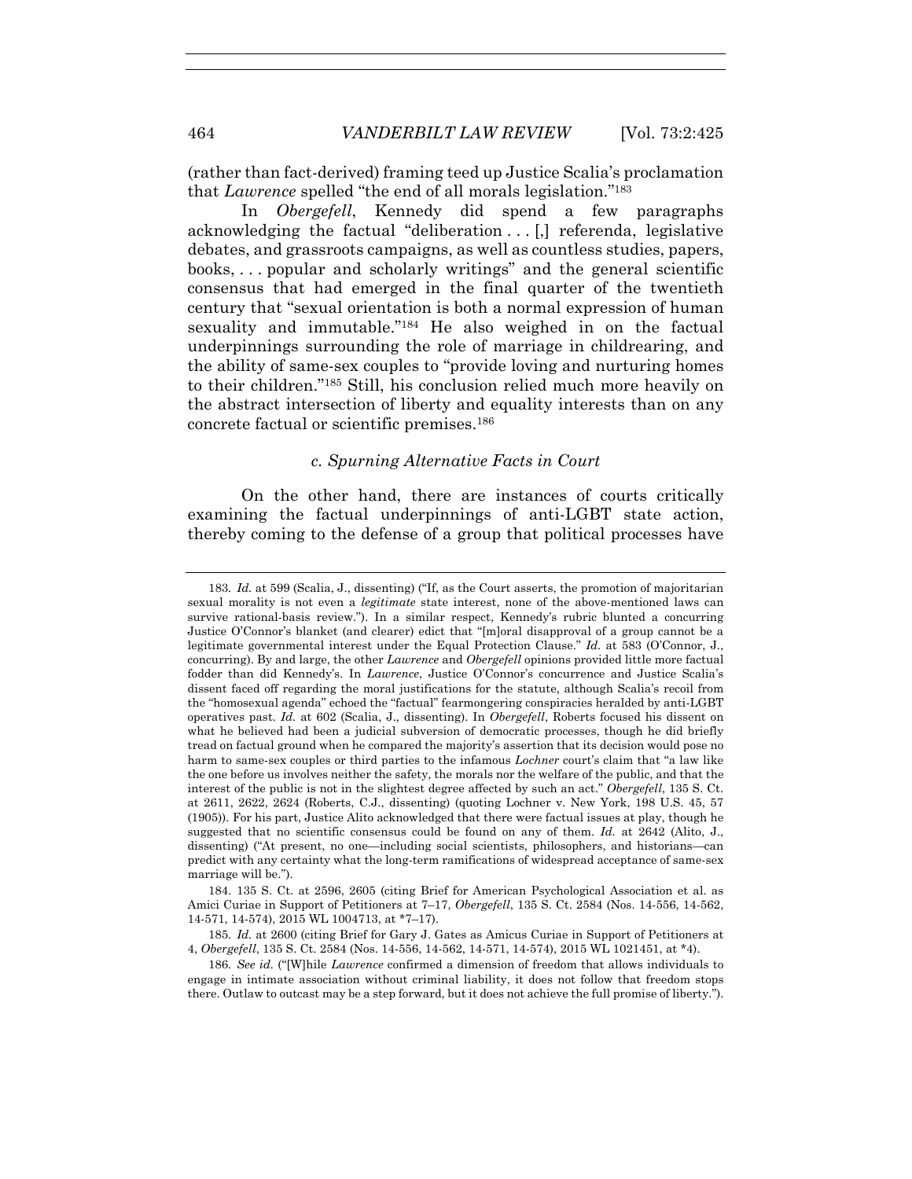(rather than fact-derived) framing teed up Justice Scalia's proclamation that *Lawrence* spelled "the end of all morals legislation."[183]

In *Obergefell*, Kennedy did spend a few paragraphs acknowledging the factual "deliberation . . . [,] referenda, legislative debates, and grassroots campaigns, as well as countless studies, papers, books, . . . popular and scholarly writings" and the general scientific consensus that had emerged in the final quarter of the twentieth century that "sexual orientation is both a normal expression of human sexuality and immutable."[184] He also weighed in on the factual underpinnings surrounding the role of marriage in childrearing, and the ability of same-sex couples to "provide loving and nurturing homes to their children."[185] Still, his conclusion relied much more heavily on the abstract intersection of liberty and equality interests than on any concrete factual or scientific premises.[186]

#### *c. Spurning Alternative Facts in Court*

On the other hand, there are instances of courts critically examining the factual underpinnings of anti-LGBT state action, thereby coming to the defense of a group that political processes have

---

183. *Id.* at 599 (Scalia, J., dissenting) ("If, as the Court asserts, the promotion of majoritarian sexual morality is not even a *legitimate* state interest, none of the above-mentioned laws can survive rational-basis review."). In a similar respect, Kennedy's rubric blunted a concurring Justice O'Connor's blanket (and clearer) edict that "[m]oral disapproval of a group cannot be a legitimate governmental interest under the Equal Protection Clause." *Id.* at 583 (O'Connor, J., concurring). By and large, the other *Lawrence* and *Obergefell* opinions provided little more factual fodder than did Kennedy's. In *Lawrence*, Justice O'Connor's concurrence and Justice Scalia's dissent faced off regarding the moral justifications for the statute, although Scalia's recoil from the "homosexual agenda" echoed the "factual" fearmongering conspiracies heralded by anti-LGBT operatives past. *Id.* at 602 (Scalia, J., dissenting). In *Obergefell*, Roberts focused his dissent on what he believed had been a judicial subversion of democratic processes, though he did briefly tread on factual ground when he compared the majority's assertion that its decision would pose no harm to same-sex couples or third parties to the infamous *Lochner* court's claim that "a law like the one before us involves neither the safety, the morals nor the welfare of the public, and that the interest of the public is not in the slightest degree affected by such an act." *Obergefell*, 135 S. Ct. at 2611, 2622, 2624 (Roberts, C.J., dissenting) (quoting Lochner v. New York, 198 U.S. 45, 57 (1905)). For his part, Justice Alito acknowledged that there were factual issues at play, though he suggested that no scientific consensus could be found on any of them. *Id.* at 2642 (Alito, J., dissenting) ("At present, no one—including social scientists, philosophers, and historians—can predict with any certainty what the long-term ramifications of widespread acceptance of same-sex marriage will be.").

184. 135 S. Ct. at 2596, 2605 (citing Brief for American Psychological Association et al. as Amici Curiae in Support of Petitioners at 7–17, *Obergefell*, 135 S. Ct. 2584 (Nos. 14-556, 14-562, 14-571, 14-574), 2015 WL 1004713, at *7–17).

185. *Id.* at 2600 (citing Brief for Gary J. Gates as Amicus Curiae in Support of Petitioners at 4, *Obergefell*, 135 S. Ct. 2584 (Nos. 14-556, 14-562, 14-571, 14-574), 2015 WL 1021451, at *4).

186. *See id.* ("[W]hile *Lawrence* confirmed a dimension of freedom that allows individuals to engage in intimate association without criminal liability, it does not follow that freedom stops there. Outlaw to outcast may be a step forward, but it does not achieve the full promise of liberty.").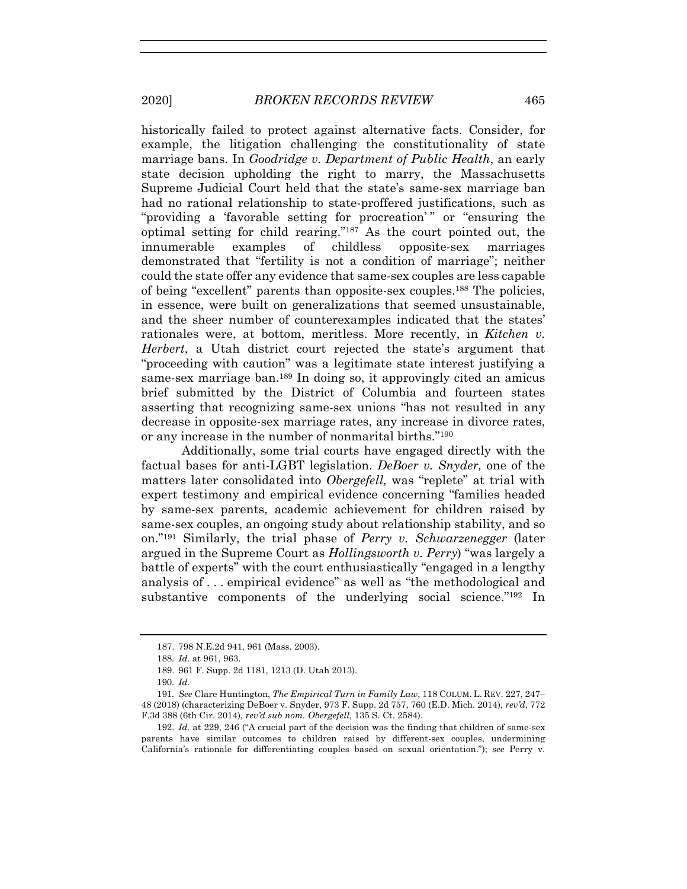historically failed to protect against alternative facts. Consider, for example, the litigation challenging the constitutionality of state marriage bans. In *Goodridge v. Department of Public Health*, an early state decision upholding the right to marry, the Massachusetts Supreme Judicial Court held that the state's same-sex marriage ban had no rational relationship to state-proffered justifications, such as "providing a 'favorable setting for procreation' " or "ensuring the optimal setting for child rearing."[187] As the court pointed out, the innumerable examples of childless opposite-sex marriages demonstrated that "fertility is not a condition of marriage"; neither could the state offer any evidence that same-sex couples are less capable of being "excellent" parents than opposite-sex couples.[188] The policies, in essence, were built on generalizations that seemed unsustainable, and the sheer number of counterexamples indicated that the states' rationales were, at bottom, meritless. More recently, in *Kitchen v. Herbert*, a Utah district court rejected the state's argument that "proceeding with caution" was a legitimate state interest justifying a same-sex marriage ban.[189] In doing so, it approvingly cited an amicus brief submitted by the District of Columbia and fourteen states asserting that recognizing same-sex unions "has not resulted in any decrease in opposite-sex marriage rates, any increase in divorce rates, or any increase in the number of nonmarital births."[190]

Additionally, some trial courts have engaged directly with the factual bases for anti-LGBT legislation. *DeBoer v. Snyder,* one of the matters later consolidated into *Obergefell,* was "replete" at trial with expert testimony and empirical evidence concerning "families headed by same-sex parents, academic achievement for children raised by same-sex couples, an ongoing study about relationship stability, and so on."[191] Similarly, the trial phase of *Perry v. Schwarzenegger* (later argued in the Supreme Court as *Hollingsworth v. Perry*) "was largely a battle of experts" with the court enthusiastically "engaged in a lengthy analysis of . . . empirical evidence" as well as "the methodological and substantive components of the underlying social science."[192] In

---

187. 798 N.E.2d 941, 961 (Mass. 2003).

188. *Id.* at 961, 963.

189. 961 F. Supp. 2d 1181, 1213 (D. Utah 2013).

190. *Id.*

191. *See* Clare Huntington, *The Empirical Turn in Family Law*, 118 COLUM. L. REV. 227, 247–48 (2018) (characterizing DeBoer v. Snyder, 973 F. Supp. 2d 757, 760 (E.D. Mich. 2014), *rev'd*, 772 F.3d 388 (6th Cir. 2014), *rev'd sub nom. Obergefell*, 135 S. Ct. 2584).

192. *Id.* at 229, 246 ("A crucial part of the decision was the finding that children of same-sex parents have similar outcomes to children raised by different-sex couples, undermining California's rationale for differentiating couples based on sexual orientation."); *see* Perry v.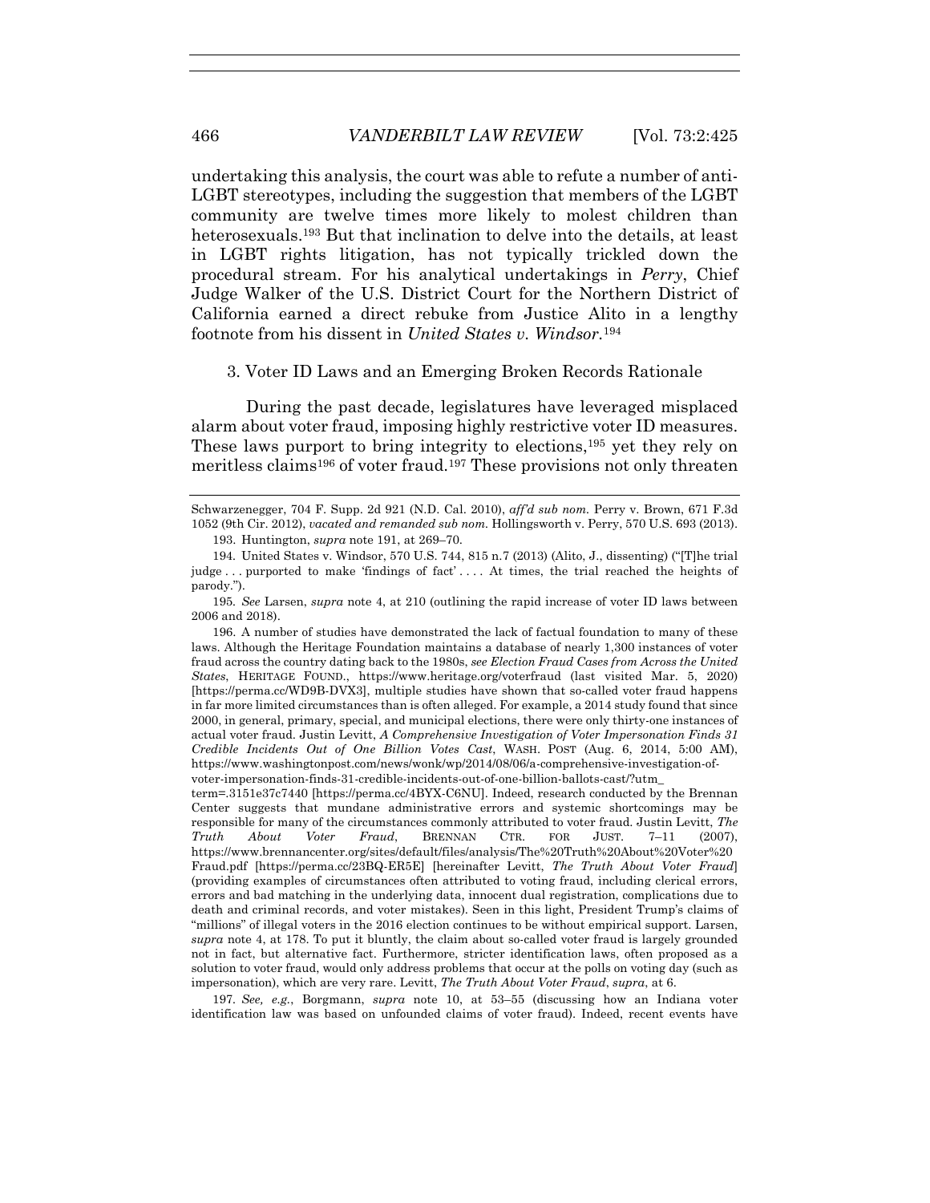undertaking this analysis, the court was able to refute a number of anti-LGBT stereotypes, including the suggestion that members of the LGBT community are twelve times more likely to molest children than heterosexuals.[193] But that inclination to delve into the details, at least in LGBT rights litigation, has not typically trickled down the procedural stream. For his analytical undertakings in *Perry*, Chief Judge Walker of the U.S. District Court for the Northern District of California earned a direct rebuke from Justice Alito in a lengthy footnote from his dissent in *United States v. Windsor*.[194]

### 3. Voter ID Laws and an Emerging Broken Records Rationale

During the past decade, legislatures have leveraged misplaced alarm about voter fraud, imposing highly restrictive voter ID measures. These laws purport to bring integrity to elections,[195] yet they rely on meritless claims[196] of voter fraud.[197] These provisions not only threaten

---

Schwarzenegger, 704 F. Supp. 2d 921 (N.D. Cal. 2010), *aff'd sub nom.* Perry v. Brown, 671 F.3d 1052 (9th Cir. 2012), *vacated and remanded sub nom.* Hollingsworth v. Perry, 570 U.S. 693 (2013).

193. Huntington, *supra* note 191, at 269–70.

194. United States v. Windsor, 570 U.S. 744, 815 n.7 (2013) (Alito, J., dissenting) ("[T]he trial judge . . . purported to make 'findings of fact' . . . . At times, the trial reached the heights of parody.").

195. *See* Larsen, *supra* note 4, at 210 (outlining the rapid increase of voter ID laws between 2006 and 2018).

196. A number of studies have demonstrated the lack of factual foundation to many of these laws. Although the Heritage Foundation maintains a database of nearly 1,300 instances of voter fraud across the country dating back to the 1980s, *see Election Fraud Cases from Across the United States*, HERITAGE FOUND., https://www.heritage.org/voterfraud (last visited Mar. 5, 2020) [https://perma.cc/WD9B-DVX3], multiple studies have shown that so-called voter fraud happens in far more limited circumstances than is often alleged. For example, a 2014 study found that since 2000, in general, primary, special, and municipal elections, there were only thirty-one instances of actual voter fraud. Justin Levitt, *A Comprehensive Investigation of Voter Impersonation Finds 31 Credible Incidents Out of One Billion Votes Cast*, WASH. POST (Aug. 6, 2014, 5:00 AM), https://www.washingtonpost.com/news/wonk/wp/2014/08/06/a-comprehensive-investigation-of-voter-impersonation-finds-31-credible-incidents-out-of-one-billion-ballots-cast/?utm_term=.3151e37c7440 [https://perma.cc/4BYX-C6NU]. Indeed, research conducted by the Brennan Center suggests that mundane administrative errors and systemic shortcomings may be responsible for many of the circumstances commonly attributed to voter fraud. Justin Levitt, *The Truth About Voter Fraud*, BRENNAN CTR. FOR JUST. 7–11 (2007), https://www.brennancenter.org/sites/default/files/analysis/The%20Truth%20About%20Voter%20Fraud.pdf [https://perma.cc/23BQ-ER5E] [hereinafter Levitt, *The Truth About Voter Fraud*] (providing examples of circumstances often attributed to voting fraud, including clerical errors, errors and bad matching in the underlying data, innocent dual registration, complications due to death and criminal records, and voter mistakes). Seen in this light, President Trump's claims of "millions" of illegal voters in the 2016 election continues to be without empirical support. Larsen, *supra* note 4, at 178. To put it bluntly, the claim about so-called voter fraud is largely grounded not in fact, but alternative fact. Furthermore, stricter identification laws, often proposed as a solution to voter fraud, would only address problems that occur at the polls on voting day (such as impersonation), which are very rare. Levitt, *The Truth About Voter Fraud*, *supra*, at 6.

197. *See, e.g.*, Borgmann, *supra* note 10, at 53–55 (discussing how an Indiana voter identification law was based on unfounded claims of voter fraud). Indeed, recent events have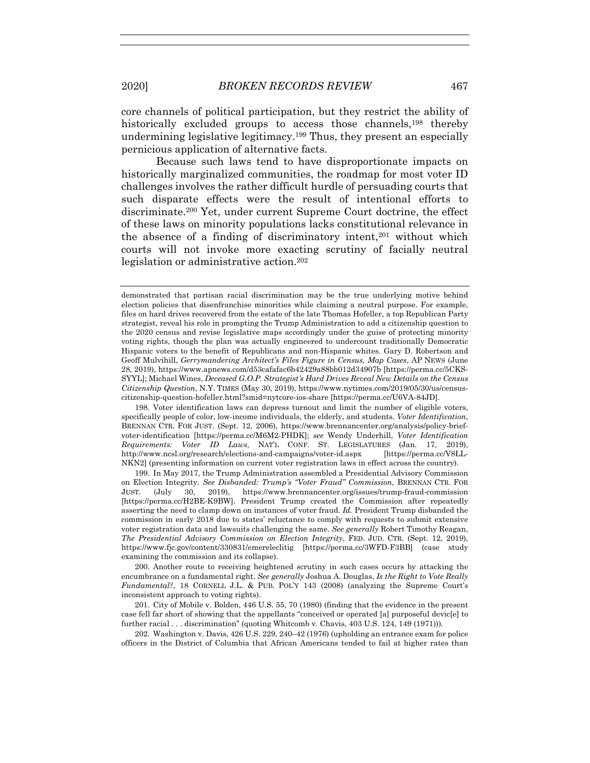core channels of political participation, but they restrict the ability of historically excluded groups to access those channels,[198] thereby undermining legislative legitimacy.[199] Thus, they present an especially pernicious application of alternative facts.

Because such laws tend to have disproportionate impacts on historically marginalized communities, the roadmap for most voter ID challenges involves the rather difficult hurdle of persuading courts that such disparate effects were the result of intentional efforts to discriminate.[200] Yet, under current Supreme Court doctrine, the effect of these laws on minority populations lacks constitutional relevance in the absence of a finding of discriminatory intent,[201] without which courts will not invoke more exacting scrutiny of facially neutral legislation or administrative action.[202]

---

demonstrated that partisan racial discrimination may be the true underlying motive behind election policies that disenfranchise minorities while claiming a neutral purpose. For example, files on hard drives recovered from the estate of the late Thomas Hofeller, a top Republican Party strategist, reveal his role in prompting the Trump Administration to add a citizenship question to the 2020 census and revise legislative maps accordingly under the guise of protecting minority voting rights, though the plan was actually engineered to undercount traditionally Democratic Hispanic voters to the benefit of Republicans and non-Hispanic whites. Gary D. Robertson and Geoff Mulvihill, *Gerrymandering Architect's Files Figure in Census, Map Cases*, AP NEWS (June 28, 2019), https://www.apnews.com/d53cafafac6b42429a88bb012d34907b [https://perma.cc/5CKS-SYYL]; Michael Wines, *Deceased G.O.P. Strategist's Hard Drives Reveal New Details on the Census Citizenship Question*, N.Y. TIMES (May 30, 2019), https://www.nytimes.com/2019/05/30/us/census-citizenship-question-hofeller.html?smid=nytcore-ios-share [https://perma.cc/U6VA-84JD].

198. Voter identification laws can depress turnout and limit the number of eligible voters, specifically people of color, low-income individuals, the elderly, and students. *Voter Identification*, BRENNAN CTR. FOR JUST. (Sept. 12, 2006), https://www.brennancenter.org/analysis/policy-brief-voter-identification [https://perma.cc/M6M2-PHDK]; *see* Wendy Underhill, *Voter Identification Requirements: Voter ID Laws*, NAT'L CONF. ST. LEGISLATURES (Jan. 17, 2019), http://www.ncsl.org/research/elections-and-campaigns/voter-id.aspx [https://perma.cc/V8LL-NKN2] (presenting information on current voter registration laws in effect across the country).

199. In May 2017, the Trump Administration assembled a Presidential Advisory Commission on Election Integrity. *See Disbanded: Trump's "Voter Fraud" Commission*, BRENNAN CTR. FOR JUST. (July 30, 2019), https://www.brennancenter.org/issues/trump-fraud-commission [https://perma.cc/H2BE-K9BW]. President Trump created the Commission after repeatedly asserting the need to clamp down on instances of voter fraud. *Id.* President Trump disbanded the commission in early 2018 due to states' reluctance to comply with requests to submit extensive voter registration data and lawsuits challenging the same. *See generally* Robert Timothy Reagan, *The Presidential Advisory Commission on Election Integrity*, FED. JUD. CTR. (Sept. 12, 2019), https://www.fjc.gov/content/330831/emereleclitig [https://perma.cc/3WFD-F3BB] (case study examining the commission and its collapse).

200. Another route to receiving heightened scrutiny in such cases occurs by attacking the encumbrance on a fundamental right. *See generally* Joshua A. Douglas, *Is the Right to Vote Really Fundamental?*, 18 CORNELL J.L. & PUB. POL'Y 143 (2008) (analyzing the Supreme Court's inconsistent approach to voting rights).

201. City of Mobile v. Bolden, 446 U.S. 55, 70 (1980) (finding that the evidence in the present case fell far short of showing that the appellants "conceived or operated [a] purposeful devic[e] to further racial . . . discrimination" (quoting Whitcomb v. Chavis, 403 U.S. 124, 149 (1971))).

202. Washington v. Davis, 426 U.S. 229, 240–42 (1976) (upholding an entrance exam for police officers in the District of Columbia that African Americans tended to fail at higher rates than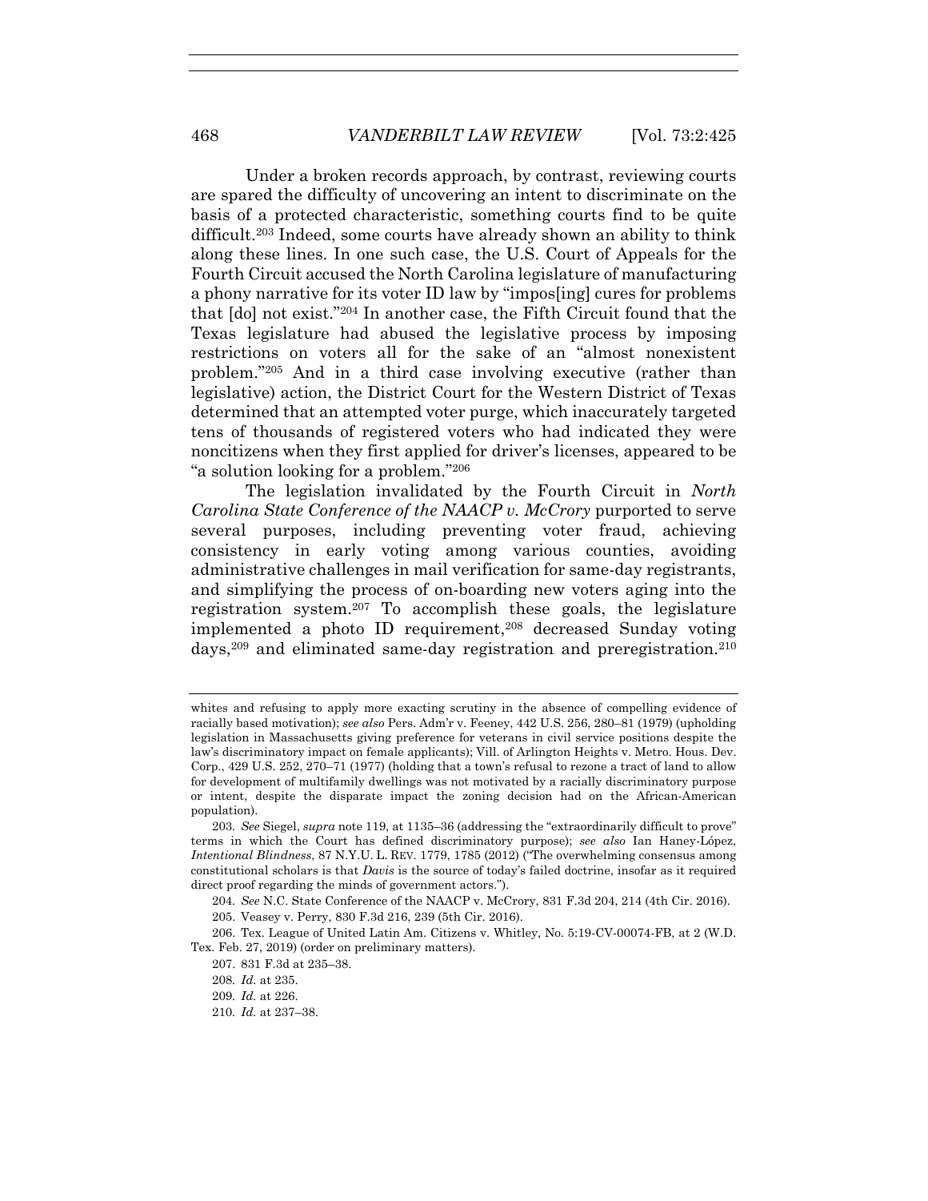Under a broken records approach, by contrast, reviewing courts are spared the difficulty of uncovering an intent to discriminate on the basis of a protected characteristic, something courts find to be quite difficult.[203] Indeed, some courts have already shown an ability to think along these lines. In one such case, the U.S. Court of Appeals for the Fourth Circuit accused the North Carolina legislature of manufacturing a phony narrative for its voter ID law by "impos[ing] cures for problems that [do] not exist."[204] In another case, the Fifth Circuit found that the Texas legislature had abused the legislative process by imposing restrictions on voters all for the sake of an "almost nonexistent problem."[205] And in a third case involving executive (rather than legislative) action, the District Court for the Western District of Texas determined that an attempted voter purge, which inaccurately targeted tens of thousands of registered voters who had indicated they were noncitizens when they first applied for driver's licenses, appeared to be "a solution looking for a problem."[206]

The legislation invalidated by the Fourth Circuit in *North Carolina State Conference of the NAACP v. McCrory* purported to serve several purposes, including preventing voter fraud, achieving consistency in early voting among various counties, avoiding administrative challenges in mail verification for same-day registrants, and simplifying the process of on-boarding new voters aging into the registration system.[207] To accomplish these goals, the legislature implemented a photo ID requirement,[208] decreased Sunday voting days,[209] and eliminated same-day registration and preregistration.[210]

---

whites and refusing to apply more exacting scrutiny in the absence of compelling evidence of racially based motivation); *see also* Pers. Adm'r v. Feeney, 442 U.S. 256, 280–81 (1979) (upholding legislation in Massachusetts giving preference for veterans in civil service positions despite the law's discriminatory impact on female applicants); Vill. of Arlington Heights v. Metro. Hous. Dev. Corp., 429 U.S. 252, 270–71 (1977) (holding that a town's refusal to rezone a tract of land to allow for development of multifamily dwellings was not motivated by a racially discriminatory purpose or intent, despite the disparate impact the zoning decision had on the African-American population).

203. *See* Siegel, *supra* note 119, at 1135–36 (addressing the "extraordinarily difficult to prove" terms in which the Court has defined discriminatory purpose); *see also* Ian Haney-López, *Intentional Blindness*, 87 N.Y.U. L. REV. 1779, 1785 (2012) ("The overwhelming consensus among constitutional scholars is that *Davis* is the source of today's failed doctrine, insofar as it required direct proof regarding the minds of government actors.").

204. *See* N.C. State Conference of the NAACP v. McCrory, 831 F.3d 204, 214 (4th Cir. 2016).

205. Veasey v. Perry, 830 F.3d 216, 239 (5th Cir. 2016).

206. Tex. League of United Latin Am. Citizens v. Whitley, No. 5:19-CV-00074-FB, at 2 (W.D. Tex. Feb. 27, 2019) (order on preliminary matters).

207. 831 F.3d at 235–38.

208. *Id.* at 235.

209. *Id.* at 226.

210. *Id.* at 237–38.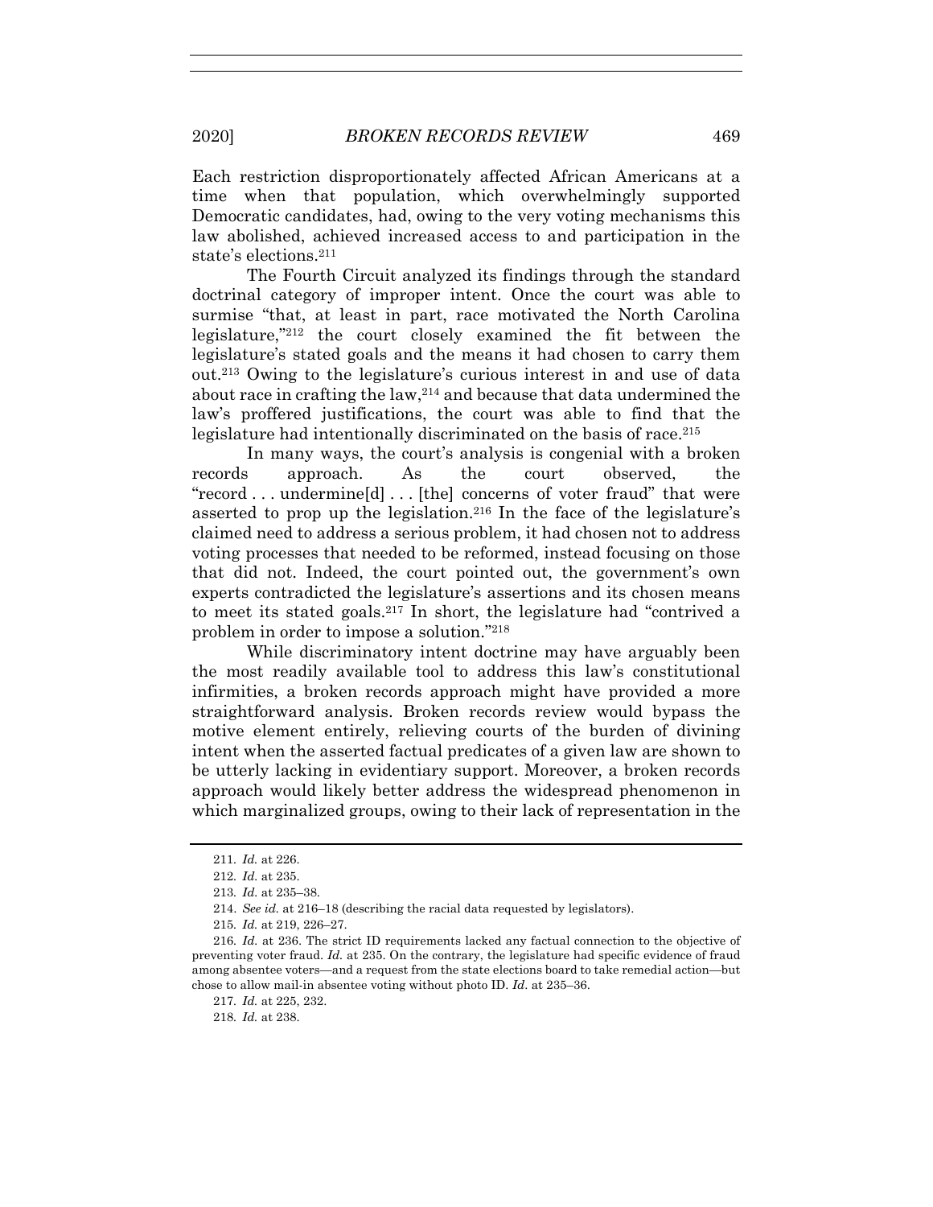Each restriction disproportionately affected African Americans at a time when that population, which overwhelmingly supported Democratic candidates, had, owing to the very voting mechanisms this law abolished, achieved increased access to and participation in the state's elections.[211]

The Fourth Circuit analyzed its findings through the standard doctrinal category of improper intent. Once the court was able to surmise "that, at least in part, race motivated the North Carolina legislature,"[212] the court closely examined the fit between the legislature's stated goals and the means it had chosen to carry them out.[213] Owing to the legislature's curious interest in and use of data about race in crafting the law,[214] and because that data undermined the law's proffered justifications, the court was able to find that the legislature had intentionally discriminated on the basis of race.[215]

In many ways, the court's analysis is congenial with a broken records approach. As the court observed, the "record . . . undermine[d] . . . [the] concerns of voter fraud" that were asserted to prop up the legislation.[216] In the face of the legislature's claimed need to address a serious problem, it had chosen not to address voting processes that needed to be reformed, instead focusing on those that did not. Indeed, the court pointed out, the government's own experts contradicted the legislature's assertions and its chosen means to meet its stated goals.[217] In short, the legislature had "contrived a problem in order to impose a solution."[218]

While discriminatory intent doctrine may have arguably been the most readily available tool to address this law's constitutional infirmities, a broken records approach might have provided a more straightforward analysis. Broken records review would bypass the motive element entirely, relieving courts of the burden of divining intent when the asserted factual predicates of a given law are shown to be utterly lacking in evidentiary support. Moreover, a broken records approach would likely better address the widespread phenomenon in which marginalized groups, owing to their lack of representation in the

---

211. *Id.* at 226.

212. *Id.* at 235.

213. *Id.* at 235–38.

214. *See id.* at 216–18 (describing the racial data requested by legislators).

215. *Id.* at 219, 226–27.

216. *Id.* at 236. The strict ID requirements lacked any factual connection to the objective of preventing voter fraud. *Id.* at 235. On the contrary, the legislature had specific evidence of fraud among absentee voters—and a request from the state elections board to take remedial action—but chose to allow mail-in absentee voting without photo ID. *Id*. at 235–36.

217. *Id.* at 225, 232.

218. *Id.* at 238.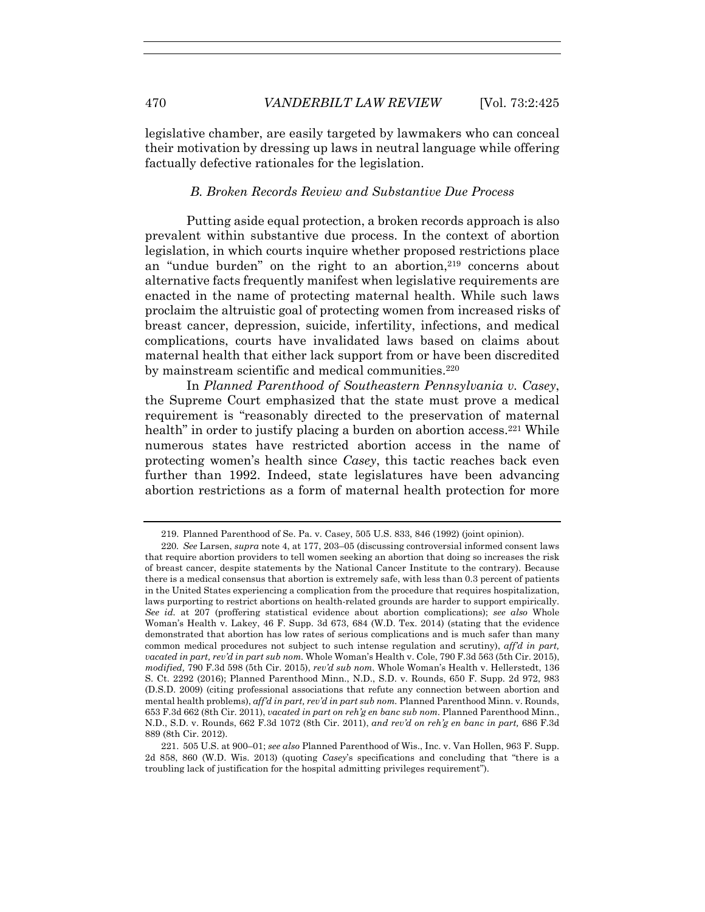legislative chamber, are easily targeted by lawmakers who can conceal their motivation by dressing up laws in neutral language while offering factually defective rationales for the legislation.

### *B. Broken Records Review and Substantive Due Process*

Putting aside equal protection, a broken records approach is also prevalent within substantive due process. In the context of abortion legislation, in which courts inquire whether proposed restrictions place an "undue burden" on the right to an abortion,[219] concerns about alternative facts frequently manifest when legislative requirements are enacted in the name of protecting maternal health. While such laws proclaim the altruistic goal of protecting women from increased risks of breast cancer, depression, suicide, infertility, infections, and medical complications, courts have invalidated laws based on claims about maternal health that either lack support from or have been discredited by mainstream scientific and medical communities.[220]

In *Planned Parenthood of Southeastern Pennsylvania v. Casey*, the Supreme Court emphasized that the state must prove a medical requirement is "reasonably directed to the preservation of maternal health" in order to justify placing a burden on abortion access.[221] While numerous states have restricted abortion access in the name of protecting women's health since *Casey*, this tactic reaches back even further than 1992. Indeed, state legislatures have been advancing abortion restrictions as a form of maternal health protection for more

---

219. Planned Parenthood of Se. Pa. v. Casey, 505 U.S. 833, 846 (1992) (joint opinion).

220. *See* Larsen, *supra* note 4, at 177, 203–05 (discussing controversial informed consent laws that require abortion providers to tell women seeking an abortion that doing so increases the risk of breast cancer, despite statements by the National Cancer Institute to the contrary). Because there is a medical consensus that abortion is extremely safe, with less than 0.3 percent of patients in the United States experiencing a complication from the procedure that requires hospitalization, laws purporting to restrict abortions on health-related grounds are harder to support empirically. *See id.* at 207 (proffering statistical evidence about abortion complications); *see also* Whole Woman's Health v. Lakey, 46 F. Supp. 3d 673, 684 (W.D. Tex. 2014) (stating that the evidence demonstrated that abortion has low rates of serious complications and is much safer than many common medical procedures not subject to such intense regulation and scrutiny), *aff'd in part, vacated in part, rev'd in part sub nom.* Whole Woman's Health v. Cole, 790 F.3d 563 (5th Cir. 2015), *modified,* 790 F.3d 598 (5th Cir. 2015), *rev'd sub nom.* Whole Woman's Health v. Hellerstedt, 136 S. Ct. 2292 (2016); Planned Parenthood Minn., N.D., S.D. v. Rounds, 650 F. Supp. 2d 972, 983 (D.S.D. 2009) (citing professional associations that refute any connection between abortion and mental health problems), *aff'd in part, rev'd in part sub nom.* Planned Parenthood Minn. v. Rounds, 653 F.3d 662 (8th Cir. 2011), *vacated in part on reh'g en banc sub nom.* Planned Parenthood Minn., N.D., S.D. v. Rounds, 662 F.3d 1072 (8th Cir. 2011), *and rev'd on reh'g en banc in part,* 686 F.3d 889 (8th Cir. 2012).

221. 505 U.S. at 900–01; *see also* Planned Parenthood of Wis., Inc. v. Van Hollen, 963 F. Supp. 2d 858, 860 (W.D. Wis. 2013) (quoting *Casey*'s specifications and concluding that "there is a troubling lack of justification for the hospital admitting privileges requirement").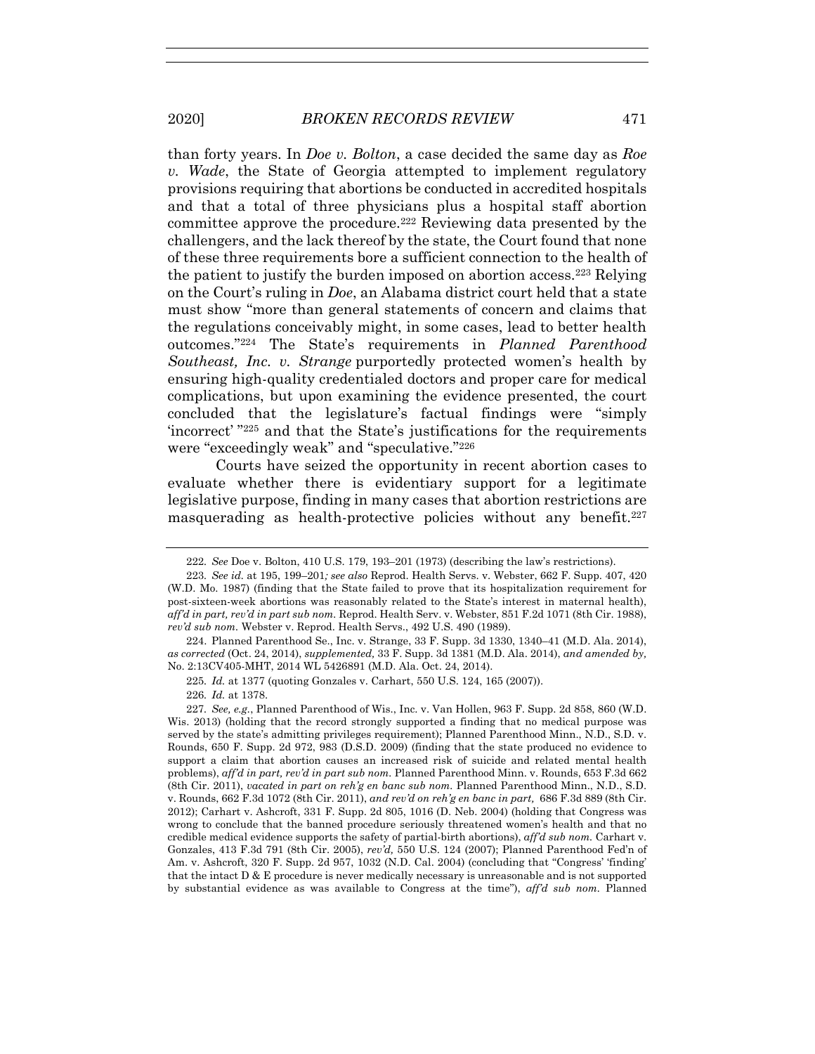than forty years. In *Doe v. Bolton*, a case decided the same day as *Roe v. Wade*, the State of Georgia attempted to implement regulatory provisions requiring that abortions be conducted in accredited hospitals and that a total of three physicians plus a hospital staff abortion committee approve the procedure.[222] Reviewing data presented by the challengers, and the lack thereof by the state, the Court found that none of these three requirements bore a sufficient connection to the health of the patient to justify the burden imposed on abortion access.[223] Relying on the Court's ruling in *Doe*, an Alabama district court held that a state must show "more than general statements of concern and claims that the regulations conceivably might, in some cases, lead to better health outcomes."[224] The State's requirements in *Planned Parenthood Southeast, Inc. v. Strange* purportedly protected women's health by ensuring high-quality credentialed doctors and proper care for medical complications, but upon examining the evidence presented, the court concluded that the legislature's factual findings were "simply 'incorrect' "[225] and that the State's justifications for the requirements were "exceedingly weak" and "speculative."[226]

Courts have seized the opportunity in recent abortion cases to evaluate whether there is evidentiary support for a legitimate legislative purpose, finding in many cases that abortion restrictions are masquerading as health-protective policies without any benefit.[227]

---

222. *See* Doe v. Bolton, 410 U.S. 179, 193–201 (1973) (describing the law's restrictions).

223. *See id.* at 195, 199–201*; see also* Reprod. Health Servs. v. Webster, 662 F. Supp. 407, 420 (W.D. Mo. 1987) (finding that the State failed to prove that its hospitalization requirement for post-sixteen-week abortions was reasonably related to the State's interest in maternal health), *aff'd in part, rev'd in part sub nom.* Reprod. Health Serv. v. Webster, 851 F.2d 1071 (8th Cir. 1988), *rev'd sub nom.* Webster v. Reprod. Health Servs., 492 U.S. 490 (1989).

224. Planned Parenthood Se., Inc. v. Strange, 33 F. Supp. 3d 1330, 1340–41 (M.D. Ala. 2014), *as corrected* (Oct. 24, 2014), *supplemented,* 33 F. Supp. 3d 1381 (M.D. Ala. 2014), *and amended by,* No. 2:13CV405-MHT, 2014 WL 5426891 (M.D. Ala. Oct. 24, 2014).

225. *Id.* at 1377 (quoting Gonzales v. Carhart, 550 U.S. 124, 165 (2007)).

226. *Id.* at 1378.

227. *See, e.g.*, Planned Parenthood of Wis., Inc. v. Van Hollen, 963 F. Supp. 2d 858, 860 (W.D. Wis. 2013) (holding that the record strongly supported a finding that no medical purpose was served by the state's admitting privileges requirement); Planned Parenthood Minn., N.D., S.D. v. Rounds, 650 F. Supp. 2d 972, 983 (D.S.D. 2009) (finding that the state produced no evidence to support a claim that abortion causes an increased risk of suicide and related mental health problems), *aff'd in part, rev'd in part sub nom.* Planned Parenthood Minn. v. Rounds, 653 F.3d 662 (8th Cir. 2011), *vacated in part on reh'g en banc sub nom.* Planned Parenthood Minn., N.D., S.D. v. Rounds, 662 F.3d 1072 (8th Cir. 2011), *and rev'd on reh'g en banc in part,* 686 F.3d 889 (8th Cir. 2012); Carhart v. Ashcroft, 331 F. Supp. 2d 805, 1016 (D. Neb. 2004) (holding that Congress was wrong to conclude that the banned procedure seriously threatened women's health and that no credible medical evidence supports the safety of partial-birth abortions), *aff'd sub nom.* Carhart v. Gonzales, 413 F.3d 791 (8th Cir. 2005), *rev'd,* 550 U.S. 124 (2007); Planned Parenthood Fed'n of Am. v. Ashcroft, 320 F. Supp. 2d 957, 1032 (N.D. Cal. 2004) (concluding that "Congress' 'finding' that the intact D & E procedure is never medically necessary is unreasonable and is not supported by substantial evidence as was available to Congress at the time"), *aff'd sub nom.* Planned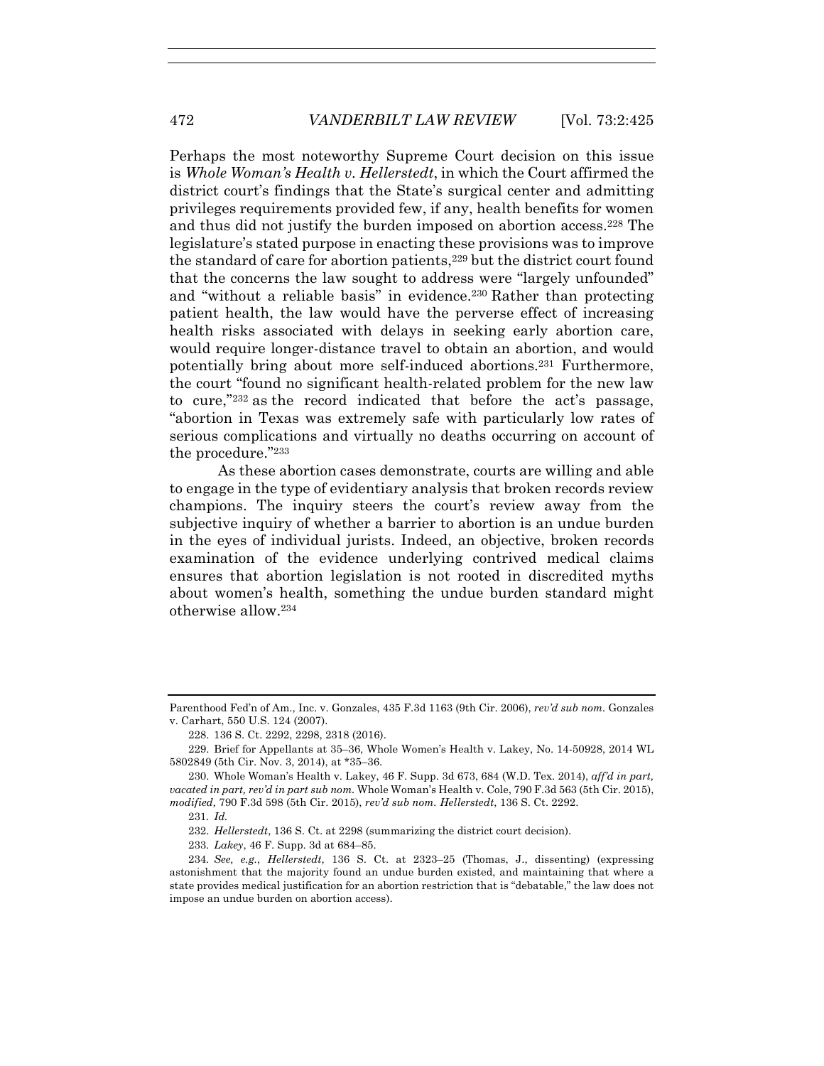Perhaps the most noteworthy Supreme Court decision on this issue is *Whole Woman's Health v. Hellerstedt*, in which the Court affirmed the district court's findings that the State's surgical center and admitting privileges requirements provided few, if any, health benefits for women and thus did not justify the burden imposed on abortion access.[228] The legislature's stated purpose in enacting these provisions was to improve the standard of care for abortion patients,[229] but the district court found that the concerns the law sought to address were "largely unfounded" and "without a reliable basis" in evidence.[230] Rather than protecting patient health, the law would have the perverse effect of increasing health risks associated with delays in seeking early abortion care, would require longer-distance travel to obtain an abortion, and would potentially bring about more self-induced abortions.[231] Furthermore, the court "found no significant health-related problem for the new law to cure,"[232] as the record indicated that before the act's passage, "abortion in Texas was extremely safe with particularly low rates of serious complications and virtually no deaths occurring on account of the procedure."[233]

As these abortion cases demonstrate, courts are willing and able to engage in the type of evidentiary analysis that broken records review champions. The inquiry steers the court's review away from the subjective inquiry of whether a barrier to abortion is an undue burden in the eyes of individual jurists. Indeed, an objective, broken records examination of the evidence underlying contrived medical claims ensures that abortion legislation is not rooted in discredited myths about women's health, something the undue burden standard might otherwise allow.[234]

---

Parenthood Fed'n of Am., Inc. v. Gonzales, 435 F.3d 1163 (9th Cir. 2006), *rev'd sub nom.* Gonzales v. Carhart, 550 U.S. 124 (2007).

228. 136 S. Ct. 2292, 2298, 2318 (2016).

229. Brief for Appellants at 35–36, Whole Women's Health v. Lakey, No. 14-50928, 2014 WL 5802849 (5th Cir. Nov. 3, 2014), at *35–36.

230. Whole Woman's Health v. Lakey, 46 F. Supp. 3d 673, 684 (W.D. Tex. 2014), *aff'd in part, vacated in part, rev'd in part sub nom.* Whole Woman's Health v. Cole, 790 F.3d 563 (5th Cir. 2015), *modified,* 790 F.3d 598 (5th Cir. 2015), *rev'd sub nom. Hellerstedt*, 136 S. Ct. 2292.

231. *Id.*

232. *Hellerstedt*, 136 S. Ct. at 2298 (summarizing the district court decision).

233. *Lakey*, 46 F. Supp. 3d at 684–85.

234. *See, e.g.*, *Hellerstedt*, 136 S. Ct. at 2323–25 (Thomas, J., dissenting) (expressing astonishment that the majority found an undue burden existed, and maintaining that where a state provides medical justification for an abortion restriction that is "debatable," the law does not impose an undue burden on abortion access).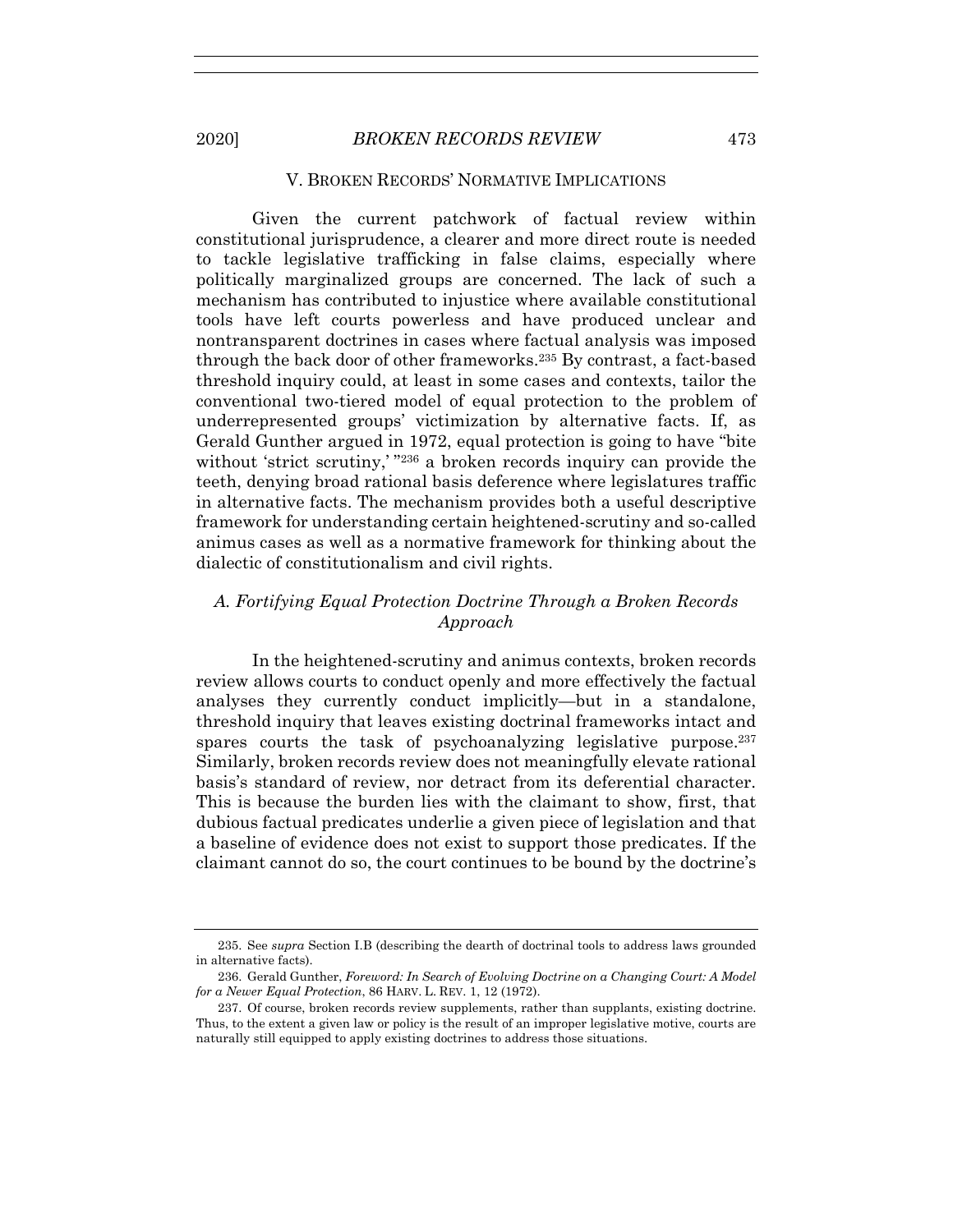## V. BROKEN RECORDS' NORMATIVE IMPLICATIONS

Given the current patchwork of factual review within constitutional jurisprudence, a clearer and more direct route is needed to tackle legislative trafficking in false claims, especially where politically marginalized groups are concerned. The lack of such a mechanism has contributed to injustice where available constitutional tools have left courts powerless and have produced unclear and nontransparent doctrines in cases where factual analysis was imposed through the back door of other frameworks.[235] By contrast, a fact-based threshold inquiry could, at least in some cases and contexts, tailor the conventional two-tiered model of equal protection to the problem of underrepresented groups' victimization by alternative facts. If, as Gerald Gunther argued in 1972, equal protection is going to have "bite without 'strict scrutiny,' "[236] a broken records inquiry can provide the teeth, denying broad rational basis deference where legislatures traffic in alternative facts. The mechanism provides both a useful descriptive framework for understanding certain heightened-scrutiny and so-called animus cases as well as a normative framework for thinking about the dialectic of constitutionalism and civil rights.

### *A. Fortifying Equal Protection Doctrine Through a Broken Records Approach*

In the heightened-scrutiny and animus contexts, broken records review allows courts to conduct openly and more effectively the factual analyses they currently conduct implicitly—but in a standalone, threshold inquiry that leaves existing doctrinal frameworks intact and spares courts the task of psychoanalyzing legislative purpose.[237] Similarly, broken records review does not meaningfully elevate rational basis's standard of review, nor detract from its deferential character. This is because the burden lies with the claimant to show, first, that dubious factual predicates underlie a given piece of legislation and that a baseline of evidence does not exist to support those predicates. If the claimant cannot do so, the court continues to be bound by the doctrine's

235. See *supra* Section I.B (describing the dearth of doctrinal tools to address laws grounded in alternative facts).

236. Gerald Gunther, *Foreword: In Search of Evolving Doctrine on a Changing Court: A Model for a Newer Equal Protection*, 86 HARV. L. REV. 1, 12 (1972).

237. Of course, broken records review supplements, rather than supplants, existing doctrine. Thus, to the extent a given law or policy is the result of an improper legislative motive, courts are naturally still equipped to apply existing doctrines to address those situations.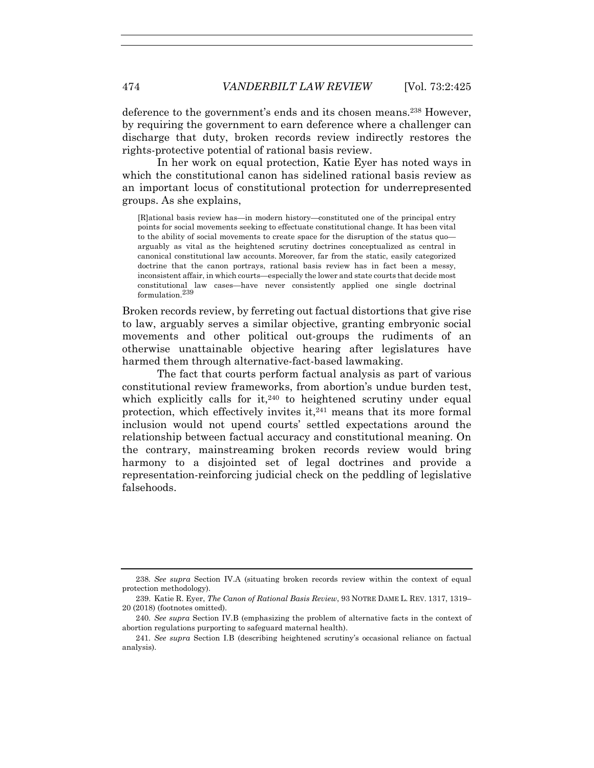deference to the government's ends and its chosen means.[238] However, by requiring the government to earn deference where a challenger can discharge that duty, broken records review indirectly restores the rights-protective potential of rational basis review.

In her work on equal protection, Katie Eyer has noted ways in which the constitutional canon has sidelined rational basis review as an important locus of constitutional protection for underrepresented groups. As she explains,

> [R]ational basis review has—in modern history—constituted one of the principal entry points for social movements seeking to effectuate constitutional change. It has been vital to the ability of social movements to create space for the disruption of the status quo—arguably as vital as the heightened scrutiny doctrines conceptualized as central in canonical constitutional law accounts. Moreover, far from the static, easily categorized doctrine that the canon portrays, rational basis review has in fact been a messy, inconsistent affair, in which courts—especially the lower and state courts that decide most constitutional law cases—have never consistently applied one single doctrinal formulation.[239]

Broken records review, by ferreting out factual distortions that give rise to law, arguably serves a similar objective, granting embryonic social movements and other political out-groups the rudiments of an otherwise unattainable objective hearing after legislatures have harmed them through alternative-fact-based lawmaking.

The fact that courts perform factual analysis as part of various constitutional review frameworks, from abortion's undue burden test, which explicitly calls for it,[240] to heightened scrutiny under equal protection, which effectively invites it,[241] means that its more formal inclusion would not upend courts' settled expectations around the relationship between factual accuracy and constitutional meaning. On the contrary, mainstreaming broken records review would bring harmony to a disjointed set of legal doctrines and provide a representation-reinforcing judicial check on the peddling of legislative falsehoods.

---

238. *See supra* Section IV.A (situating broken records review within the context of equal protection methodology).

239. Katie R. Eyer, *The Canon of Rational Basis Review*, 93 NOTRE DAME L. REV. 1317, 1319–20 (2018) (footnotes omitted).

240. *See supra* Section IV.B (emphasizing the problem of alternative facts in the context of abortion regulations purporting to safeguard maternal health).

241. *See supra* Section I.B (describing heightened scrutiny's occasional reliance on factual analysis).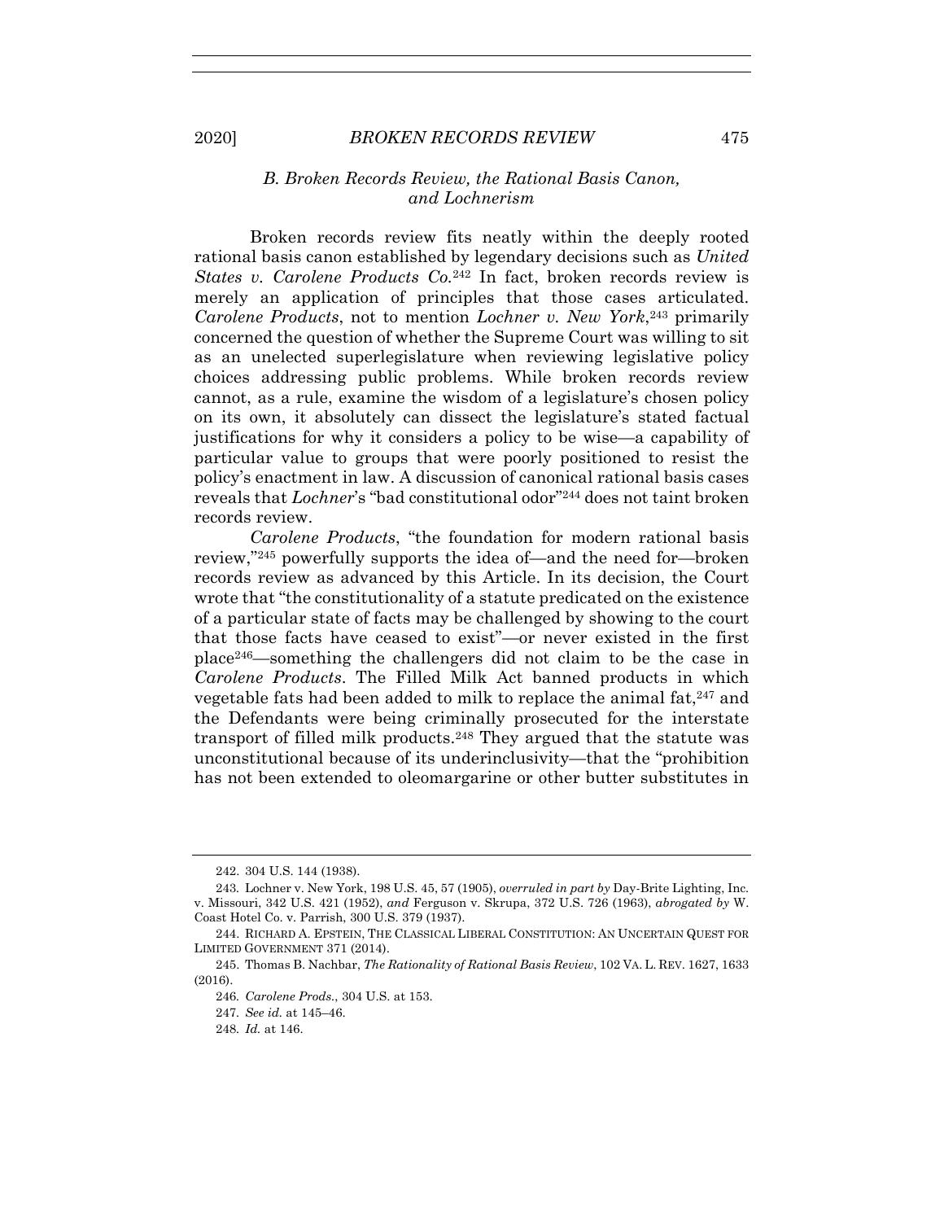### *B. Broken Records Review, the Rational Basis Canon, and Lochnerism*

Broken records review fits neatly within the deeply rooted rational basis canon established by legendary decisions such as *United States v. Carolene Products Co.*[242] In fact, broken records review is merely an application of principles that those cases articulated. *Carolene Products*, not to mention *Lochner v. New York*,[243] primarily concerned the question of whether the Supreme Court was willing to sit as an unelected superlegislature when reviewing legislative policy choices addressing public problems. While broken records review cannot, as a rule, examine the wisdom of a legislature's chosen policy on its own, it absolutely can dissect the legislature's stated factual justifications for why it considers a policy to be wise—a capability of particular value to groups that were poorly positioned to resist the policy's enactment in law. A discussion of canonical rational basis cases reveals that *Lochner*'s "bad constitutional odor"[244] does not taint broken records review.

*Carolene Products*, "the foundation for modern rational basis review,"[245] powerfully supports the idea of—and the need for—broken records review as advanced by this Article. In its decision, the Court wrote that "the constitutionality of a statute predicated on the existence of a particular state of facts may be challenged by showing to the court that those facts have ceased to exist"—or never existed in the first place[246]—something the challengers did not claim to be the case in *Carolene Products*. The Filled Milk Act banned products in which vegetable fats had been added to milk to replace the animal fat,[247] and the Defendants were being criminally prosecuted for the interstate transport of filled milk products.[248] They argued that the statute was unconstitutional because of its underinclusivity—that the "prohibition has not been extended to oleomargarine or other butter substitutes in

---

242. 304 U.S. 144 (1938).

243. Lochner v. New York, 198 U.S. 45, 57 (1905), *overruled in part by* Day-Brite Lighting, Inc. v. Missouri, 342 U.S. 421 (1952), *and* Ferguson v. Skrupa, 372 U.S. 726 (1963), *abrogated by* W. Coast Hotel Co. v. Parrish, 300 U.S. 379 (1937).

244. RICHARD A. EPSTEIN, THE CLASSICAL LIBERAL CONSTITUTION: AN UNCERTAIN QUEST FOR LIMITED GOVERNMENT 371 (2014).

245. Thomas B. Nachbar, *The Rationality of Rational Basis Review*, 102 VA. L. REV. 1627, 1633 (2016).

246. *Carolene Prods.*, 304 U.S. at 153.

247. *See id.* at 145–46.

248. *Id.* at 146.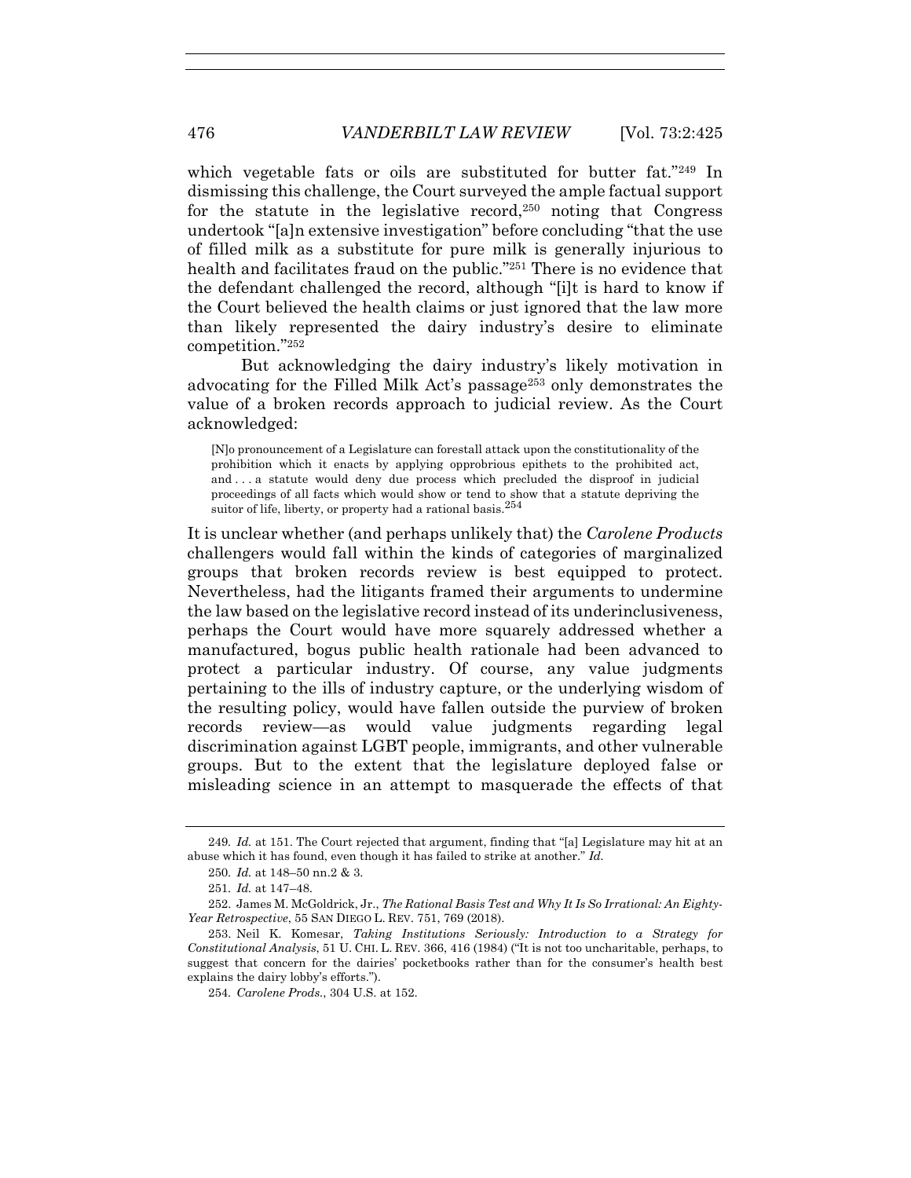which vegetable fats or oils are substituted for butter fat."[249] In dismissing this challenge, the Court surveyed the ample factual support for the statute in the legislative record,[250] noting that Congress undertook "[a]n extensive investigation" before concluding "that the use of filled milk as a substitute for pure milk is generally injurious to health and facilitates fraud on the public."[251] There is no evidence that the defendant challenged the record, although "[i]t is hard to know if the Court believed the health claims or just ignored that the law more than likely represented the dairy industry's desire to eliminate competition."[252]

But acknowledging the dairy industry's likely motivation in advocating for the Filled Milk Act's passage[253] only demonstrates the value of a broken records approach to judicial review. As the Court acknowledged:

> [N]o pronouncement of a Legislature can forestall attack upon the constitutionality of the prohibition which it enacts by applying opprobrious epithets to the prohibited act, and . . . a statute would deny due process which precluded the disproof in judicial proceedings of all facts which would show or tend to show that a statute depriving the suitor of life, liberty, or property had a rational basis.[254]

It is unclear whether (and perhaps unlikely that) the *Carolene Products* challengers would fall within the kinds of categories of marginalized groups that broken records review is best equipped to protect. Nevertheless, had the litigants framed their arguments to undermine the law based on the legislative record instead of its underinclusiveness, perhaps the Court would have more squarely addressed whether a manufactured, bogus public health rationale had been advanced to protect a particular industry. Of course, any value judgments pertaining to the ills of industry capture, or the underlying wisdom of the resulting policy, would have fallen outside the purview of broken records review—as would value judgments regarding legal discrimination against LGBT people, immigrants, and other vulnerable groups. But to the extent that the legislature deployed false or misleading science in an attempt to masquerade the effects of that

---

249. *Id.* at 151. The Court rejected that argument, finding that "[a] Legislature may hit at an abuse which it has found, even though it has failed to strike at another." *Id.*

250. *Id.* at 148–50 nn.2 & 3.

251. *Id.* at 147–48.

252. James M. McGoldrick, Jr., *The Rational Basis Test and Why It Is So Irrational: An Eighty-Year Retrospective*, 55 SAN DIEGO L. REV. 751, 769 (2018).

253. Neil K. Komesar, *Taking Institutions Seriously: Introduction to a Strategy for Constitutional Analysis*, 51 U. CHI. L. REV. 366, 416 (1984) ("It is not too uncharitable, perhaps, to suggest that concern for the dairies' pocketbooks rather than for the consumer's health best explains the dairy lobby's efforts.").

254. *Carolene Prods.*, 304 U.S. at 152.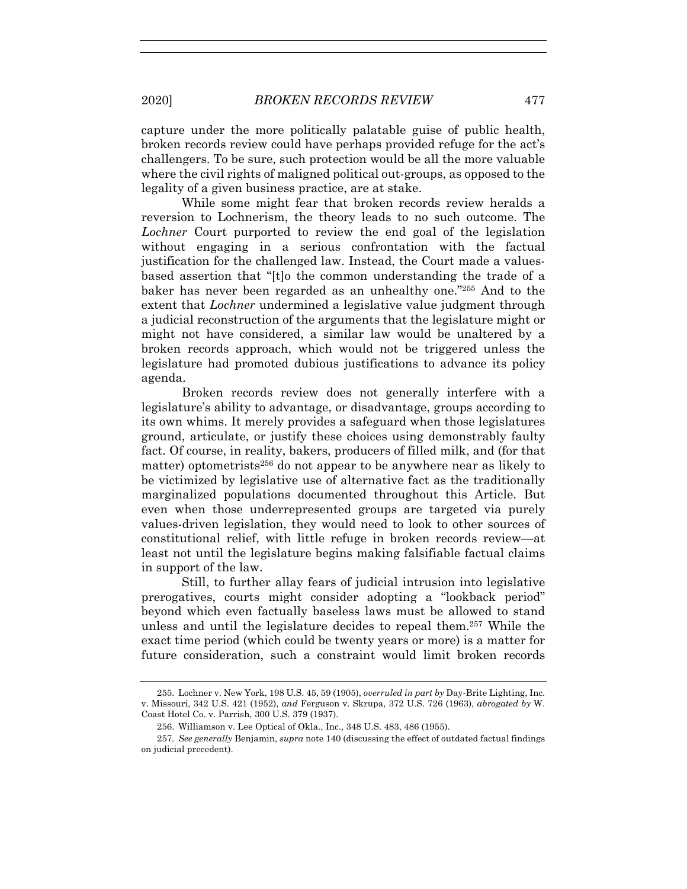capture under the more politically palatable guise of public health, broken records review could have perhaps provided refuge for the act's challengers. To be sure, such protection would be all the more valuable where the civil rights of maligned political out-groups, as opposed to the legality of a given business practice, are at stake.

While some might fear that broken records review heralds a reversion to Lochnerism, the theory leads to no such outcome. The *Lochner* Court purported to review the end goal of the legislation without engaging in a serious confrontation with the factual justification for the challenged law. Instead, the Court made a values-based assertion that "[t]o the common understanding the trade of a baker has never been regarded as an unhealthy one."[255] And to the extent that *Lochner* undermined a legislative value judgment through a judicial reconstruction of the arguments that the legislature might or might not have considered, a similar law would be unaltered by a broken records approach, which would not be triggered unless the legislature had promoted dubious justifications to advance its policy agenda.

Broken records review does not generally interfere with a legislature's ability to advantage, or disadvantage, groups according to its own whims. It merely provides a safeguard when those legislatures ground, articulate, or justify these choices using demonstrably faulty fact. Of course, in reality, bakers, producers of filled milk, and (for that matter) optometrists[256] do not appear to be anywhere near as likely to be victimized by legislative use of alternative fact as the traditionally marginalized populations documented throughout this Article. But even when those underrepresented groups are targeted via purely values-driven legislation, they would need to look to other sources of constitutional relief, with little refuge in broken records review—at least not until the legislature begins making falsifiable factual claims in support of the law.

Still, to further allay fears of judicial intrusion into legislative prerogatives, courts might consider adopting a "lookback period" beyond which even factually baseless laws must be allowed to stand unless and until the legislature decides to repeal them.[257] While the exact time period (which could be twenty years or more) is a matter for future consideration, such a constraint would limit broken records

255. Lochner v. New York, 198 U.S. 45, 59 (1905), *overruled in part by* Day-Brite Lighting, Inc. v. Missouri, 342 U.S. 421 (1952), *and* Ferguson v. Skrupa, 372 U.S. 726 (1963), *abrogated by* W. Coast Hotel Co. v. Parrish, 300 U.S. 379 (1937).

256. Williamson v. Lee Optical of Okla., Inc., 348 U.S. 483, 486 (1955).

257. *See generally* Benjamin, *supra* note 140 (discussing the effect of outdated factual findings on judicial precedent).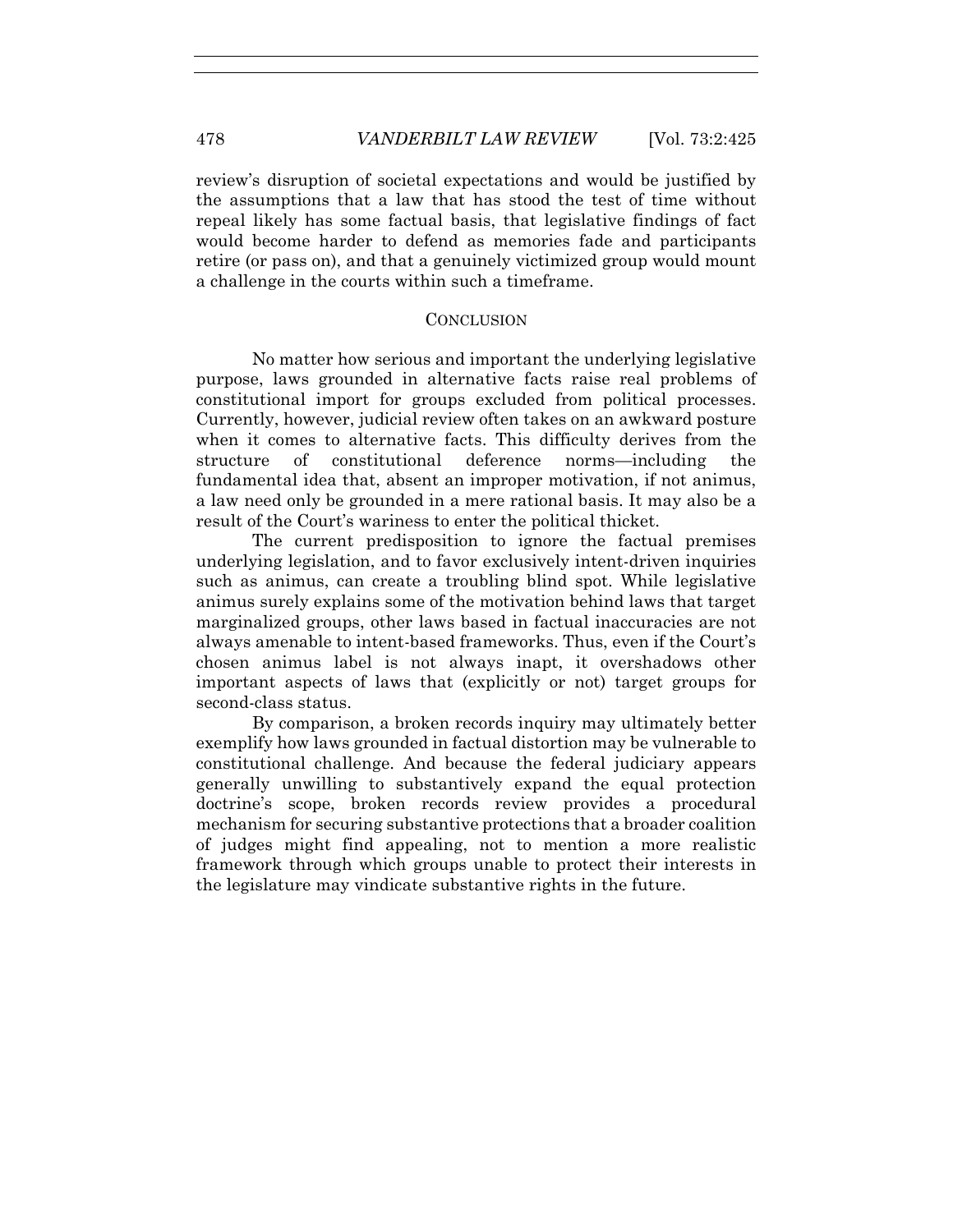review's disruption of societal expectations and would be justified by the assumptions that a law that has stood the test of time without repeal likely has some factual basis, that legislative findings of fact would become harder to defend as memories fade and participants retire (or pass on), and that a genuinely victimized group would mount a challenge in the courts within such a timeframe.

## CONCLUSION

No matter how serious and important the underlying legislative purpose, laws grounded in alternative facts raise real problems of constitutional import for groups excluded from political processes. Currently, however, judicial review often takes on an awkward posture when it comes to alternative facts. This difficulty derives from the structure of constitutional deference norms—including the fundamental idea that, absent an improper motivation, if not animus, a law need only be grounded in a mere rational basis. It may also be a result of the Court's wariness to enter the political thicket.

The current predisposition to ignore the factual premises underlying legislation, and to favor exclusively intent-driven inquiries such as animus, can create a troubling blind spot. While legislative animus surely explains some of the motivation behind laws that target marginalized groups, other laws based in factual inaccuracies are not always amenable to intent-based frameworks. Thus, even if the Court's chosen animus label is not always inapt, it overshadows other important aspects of laws that (explicitly or not) target groups for second-class status.

By comparison, a broken records inquiry may ultimately better exemplify how laws grounded in factual distortion may be vulnerable to constitutional challenge. And because the federal judiciary appears generally unwilling to substantively expand the equal protection doctrine's scope, broken records review provides a procedural mechanism for securing substantive protections that a broader coalition of judges might find appealing, not to mention a more realistic framework through which groups unable to protect their interests in the legislature may vindicate substantive rights in the future.